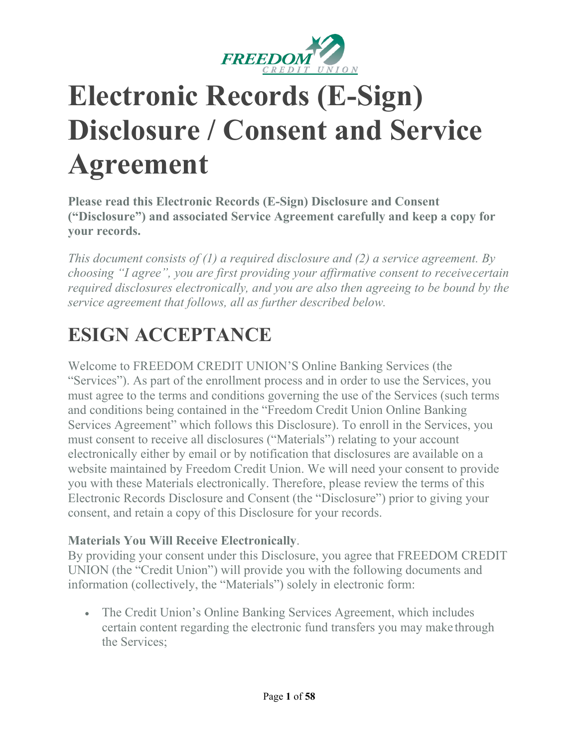FREEDOM CREDIT UNION

# Electronic Records (E-Sign) Disclosure / Consent and Service Agreement

**Please read this Electronic Records (E-Sign) Disclosure and Consent ("Disclosure") and associated Service Agreement carefully and keep a copy for your records.**

*This document consists of (1) a required disclosure and (2) a service agreement. By choosing "I agree", you are first providing your affirmative consent to receive certain required disclosures electronically, and you are also then agreeing to be bound by the service agreement that follows, all as further described below.*

## ESIGN ACCEPTANCE

Welcome to FREEDOM CREDIT UNION'S Online Banking Services (the "Services"). As part of the enrollment process and in order to use the Services, you must agree to the terms and conditions governing the use of the Services (such terms and conditions being contained in the "Freedom Credit Union Online Banking Services Agreement" which follows this Disclosure). To enroll in the Services, you must consent to receive all disclosures ("Materials") relating to your account electronically either by email or by notification that disclosures are available on a website maintained by Freedom Credit Union. We will need your consent to provide you with these Materials electronically. Therefore, please review the terms of this Electronic Records Disclosure and Consent (the "Disclosure") prior to giving your consent, and retain a copy of this Disclosure for your records.

**Materials You Will Receive Electronically**.
By providing your consent under this Disclosure, you agree that FREEDOM CREDIT UNION (the "Credit Union") will provide you with the following documents and information (collectively, the "Materials") solely in electronic form:

- The Credit Union's Online Banking Services Agreement, which includes certain content regarding the electronic fund transfers you may make through the Services;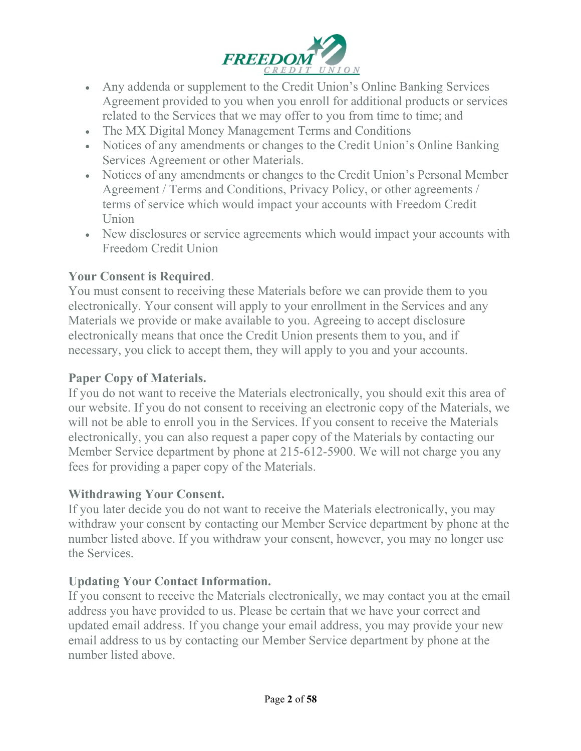- Any addenda or supplement to the Credit Union's Online Banking Services Agreement provided to you when you enroll for additional products or services related to the Services that we may offer to you from time to time; and
- The MX Digital Money Management Terms and Conditions
- Notices of any amendments or changes to the Credit Union's Online Banking Services Agreement or other Materials.
- Notices of any amendments or changes to the Credit Union's Personal Member Agreement / Terms and Conditions, Privacy Policy, or other agreements / terms of service which would impact your accounts with Freedom Credit Union
- New disclosures or service agreements which would impact your accounts with Freedom Credit Union

**Your Consent is Required**.

You must consent to receiving these Materials before we can provide them to you electronically. Your consent will apply to your enrollment in the Services and any Materials we provide or make available to you. Agreeing to accept disclosure electronically means that once the Credit Union presents them to you, and if necessary, you click to accept them, they will apply to you and your accounts.

**Paper Copy of Materials.**

If you do not want to receive the Materials electronically, you should exit this area of our website. If you do not consent to receiving an electronic copy of the Materials, we will not be able to enroll you in the Services. If you consent to receive the Materials electronically, you can also request a paper copy of the Materials by contacting our Member Service department by phone at 215-612-5900. We will not charge you any fees for providing a paper copy of the Materials.

**Withdrawing Your Consent.**

If you later decide you do not want to receive the Materials electronically, you may withdraw your consent by contacting our Member Service department by phone at the number listed above. If you withdraw your consent, however, you may no longer use the Services.

**Updating Your Contact Information.**

If you consent to receive the Materials electronically, we may contact you at the email address you have provided to us. Please be certain that we have your correct and updated email address. If you change your email address, you may provide your new email address to us by contacting our Member Service department by phone at the number listed above.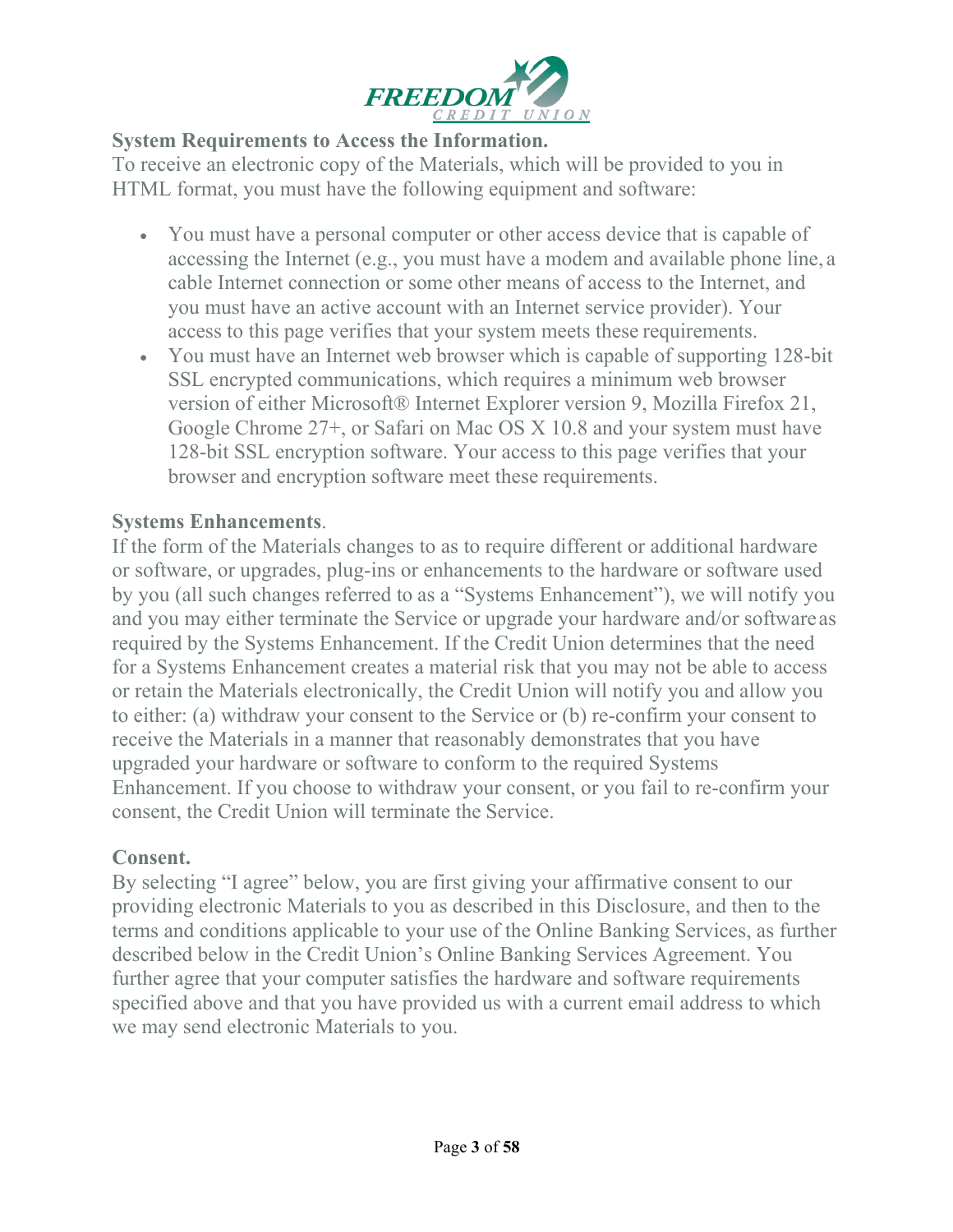**System Requirements to Access the Information.**

To receive an electronic copy of the Materials, which will be provided to you in HTML format, you must have the following equipment and software:

- You must have a personal computer or other access device that is capable of accessing the Internet (e.g., you must have a modem and available phone line, a cable Internet connection or some other means of access to the Internet, and you must have an active account with an Internet service provider). Your access to this page verifies that your system meets these requirements.
- You must have an Internet web browser which is capable of supporting 128-bit SSL encrypted communications, which requires a minimum web browser version of either Microsoft® Internet Explorer version 9, Mozilla Firefox 21, Google Chrome 27+, or Safari on Mac OS X 10.8 and your system must have 128-bit SSL encryption software. Your access to this page verifies that your browser and encryption software meet these requirements.

**Systems Enhancements**.

If the form of the Materials changes to as to require different or additional hardware or software, or upgrades, plug-ins or enhancements to the hardware or software used by you (all such changes referred to as a "Systems Enhancement"), we will notify you and you may either terminate the Service or upgrade your hardware and/or software as required by the Systems Enhancement. If the Credit Union determines that the need for a Systems Enhancement creates a material risk that you may not be able to access or retain the Materials electronically, the Credit Union will notify you and allow you to either: (a) withdraw your consent to the Service or (b) re-confirm your consent to receive the Materials in a manner that reasonably demonstrates that you have upgraded your hardware or software to conform to the required Systems Enhancement. If you choose to withdraw your consent, or you fail to re-confirm your consent, the Credit Union will terminate the Service.

**Consent.**

By selecting "I agree" below, you are first giving your affirmative consent to our providing electronic Materials to you as described in this Disclosure, and then to the terms and conditions applicable to your use of the Online Banking Services, as further described below in the Credit Union's Online Banking Services Agreement. You further agree that your computer satisfies the hardware and software requirements specified above and that you have provided us with a current email address to which we may send electronic Materials to you.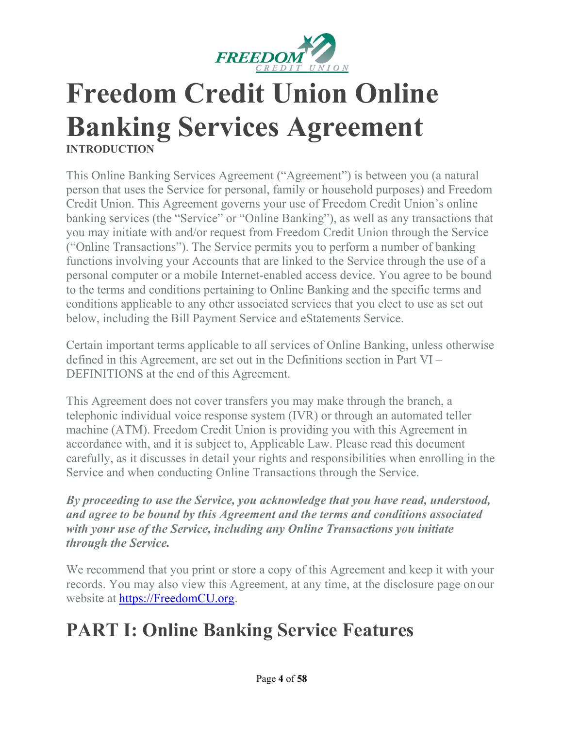# Freedom Credit Union Online Banking Services Agreement

**INTRODUCTION**

This Online Banking Services Agreement ("Agreement") is between you (a natural person that uses the Service for personal, family or household purposes) and Freedom Credit Union. This Agreement governs your use of Freedom Credit Union's online banking services (the "Service" or "Online Banking"), as well as any transactions that you may initiate with and/or request from Freedom Credit Union through the Service ("Online Transactions"). The Service permits you to perform a number of banking functions involving your Accounts that are linked to the Service through the use of a personal computer or a mobile Internet-enabled access device. You agree to be bound to the terms and conditions pertaining to Online Banking and the specific terms and conditions applicable to any other associated services that you elect to use as set out below, including the Bill Payment Service and eStatements Service.

Certain important terms applicable to all services of Online Banking, unless otherwise defined in this Agreement, are set out in the Definitions section in Part VI – DEFINITIONS at the end of this Agreement.

This Agreement does not cover transfers you may make through the branch, a telephonic individual voice response system (IVR) or through an automated teller machine (ATM). Freedom Credit Union is providing you with this Agreement in accordance with, and it is subject to, Applicable Law. Please read this document carefully, as it discusses in detail your rights and responsibilities when enrolling in the Service and when conducting Online Transactions through the Service.

***By proceeding to use the Service, you acknowledge that you have read, understood, and agree to be bound by this Agreement and the terms and conditions associated with your use of the Service, including any Online Transactions you initiate through the Service.***

We recommend that you print or store a copy of this Agreement and keep it with your records. You may also view this Agreement, at any time, at the disclosure page on our website at [https://FreedomCU.org](https://FreedomCU.org).

## PART I: Online Banking Service Features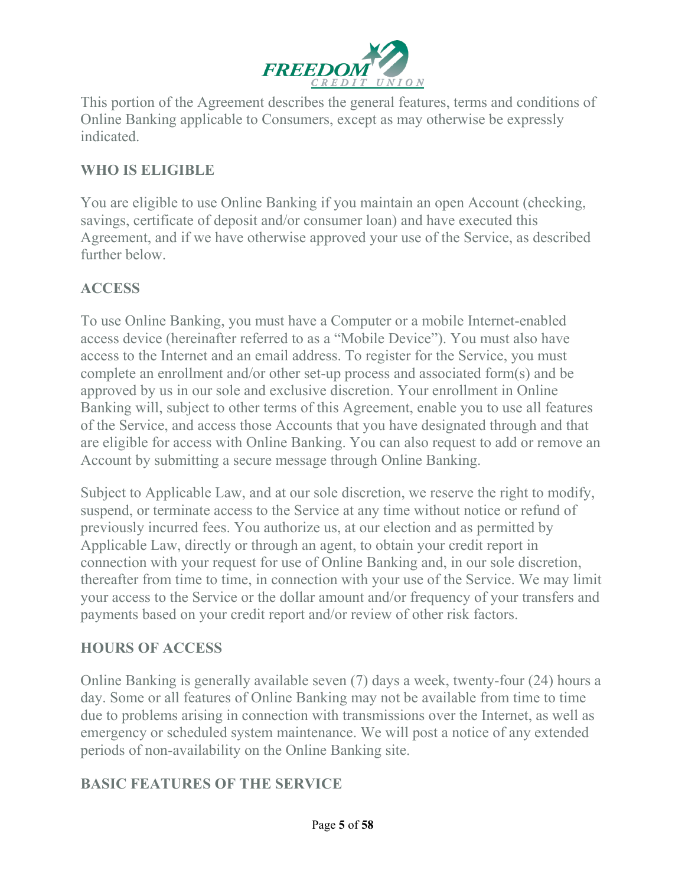This portion of the Agreement describes the general features, terms and conditions of Online Banking applicable to Consumers, except as may otherwise be expressly indicated.

## WHO IS ELIGIBLE

You are eligible to use Online Banking if you maintain an open Account (checking, savings, certificate of deposit and/or consumer loan) and have executed this Agreement, and if we have otherwise approved your use of the Service, as described further below.

## ACCESS

To use Online Banking, you must have a Computer or a mobile Internet-enabled access device (hereinafter referred to as a "Mobile Device"). You must also have access to the Internet and an email address. To register for the Service, you must complete an enrollment and/or other set-up process and associated form(s) and be approved by us in our sole and exclusive discretion. Your enrollment in Online Banking will, subject to other terms of this Agreement, enable you to use all features of the Service, and access those Accounts that you have designated through and that are eligible for access with Online Banking. You can also request to add or remove an Account by submitting a secure message through Online Banking.

Subject to Applicable Law, and at our sole discretion, we reserve the right to modify, suspend, or terminate access to the Service at any time without notice or refund of previously incurred fees. You authorize us, at our election and as permitted by Applicable Law, directly or through an agent, to obtain your credit report in connection with your request for use of Online Banking and, in our sole discretion, thereafter from time to time, in connection with your use of the Service. We may limit your access to the Service or the dollar amount and/or frequency of your transfers and payments based on your credit report and/or review of other risk factors.

## HOURS OF ACCESS

Online Banking is generally available seven (7) days a week, twenty-four (24) hours a day. Some or all features of Online Banking may not be available from time to time due to problems arising in connection with transmissions over the Internet, as well as emergency or scheduled system maintenance. We will post a notice of any extended periods of non-availability on the Online Banking site.

## BASIC FEATURES OF THE SERVICE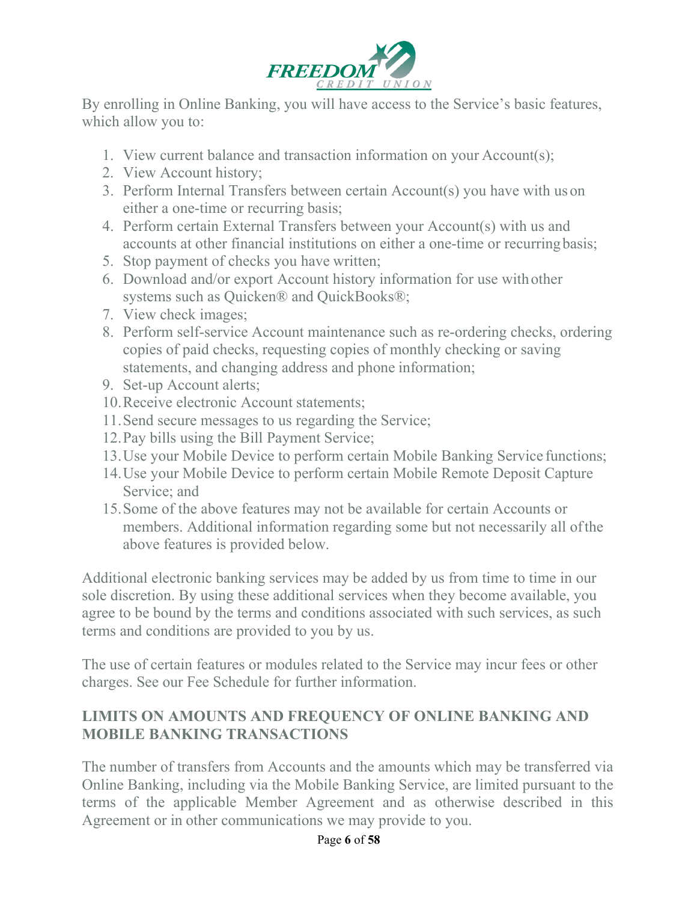By enrolling in Online Banking, you will have access to the Service's basic features, which allow you to:

1. View current balance and transaction information on your Account(s);
2. View Account history;
3. Perform Internal Transfers between certain Account(s) you have with us on either a one-time or recurring basis;
4. Perform certain External Transfers between your Account(s) with us and accounts at other financial institutions on either a one-time or recurring basis;
5. Stop payment of checks you have written;
6. Download and/or export Account history information for use with other systems such as Quicken® and QuickBooks®;
7. View check images;
8. Perform self-service Account maintenance such as re-ordering checks, ordering copies of paid checks, requesting copies of monthly checking or saving statements, and changing address and phone information;
9. Set-up Account alerts;
10. Receive electronic Account statements;
11. Send secure messages to us regarding the Service;
12. Pay bills using the Bill Payment Service;
13. Use your Mobile Device to perform certain Mobile Banking Service functions;
14. Use your Mobile Device to perform certain Mobile Remote Deposit Capture Service; and
15. Some of the above features may not be available for certain Accounts or members. Additional information regarding some but not necessarily all of the above features is provided below.

Additional electronic banking services may be added by us from time to time in our sole discretion. By using these additional services when they become available, you agree to be bound by the terms and conditions associated with such services, as such terms and conditions are provided to you by us.

The use of certain features or modules related to the Service may incur fees or other charges. See our Fee Schedule for further information.

## LIMITS ON AMOUNTS AND FREQUENCY OF ONLINE BANKING AND MOBILE BANKING TRANSACTIONS

The number of transfers from Accounts and the amounts which may be transferred via Online Banking, including via the Mobile Banking Service, are limited pursuant to the terms of the applicable Member Agreement and as otherwise described in this Agreement or in other communications we may provide to you.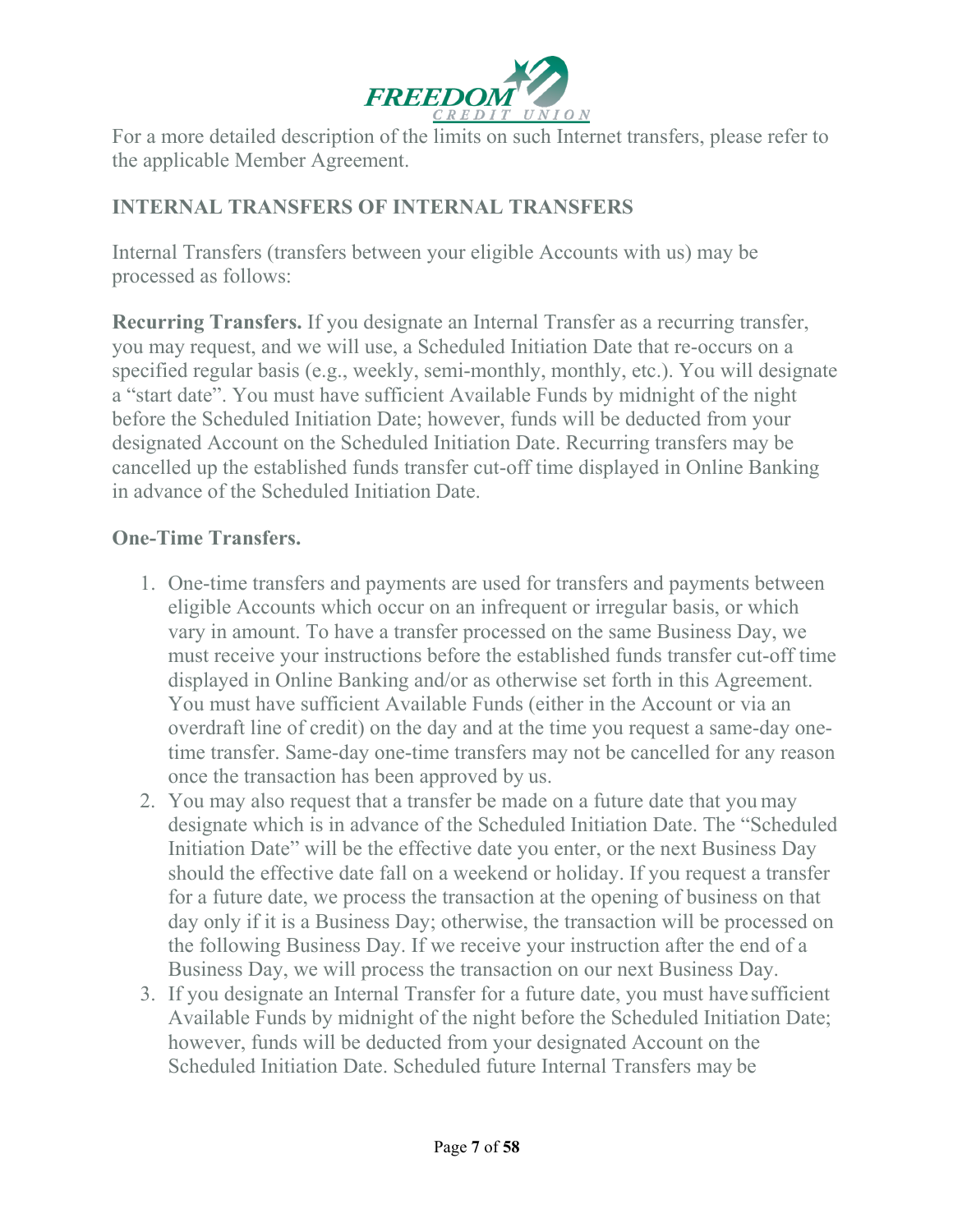For a more detailed description of the limits on such Internet transfers, please refer to the applicable Member Agreement.

## INTERNAL TRANSFERS OF INTERNAL TRANSFERS

Internal Transfers (transfers between your eligible Accounts with us) may be processed as follows:

**Recurring Transfers.** If you designate an Internal Transfer as a recurring transfer, you may request, and we will use, a Scheduled Initiation Date that re-occurs on a specified regular basis (e.g., weekly, semi-monthly, monthly, etc.). You will designate a "start date". You must have sufficient Available Funds by midnight of the night before the Scheduled Initiation Date; however, funds will be deducted from your designated Account on the Scheduled Initiation Date. Recurring transfers may be cancelled up the established funds transfer cut-off time displayed in Online Banking in advance of the Scheduled Initiation Date.

**One-Time Transfers.**

1. One-time transfers and payments are used for transfers and payments between eligible Accounts which occur on an infrequent or irregular basis, or which vary in amount. To have a transfer processed on the same Business Day, we must receive your instructions before the established funds transfer cut-off time displayed in Online Banking and/or as otherwise set forth in this Agreement. You must have sufficient Available Funds (either in the Account or via an overdraft line of credit) on the day and at the time you request a same-day one-time transfer. Same-day one-time transfers may not be cancelled for any reason once the transaction has been approved by us.
2. You may also request that a transfer be made on a future date that you may designate which is in advance of the Scheduled Initiation Date. The "Scheduled Initiation Date" will be the effective date you enter, or the next Business Day should the effective date fall on a weekend or holiday. If you request a transfer for a future date, we process the transaction at the opening of business on that day only if it is a Business Day; otherwise, the transaction will be processed on the following Business Day. If we receive your instruction after the end of a Business Day, we will process the transaction on our next Business Day.
3. If you designate an Internal Transfer for a future date, you must have sufficient Available Funds by midnight of the night before the Scheduled Initiation Date; however, funds will be deducted from your designated Account on the Scheduled Initiation Date. Scheduled future Internal Transfers may be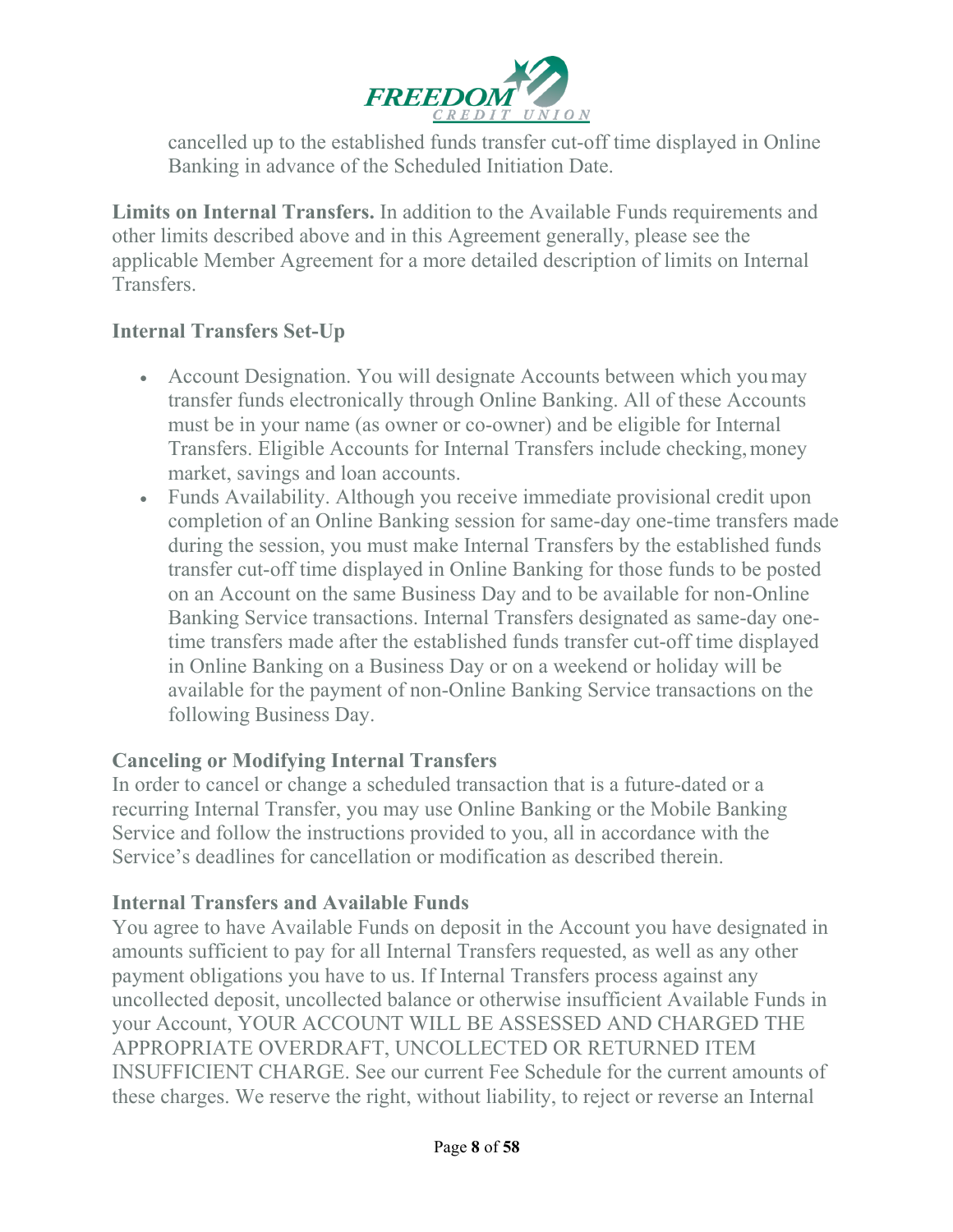cancelled up to the established funds transfer cut-off time displayed in Online Banking in advance of the Scheduled Initiation Date.

**Limits on Internal Transfers.** In addition to the Available Funds requirements and other limits described above and in this Agreement generally, please see the applicable Member Agreement for a more detailed description of limits on Internal Transfers.

### Internal Transfers Set-Up

- Account Designation. You will designate Accounts between which you may transfer funds electronically through Online Banking. All of these Accounts must be in your name (as owner or co-owner) and be eligible for Internal Transfers. Eligible Accounts for Internal Transfers include checking, money market, savings and loan accounts.
- Funds Availability. Although you receive immediate provisional credit upon completion of an Online Banking session for same-day one-time transfers made during the session, you must make Internal Transfers by the established funds transfer cut-off time displayed in Online Banking for those funds to be posted on an Account on the same Business Day and to be available for non-Online Banking Service transactions. Internal Transfers designated as same-day one-time transfers made after the established funds transfer cut-off time displayed in Online Banking on a Business Day or on a weekend or holiday will be available for the payment of non-Online Banking Service transactions on the following Business Day.

### Canceling or Modifying Internal Transfers

In order to cancel or change a scheduled transaction that is a future-dated or a recurring Internal Transfer, you may use Online Banking or the Mobile Banking Service and follow the instructions provided to you, all in accordance with the Service's deadlines for cancellation or modification as described therein.

### Internal Transfers and Available Funds

You agree to have Available Funds on deposit in the Account you have designated in amounts sufficient to pay for all Internal Transfers requested, as well as any other payment obligations you have to us. If Internal Transfers process against any uncollected deposit, uncollected balance or otherwise insufficient Available Funds in your Account, YOUR ACCOUNT WILL BE ASSESSED AND CHARGED THE APPROPRIATE OVERDRAFT, UNCOLLECTED OR RETURNED ITEM INSUFFICIENT CHARGE. See our current Fee Schedule for the current amounts of these charges. We reserve the right, without liability, to reject or reverse an Internal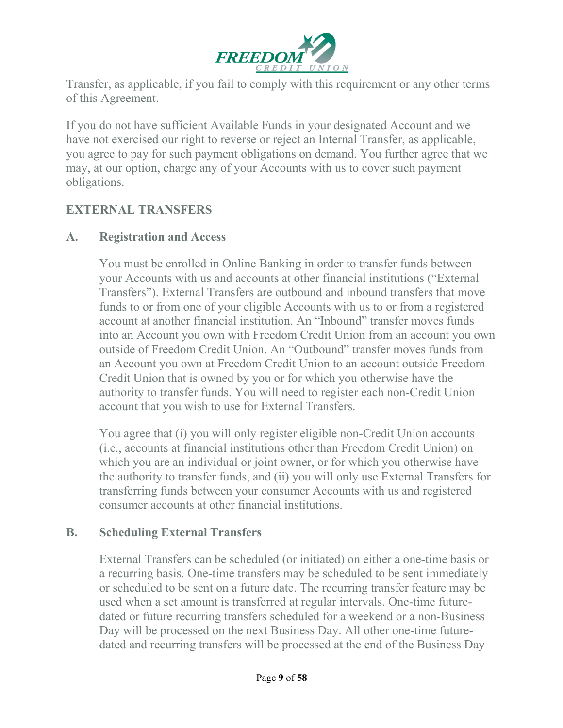Transfer, as applicable, if you fail to comply with this requirement or any other terms of this Agreement.

If you do not have sufficient Available Funds in your designated Account and we have not exercised our right to reverse or reject an Internal Transfer, as applicable, you agree to pay for such payment obligations on demand. You further agree that we may, at our option, charge any of your Accounts with us to cover such payment obligations.

## EXTERNAL TRANSFERS

### A. Registration and Access

You must be enrolled in Online Banking in order to transfer funds between your Accounts with us and accounts at other financial institutions ("External Transfers"). External Transfers are outbound and inbound transfers that move funds to or from one of your eligible Accounts with us to or from a registered account at another financial institution. An "Inbound" transfer moves funds into an Account you own with Freedom Credit Union from an account you own outside of Freedom Credit Union. An "Outbound" transfer moves funds from an Account you own at Freedom Credit Union to an account outside Freedom Credit Union that is owned by you or for which you otherwise have the authority to transfer funds. You will need to register each non-Credit Union account that you wish to use for External Transfers.

You agree that (i) you will only register eligible non-Credit Union accounts (i.e., accounts at financial institutions other than Freedom Credit Union) on which you are an individual or joint owner, or for which you otherwise have the authority to transfer funds, and (ii) you will only use External Transfers for transferring funds between your consumer Accounts with us and registered consumer accounts at other financial institutions.

### B. Scheduling External Transfers

External Transfers can be scheduled (or initiated) on either a one-time basis or a recurring basis. One-time transfers may be scheduled to be sent immediately or scheduled to be sent on a future date. The recurring transfer feature may be used when a set amount is transferred at regular intervals. One-time future-dated or future recurring transfers scheduled for a weekend or a non-Business Day will be processed on the next Business Day. All other one-time future-dated and recurring transfers will be processed at the end of the Business Day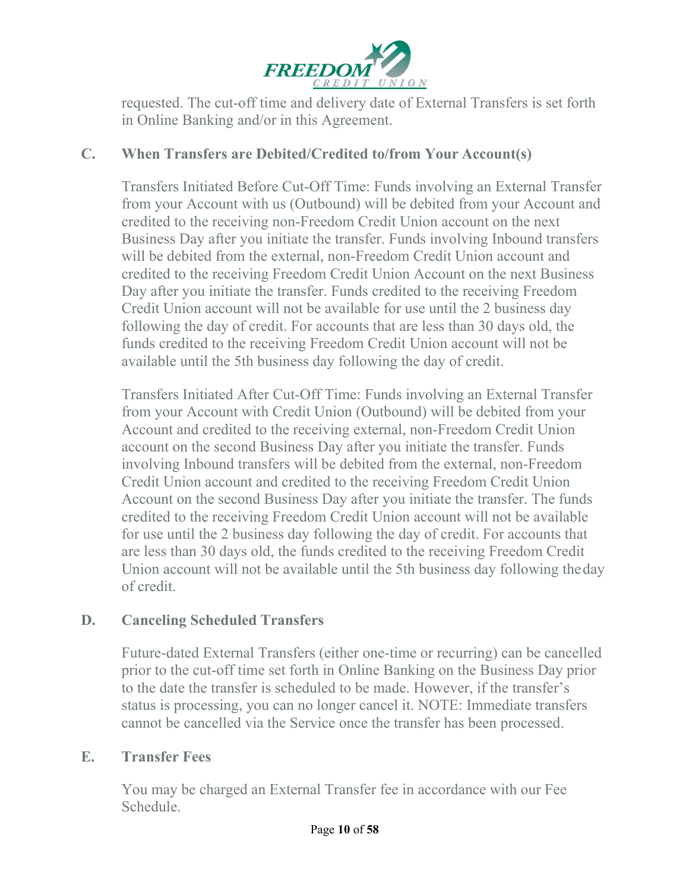requested. The cut-off time and delivery date of External Transfers is set forth in Online Banking and/or in this Agreement.

### C. When Transfers are Debited/Credited to/from Your Account(s)

Transfers Initiated Before Cut-Off Time: Funds involving an External Transfer from your Account with us (Outbound) will be debited from your Account and credited to the receiving non-Freedom Credit Union account on the next Business Day after you initiate the transfer. Funds involving Inbound transfers will be debited from the external, non-Freedom Credit Union account and credited to the receiving Freedom Credit Union Account on the next Business Day after you initiate the transfer. Funds credited to the receiving Freedom Credit Union account will not be available for use until the 2 business day following the day of credit. For accounts that are less than 30 days old, the funds credited to the receiving Freedom Credit Union account will not be available until the 5th business day following the day of credit.

Transfers Initiated After Cut-Off Time: Funds involving an External Transfer from your Account with Credit Union (Outbound) will be debited from your Account and credited to the receiving external, non-Freedom Credit Union account on the second Business Day after you initiate the transfer. Funds involving Inbound transfers will be debited from the external, non-Freedom Credit Union account and credited to the receiving Freedom Credit Union Account on the second Business Day after you initiate the transfer. The funds credited to the receiving Freedom Credit Union account will not be available for use until the 2 business day following the day of credit. For accounts that are less than 30 days old, the funds credited to the receiving Freedom Credit Union account will not be available until the 5th business day following the day of credit.

### D. Canceling Scheduled Transfers

Future-dated External Transfers (either one-time or recurring) can be cancelled prior to the cut-off time set forth in Online Banking on the Business Day prior to the date the transfer is scheduled to be made. However, if the transfer's status is processing, you can no longer cancel it. NOTE: Immediate transfers cannot be cancelled via the Service once the transfer has been processed.

### E. Transfer Fees

You may be charged an External Transfer fee in accordance with our Fee Schedule.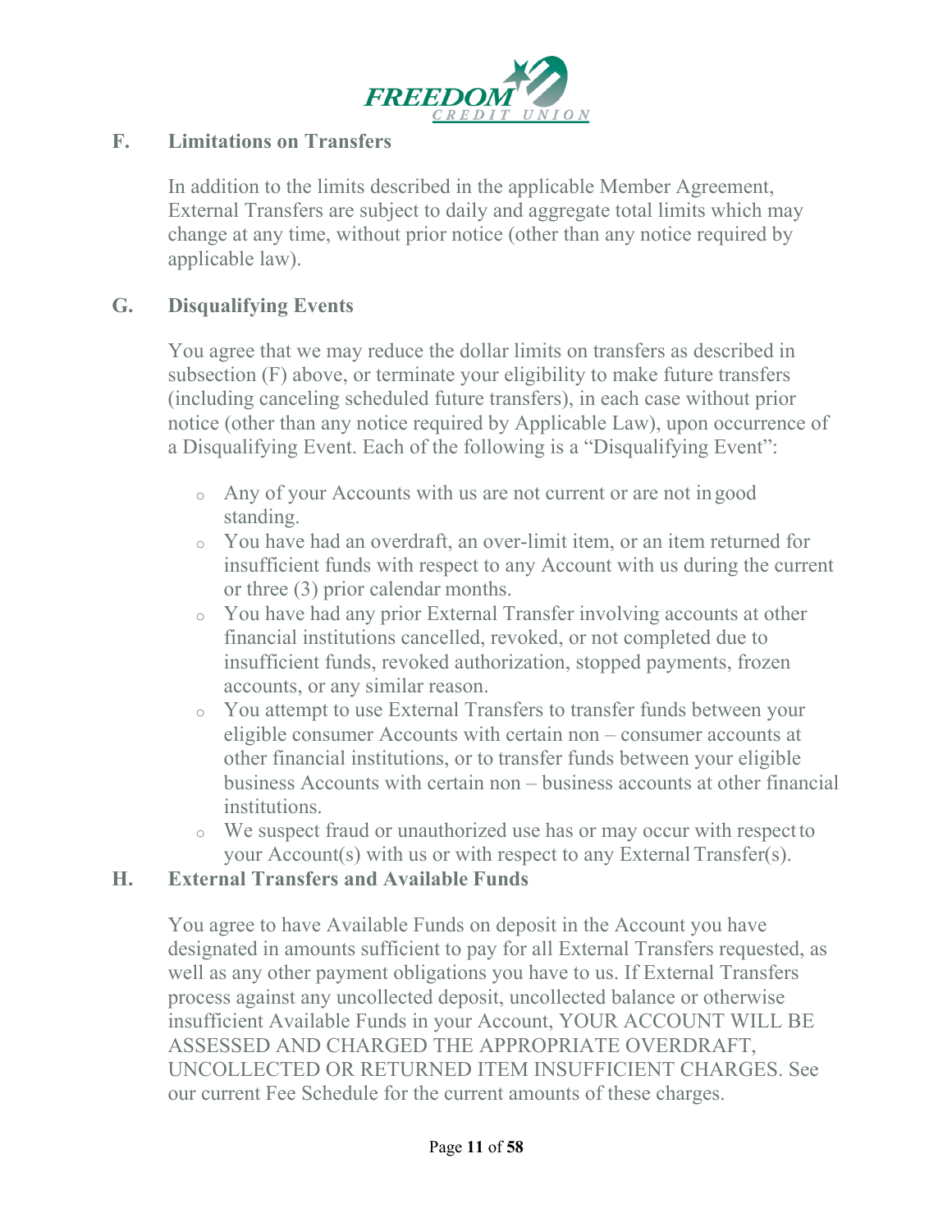## F. Limitations on Transfers

In addition to the limits described in the applicable Member Agreement, External Transfers are subject to daily and aggregate total limits which may change at any time, without prior notice (other than any notice required by applicable law).

## G. Disqualifying Events

You agree that we may reduce the dollar limits on transfers as described in subsection (F) above, or terminate your eligibility to make future transfers (including canceling scheduled future transfers), in each case without prior notice (other than any notice required by Applicable Law), upon occurrence of a Disqualifying Event. Each of the following is a "Disqualifying Event":

- Any of your Accounts with us are not current or are not in good standing.
- You have had an overdraft, an over-limit item, or an item returned for insufficient funds with respect to any Account with us during the current or three (3) prior calendar months.
- You have had any prior External Transfer involving accounts at other financial institutions cancelled, revoked, or not completed due to insufficient funds, revoked authorization, stopped payments, frozen accounts, or any similar reason.
- You attempt to use External Transfers to transfer funds between your eligible consumer Accounts with certain non – consumer accounts at other financial institutions, or to transfer funds between your eligible business Accounts with certain non – business accounts at other financial institutions.
- We suspect fraud or unauthorized use has or may occur with respect to your Account(s) with us or with respect to any External Transfer(s).

## H. External Transfers and Available Funds

You agree to have Available Funds on deposit in the Account you have designated in amounts sufficient to pay for all External Transfers requested, as well as any other payment obligations you have to us. If External Transfers process against any uncollected deposit, uncollected balance or otherwise insufficient Available Funds in your Account, YOUR ACCOUNT WILL BE ASSESSED AND CHARGED THE APPROPRIATE OVERDRAFT, UNCOLLECTED OR RETURNED ITEM INSUFFICIENT CHARGES. See our current Fee Schedule for the current amounts of these charges.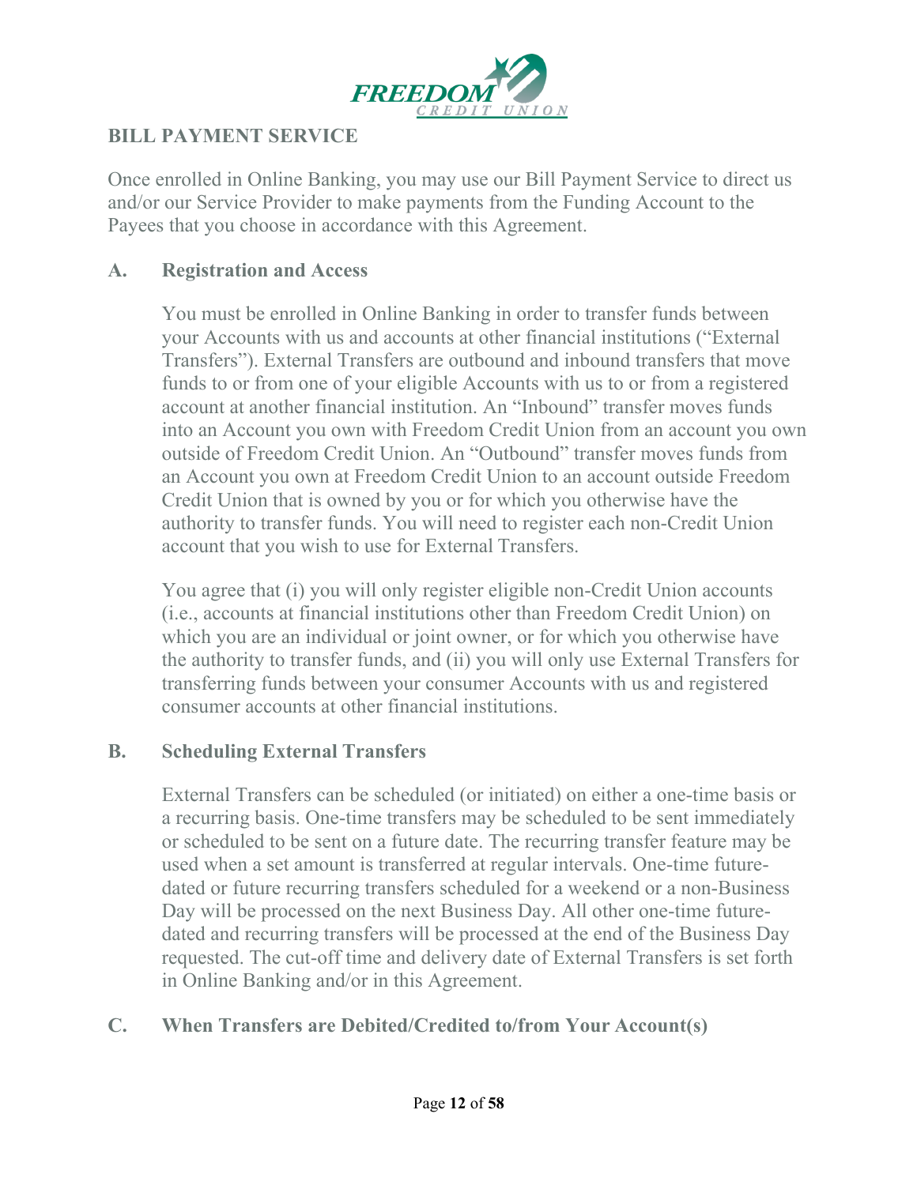## BILL PAYMENT SERVICE

Once enrolled in Online Banking, you may use our Bill Payment Service to direct us and/or our Service Provider to make payments from the Funding Account to the Payees that you choose in accordance with this Agreement.

### A. Registration and Access

You must be enrolled in Online Banking in order to transfer funds between your Accounts with us and accounts at other financial institutions ("External Transfers"). External Transfers are outbound and inbound transfers that move funds to or from one of your eligible Accounts with us to or from a registered account at another financial institution. An "Inbound" transfer moves funds into an Account you own with Freedom Credit Union from an account you own outside of Freedom Credit Union. An "Outbound" transfer moves funds from an Account you own at Freedom Credit Union to an account outside Freedom Credit Union that is owned by you or for which you otherwise have the authority to transfer funds. You will need to register each non-Credit Union account that you wish to use for External Transfers.

You agree that (i) you will only register eligible non-Credit Union accounts (i.e., accounts at financial institutions other than Freedom Credit Union) on which you are an individual or joint owner, or for which you otherwise have the authority to transfer funds, and (ii) you will only use External Transfers for transferring funds between your consumer Accounts with us and registered consumer accounts at other financial institutions.

### B. Scheduling External Transfers

External Transfers can be scheduled (or initiated) on either a one-time basis or a recurring basis. One-time transfers may be scheduled to be sent immediately or scheduled to be sent on a future date. The recurring transfer feature may be used when a set amount is transferred at regular intervals. One-time future-dated or future recurring transfers scheduled for a weekend or a non-Business Day will be processed on the next Business Day. All other one-time future-dated and recurring transfers will be processed at the end of the Business Day requested. The cut-off time and delivery date of External Transfers is set forth in Online Banking and/or in this Agreement.

### C. When Transfers are Debited/Credited to/from Your Account(s)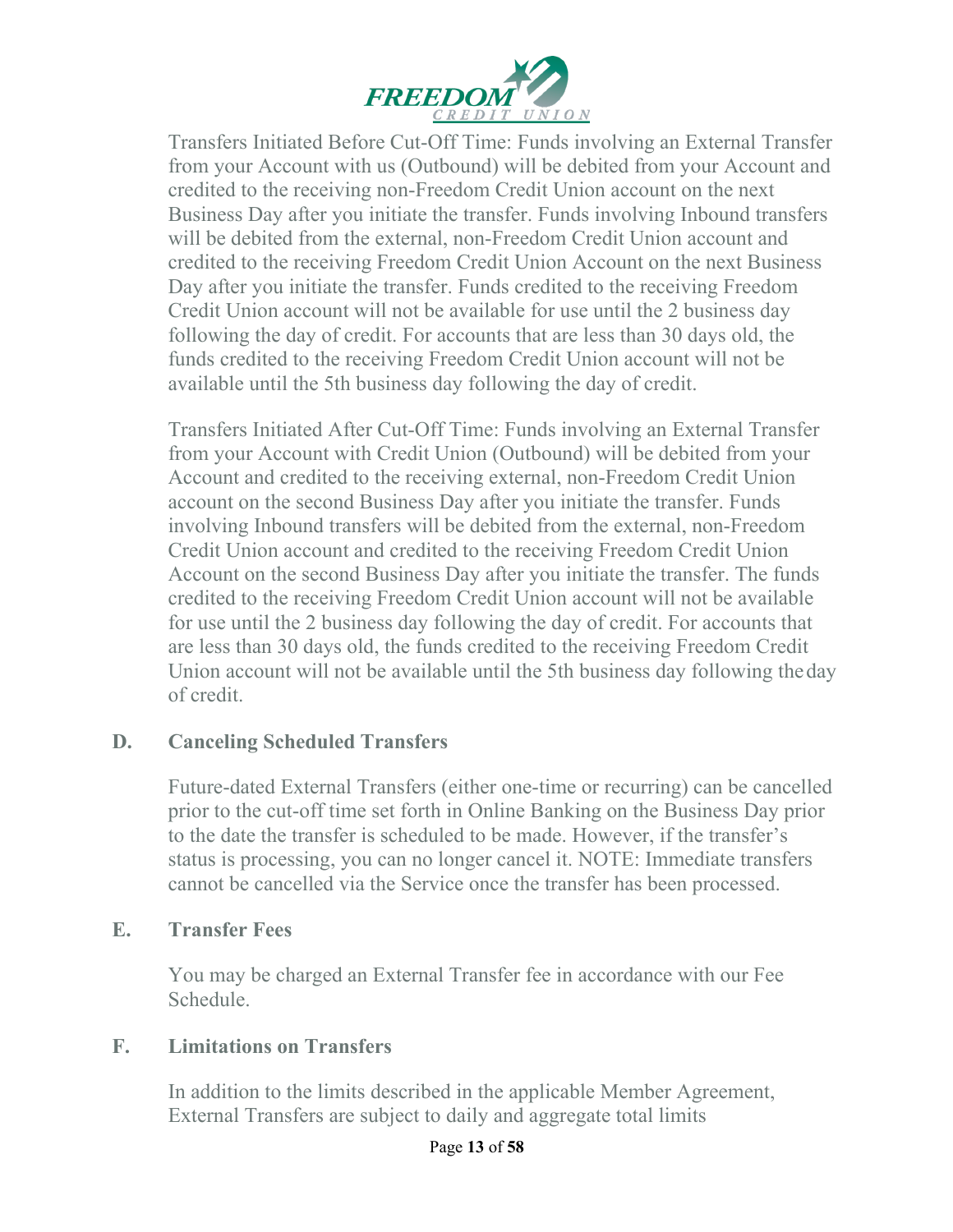Transfers Initiated Before Cut-Off Time: Funds involving an External Transfer from your Account with us (Outbound) will be debited from your Account and credited to the receiving non-Freedom Credit Union account on the next Business Day after you initiate the transfer. Funds involving Inbound transfers will be debited from the external, non-Freedom Credit Union account and credited to the receiving Freedom Credit Union Account on the next Business Day after you initiate the transfer. Funds credited to the receiving Freedom Credit Union account will not be available for use until the 2 business day following the day of credit. For accounts that are less than 30 days old, the funds credited to the receiving Freedom Credit Union account will not be available until the 5th business day following the day of credit.

Transfers Initiated After Cut-Off Time: Funds involving an External Transfer from your Account with Credit Union (Outbound) will be debited from your Account and credited to the receiving external, non-Freedom Credit Union account on the second Business Day after you initiate the transfer. Funds involving Inbound transfers will be debited from the external, non-Freedom Credit Union account and credited to the receiving Freedom Credit Union Account on the second Business Day after you initiate the transfer. The funds credited to the receiving Freedom Credit Union account will not be available for use until the 2 business day following the day of credit. For accounts that are less than 30 days old, the funds credited to the receiving Freedom Credit Union account will not be available until the 5th business day following the day of credit.

### D. Canceling Scheduled Transfers

Future-dated External Transfers (either one-time or recurring) can be cancelled prior to the cut-off time set forth in Online Banking on the Business Day prior to the date the transfer is scheduled to be made. However, if the transfer's status is processing, you can no longer cancel it. NOTE: Immediate transfers cannot be cancelled via the Service once the transfer has been processed.

### E. Transfer Fees

You may be charged an External Transfer fee in accordance with our Fee Schedule.

### F. Limitations on Transfers

In addition to the limits described in the applicable Member Agreement, External Transfers are subject to daily and aggregate total limits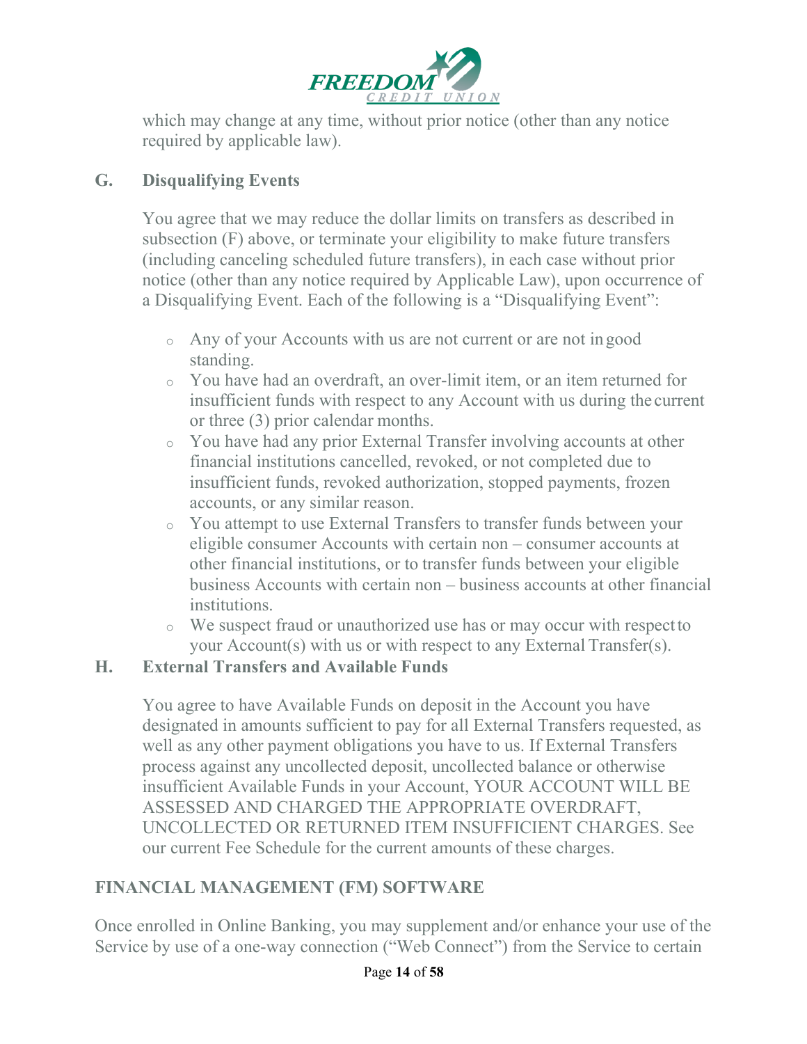which may change at any time, without prior notice (other than any notice required by applicable law).

### G. Disqualifying Events

You agree that we may reduce the dollar limits on transfers as described in subsection (F) above, or terminate your eligibility to make future transfers (including canceling scheduled future transfers), in each case without prior notice (other than any notice required by Applicable Law), upon occurrence of a Disqualifying Event. Each of the following is a "Disqualifying Event":

- Any of your Accounts with us are not current or are not in good standing.
- You have had an overdraft, an over-limit item, or an item returned for insufficient funds with respect to any Account with us during the current or three (3) prior calendar months.
- You have had any prior External Transfer involving accounts at other financial institutions cancelled, revoked, or not completed due to insufficient funds, revoked authorization, stopped payments, frozen accounts, or any similar reason.
- You attempt to use External Transfers to transfer funds between your eligible consumer Accounts with certain non – consumer accounts at other financial institutions, or to transfer funds between your eligible business Accounts with certain non – business accounts at other financial institutions.
- We suspect fraud or unauthorized use has or may occur with respect to your Account(s) with us or with respect to any External Transfer(s).

### H. External Transfers and Available Funds

You agree to have Available Funds on deposit in the Account you have designated in amounts sufficient to pay for all External Transfers requested, as well as any other payment obligations you have to us. If External Transfers process against any uncollected deposit, uncollected balance or otherwise insufficient Available Funds in your Account, YOUR ACCOUNT WILL BE ASSESSED AND CHARGED THE APPROPRIATE OVERDRAFT, UNCOLLECTED OR RETURNED ITEM INSUFFICIENT CHARGES. See our current Fee Schedule for the current amounts of these charges.

## FINANCIAL MANAGEMENT (FM) SOFTWARE

Once enrolled in Online Banking, you may supplement and/or enhance your use of the Service by use of a one-way connection ("Web Connect") from the Service to certain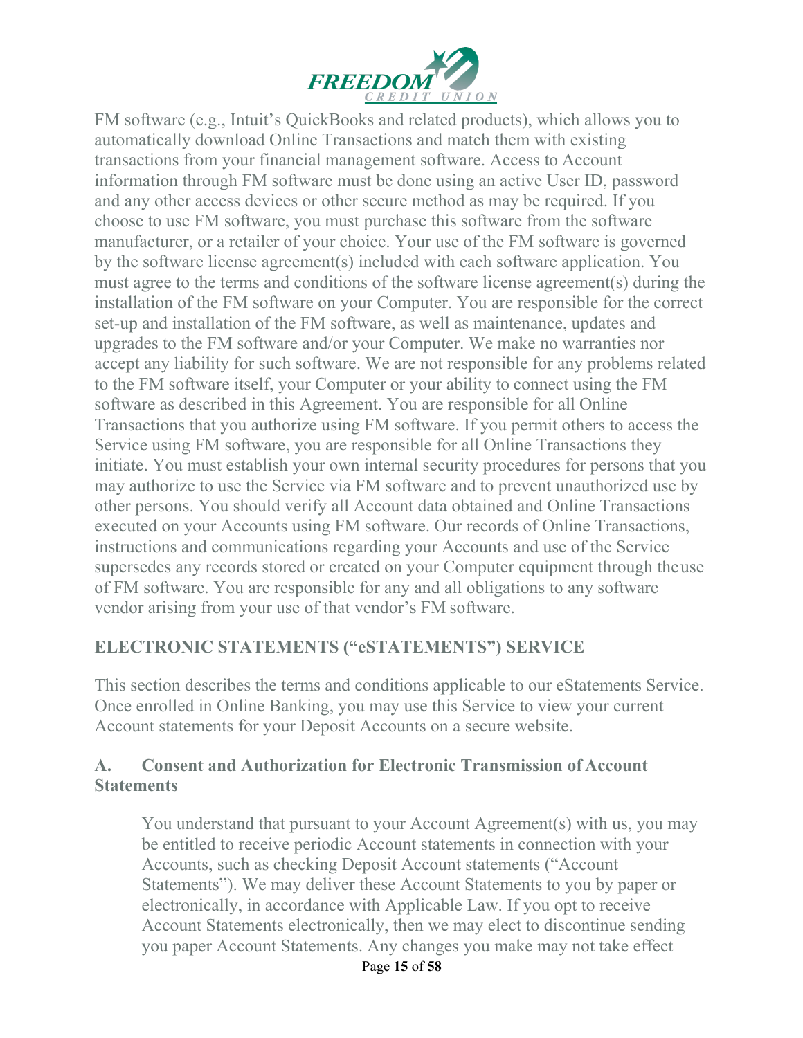FM software (e.g., Intuit's QuickBooks and related products), which allows you to automatically download Online Transactions and match them with existing transactions from your financial management software. Access to Account information through FM software must be done using an active User ID, password and any other access devices or other secure method as may be required. If you choose to use FM software, you must purchase this software from the software manufacturer, or a retailer of your choice. Your use of the FM software is governed by the software license agreement(s) included with each software application. You must agree to the terms and conditions of the software license agreement(s) during the installation of the FM software on your Computer. You are responsible for the correct set-up and installation of the FM software, as well as maintenance, updates and upgrades to the FM software and/or your Computer. We make no warranties nor accept any liability for such software. We are not responsible for any problems related to the FM software itself, your Computer or your ability to connect using the FM software as described in this Agreement. You are responsible for all Online Transactions that you authorize using FM software. If you permit others to access the Service using FM software, you are responsible for all Online Transactions they initiate. You must establish your own internal security procedures for persons that you may authorize to use the Service via FM software and to prevent unauthorized use by other persons. You should verify all Account data obtained and Online Transactions executed on your Accounts using FM software. Our records of Online Transactions, instructions and communications regarding your Accounts and use of the Service supersedes any records stored or created on your Computer equipment through the use of FM software. You are responsible for any and all obligations to any software vendor arising from your use of that vendor's FM software.

## ELECTRONIC STATEMENTS ("eSTATEMENTS") SERVICE

This section describes the terms and conditions applicable to our eStatements Service. Once enrolled in Online Banking, you may use this Service to view your current Account statements for your Deposit Accounts on a secure website.

### A. Consent and Authorization for Electronic Transmission of Account Statements

You understand that pursuant to your Account Agreement(s) with us, you may be entitled to receive periodic Account statements in connection with your Accounts, such as checking Deposit Account statements ("Account Statements"). We may deliver these Account Statements to you by paper or electronically, in accordance with Applicable Law. If you opt to receive Account Statements electronically, then we may elect to discontinue sending you paper Account Statements. Any changes you make may not take effect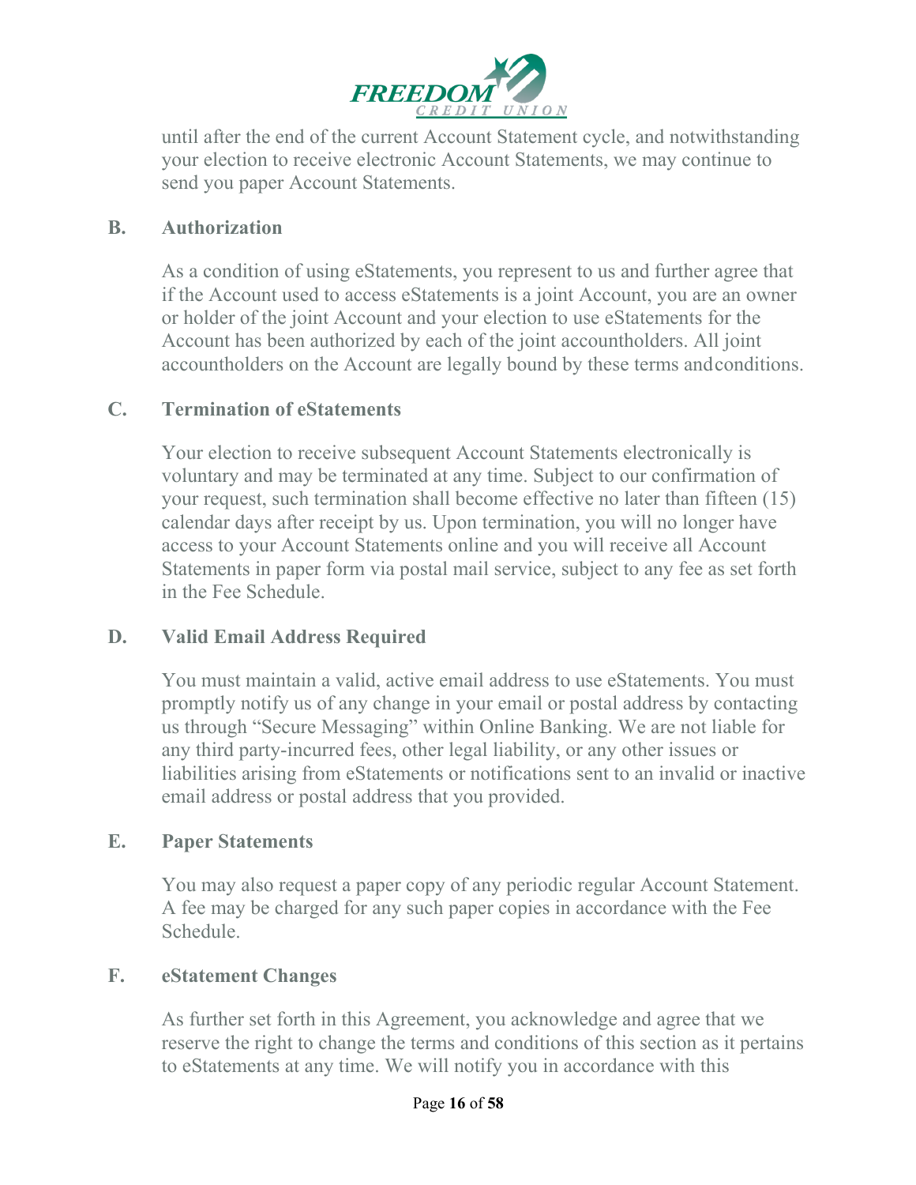until after the end of the current Account Statement cycle, and notwithstanding your election to receive electronic Account Statements, we may continue to send you paper Account Statements.

### B. Authorization

As a condition of using eStatements, you represent to us and further agree that if the Account used to access eStatements is a joint Account, you are an owner or holder of the joint Account and your election to use eStatements for the Account has been authorized by each of the joint accountholders. All joint accountholders on the Account are legally bound by these terms and conditions.

### C. Termination of eStatements

Your election to receive subsequent Account Statements electronically is voluntary and may be terminated at any time. Subject to our confirmation of your request, such termination shall become effective no later than fifteen (15) calendar days after receipt by us. Upon termination, you will no longer have access to your Account Statements online and you will receive all Account Statements in paper form via postal mail service, subject to any fee as set forth in the Fee Schedule.

### D. Valid Email Address Required

You must maintain a valid, active email address to use eStatements. You must promptly notify us of any change in your email or postal address by contacting us through "Secure Messaging" within Online Banking. We are not liable for any third party-incurred fees, other legal liability, or any other issues or liabilities arising from eStatements or notifications sent to an invalid or inactive email address or postal address that you provided.

### E. Paper Statements

You may also request a paper copy of any periodic regular Account Statement. A fee may be charged for any such paper copies in accordance with the Fee Schedule.

### F. eStatement Changes

As further set forth in this Agreement, you acknowledge and agree that we reserve the right to change the terms and conditions of this section as it pertains to eStatements at any time. We will notify you in accordance with this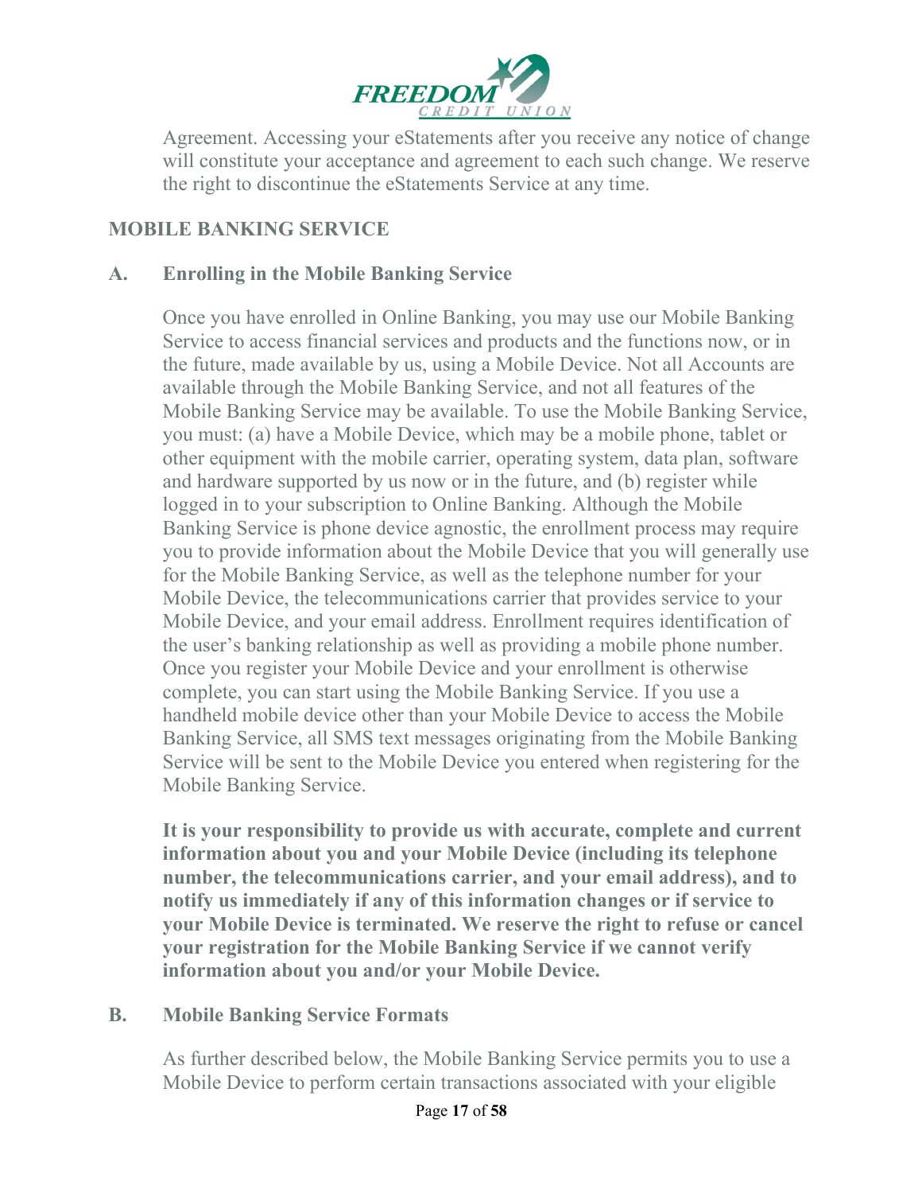Agreement. Accessing your eStatements after you receive any notice of change will constitute your acceptance and agreement to each such change. We reserve the right to discontinue the eStatements Service at any time.

## MOBILE BANKING SERVICE

### A. Enrolling in the Mobile Banking Service

Once you have enrolled in Online Banking, you may use our Mobile Banking Service to access financial services and products and the functions now, or in the future, made available by us, using a Mobile Device. Not all Accounts are available through the Mobile Banking Service, and not all features of the Mobile Banking Service may be available. To use the Mobile Banking Service, you must: (a) have a Mobile Device, which may be a mobile phone, tablet or other equipment with the mobile carrier, operating system, data plan, software and hardware supported by us now or in the future, and (b) register while logged in to your subscription to Online Banking. Although the Mobile Banking Service is phone device agnostic, the enrollment process may require you to provide information about the Mobile Device that you will generally use for the Mobile Banking Service, as well as the telephone number for your Mobile Device, the telecommunications carrier that provides service to your Mobile Device, and your email address. Enrollment requires identification of the user's banking relationship as well as providing a mobile phone number. Once you register your Mobile Device and your enrollment is otherwise complete, you can start using the Mobile Banking Service. If you use a handheld mobile device other than your Mobile Device to access the Mobile Banking Service, all SMS text messages originating from the Mobile Banking Service will be sent to the Mobile Device you entered when registering for the Mobile Banking Service.

**It is your responsibility to provide us with accurate, complete and current information about you and your Mobile Device (including its telephone number, the telecommunications carrier, and your email address), and to notify us immediately if any of this information changes or if service to your Mobile Device is terminated. We reserve the right to refuse or cancel your registration for the Mobile Banking Service if we cannot verify information about you and/or your Mobile Device.**

### B. Mobile Banking Service Formats

As further described below, the Mobile Banking Service permits you to use a Mobile Device to perform certain transactions associated with your eligible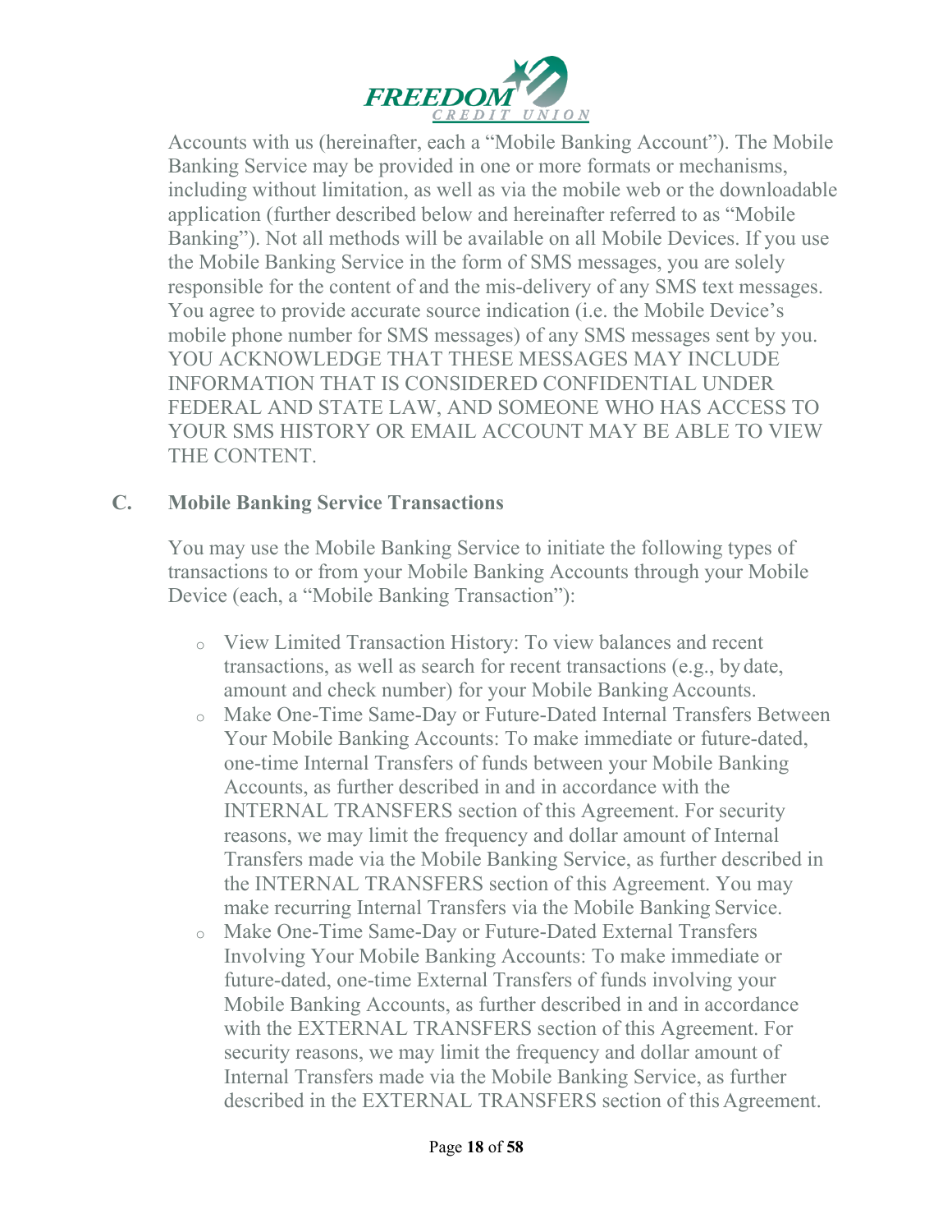Accounts with us (hereinafter, each a "Mobile Banking Account"). The Mobile Banking Service may be provided in one or more formats or mechanisms, including without limitation, as well as via the mobile web or the downloadable application (further described below and hereinafter referred to as "Mobile Banking"). Not all methods will be available on all Mobile Devices. If you use the Mobile Banking Service in the form of SMS messages, you are solely responsible for the content of and the mis-delivery of any SMS text messages. You agree to provide accurate source indication (i.e. the Mobile Device's mobile phone number for SMS messages) of any SMS messages sent by you. YOU ACKNOWLEDGE THAT THESE MESSAGES MAY INCLUDE INFORMATION THAT IS CONSIDERED CONFIDENTIAL UNDER FEDERAL AND STATE LAW, AND SOMEONE WHO HAS ACCESS TO YOUR SMS HISTORY OR EMAIL ACCOUNT MAY BE ABLE TO VIEW THE CONTENT.

### C. Mobile Banking Service Transactions

You may use the Mobile Banking Service to initiate the following types of transactions to or from your Mobile Banking Accounts through your Mobile Device (each, a "Mobile Banking Transaction"):

- View Limited Transaction History: To view balances and recent transactions, as well as search for recent transactions (e.g., by date, amount and check number) for your Mobile Banking Accounts.
- Make One-Time Same-Day or Future-Dated Internal Transfers Between Your Mobile Banking Accounts: To make immediate or future-dated, one-time Internal Transfers of funds between your Mobile Banking Accounts, as further described in and in accordance with the INTERNAL TRANSFERS section of this Agreement. For security reasons, we may limit the frequency and dollar amount of Internal Transfers made via the Mobile Banking Service, as further described in the INTERNAL TRANSFERS section of this Agreement. You may make recurring Internal Transfers via the Mobile Banking Service.
- Make One-Time Same-Day or Future-Dated External Transfers Involving Your Mobile Banking Accounts: To make immediate or future-dated, one-time External Transfers of funds involving your Mobile Banking Accounts, as further described in and in accordance with the EXTERNAL TRANSFERS section of this Agreement. For security reasons, we may limit the frequency and dollar amount of Internal Transfers made via the Mobile Banking Service, as further described in the EXTERNAL TRANSFERS section of this Agreement.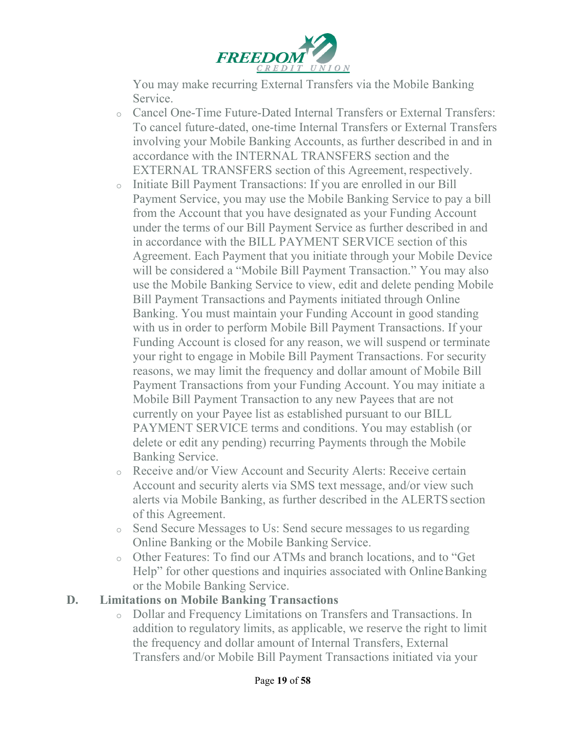You may make recurring External Transfers via the Mobile Banking Service.

- Cancel One-Time Future-Dated Internal Transfers or External Transfers: To cancel future-dated, one-time Internal Transfers or External Transfers involving your Mobile Banking Accounts, as further described in and in accordance with the INTERNAL TRANSFERS section and the EXTERNAL TRANSFERS section of this Agreement, respectively.
- Initiate Bill Payment Transactions: If you are enrolled in our Bill Payment Service, you may use the Mobile Banking Service to pay a bill from the Account that you have designated as your Funding Account under the terms of our Bill Payment Service as further described in and in accordance with the BILL PAYMENT SERVICE section of this Agreement. Each Payment that you initiate through your Mobile Device will be considered a "Mobile Bill Payment Transaction." You may also use the Mobile Banking Service to view, edit and delete pending Mobile Bill Payment Transactions and Payments initiated through Online Banking. You must maintain your Funding Account in good standing with us in order to perform Mobile Bill Payment Transactions. If your Funding Account is closed for any reason, we will suspend or terminate your right to engage in Mobile Bill Payment Transactions. For security reasons, we may limit the frequency and dollar amount of Mobile Bill Payment Transactions from your Funding Account. You may initiate a Mobile Bill Payment Transaction to any new Payees that are not currently on your Payee list as established pursuant to our BILL PAYMENT SERVICE terms and conditions. You may establish (or delete or edit any pending) recurring Payments through the Mobile Banking Service.
- Receive and/or View Account and Security Alerts: Receive certain Account and security alerts via SMS text message, and/or view such alerts via Mobile Banking, as further described in the ALERTS section of this Agreement.
- Send Secure Messages to Us: Send secure messages to us regarding Online Banking or the Mobile Banking Service.
- Other Features: To find our ATMs and branch locations, and to "Get Help" for other questions and inquiries associated with Online Banking or the Mobile Banking Service.

**D. Limitations on Mobile Banking Transactions**

- Dollar and Frequency Limitations on Transfers and Transactions. In addition to regulatory limits, as applicable, we reserve the right to limit the frequency and dollar amount of Internal Transfers, External Transfers and/or Mobile Bill Payment Transactions initiated via your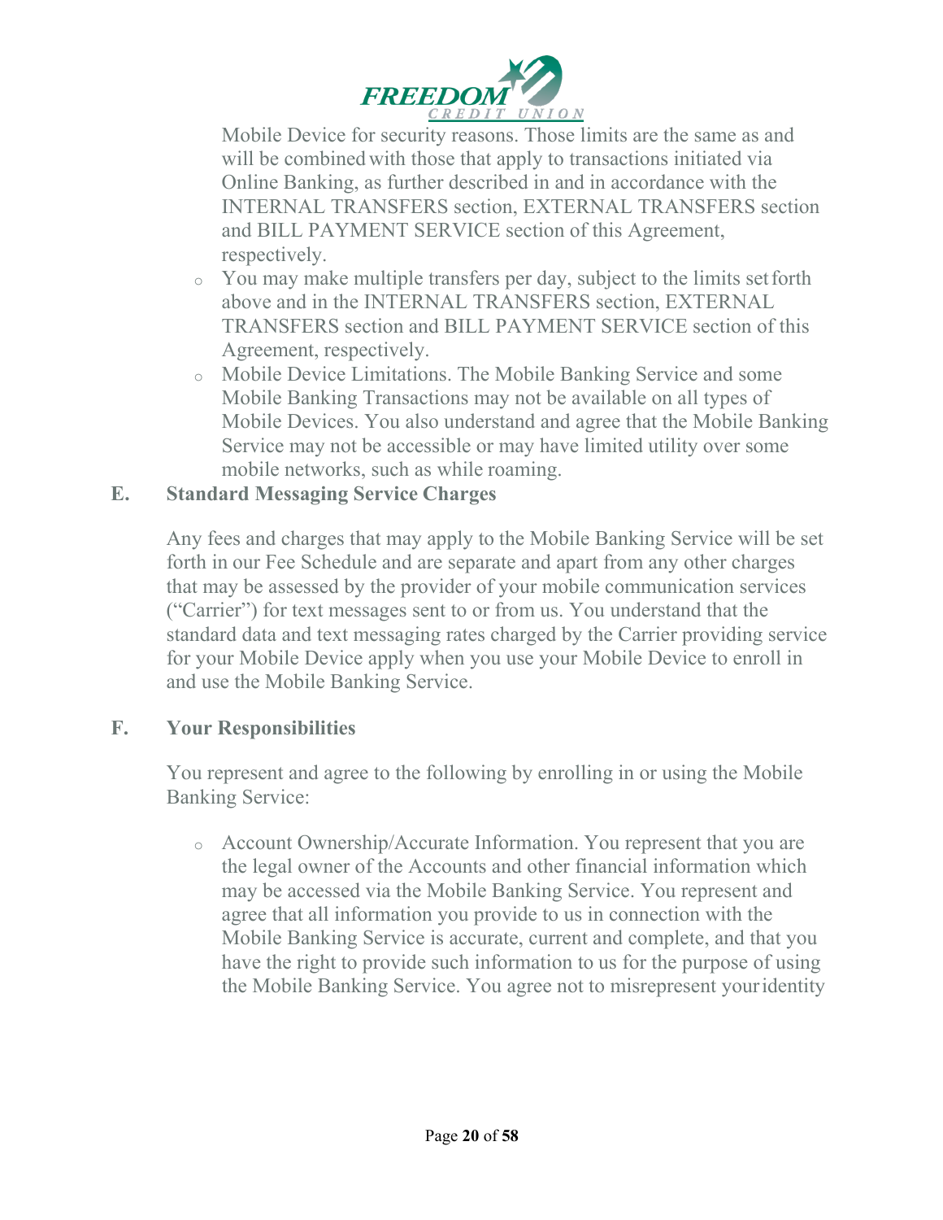Mobile Device for security reasons. Those limits are the same as and will be combined with those that apply to transactions initiated via Online Banking, as further described in and in accordance with the INTERNAL TRANSFERS section, EXTERNAL TRANSFERS section and BILL PAYMENT SERVICE section of this Agreement, respectively.

- You may make multiple transfers per day, subject to the limits set forth above and in the INTERNAL TRANSFERS section, EXTERNAL TRANSFERS section and BILL PAYMENT SERVICE section of this Agreement, respectively.
- Mobile Device Limitations. The Mobile Banking Service and some Mobile Banking Transactions may not be available on all types of Mobile Devices. You also understand and agree that the Mobile Banking Service may not be accessible or may have limited utility over some mobile networks, such as while roaming.

### E. Standard Messaging Service Charges

Any fees and charges that may apply to the Mobile Banking Service will be set forth in our Fee Schedule and are separate and apart from any other charges that may be assessed by the provider of your mobile communication services ("Carrier") for text messages sent to or from us. You understand that the standard data and text messaging rates charged by the Carrier providing service for your Mobile Device apply when you use your Mobile Device to enroll in and use the Mobile Banking Service.

### F. Your Responsibilities

You represent and agree to the following by enrolling in or using the Mobile Banking Service:

- Account Ownership/Accurate Information. You represent that you are the legal owner of the Accounts and other financial information which may be accessed via the Mobile Banking Service. You represent and agree that all information you provide to us in connection with the Mobile Banking Service is accurate, current and complete, and that you have the right to provide such information to us for the purpose of using the Mobile Banking Service. You agree not to misrepresent your identity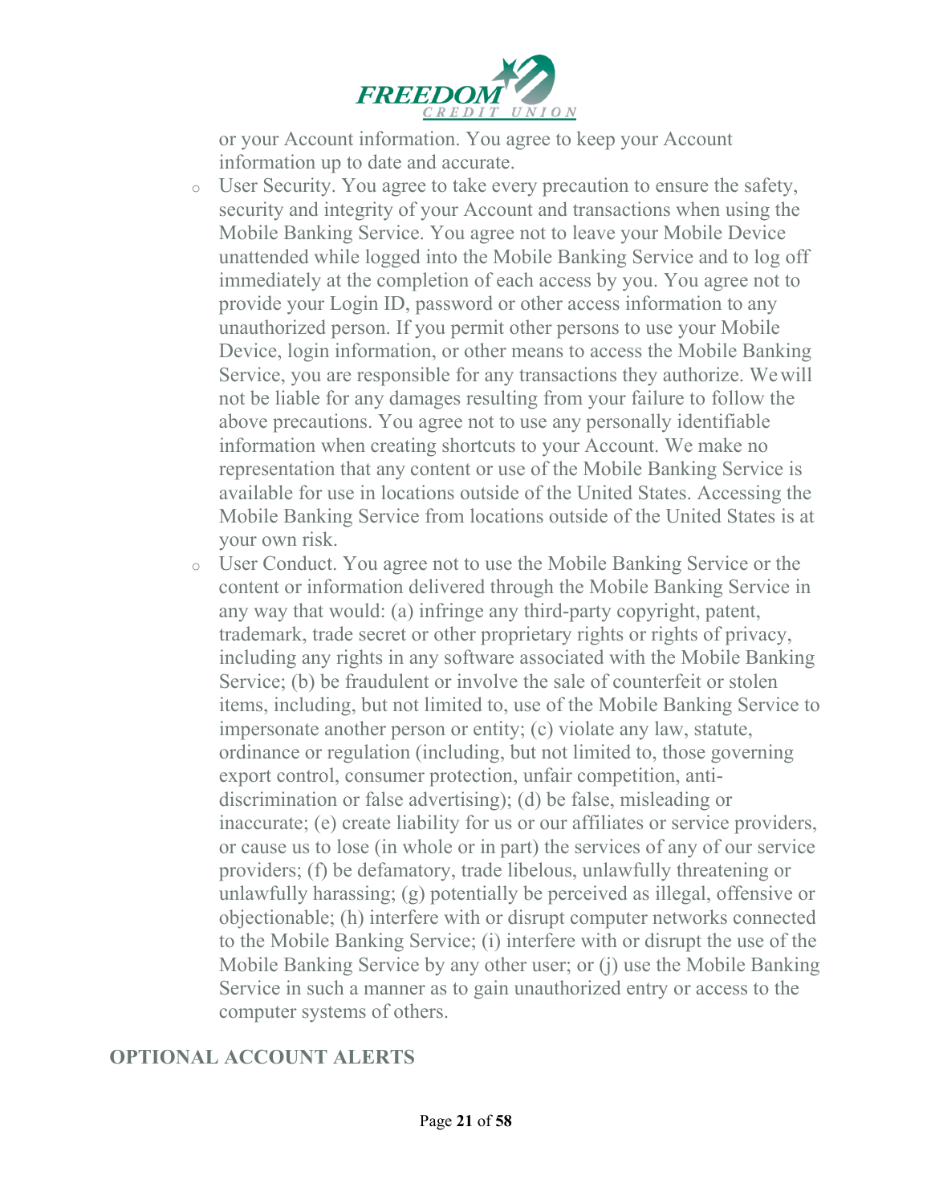or your Account information. You agree to keep your Account information up to date and accurate.

- User Security. You agree to take every precaution to ensure the safety, security and integrity of your Account and transactions when using the Mobile Banking Service. You agree not to leave your Mobile Device unattended while logged into the Mobile Banking Service and to log off immediately at the completion of each access by you. You agree not to provide your Login ID, password or other access information to any unauthorized person. If you permit other persons to use your Mobile Device, login information, or other means to access the Mobile Banking Service, you are responsible for any transactions they authorize. We will not be liable for any damages resulting from your failure to follow the above precautions. You agree not to use any personally identifiable information when creating shortcuts to your Account. We make no representation that any content or use of the Mobile Banking Service is available for use in locations outside of the United States. Accessing the Mobile Banking Service from locations outside of the United States is at your own risk.
- User Conduct. You agree not to use the Mobile Banking Service or the content or information delivered through the Mobile Banking Service in any way that would: (a) infringe any third-party copyright, patent, trademark, trade secret or other proprietary rights or rights of privacy, including any rights in any software associated with the Mobile Banking Service; (b) be fraudulent or involve the sale of counterfeit or stolen items, including, but not limited to, use of the Mobile Banking Service to impersonate another person or entity; (c) violate any law, statute, ordinance or regulation (including, but not limited to, those governing export control, consumer protection, unfair competition, anti-discrimination or false advertising); (d) be false, misleading or inaccurate; (e) create liability for us or our affiliates or service providers, or cause us to lose (in whole or in part) the services of any of our service providers; (f) be defamatory, trade libelous, unlawfully threatening or unlawfully harassing; (g) potentially be perceived as illegal, offensive or objectionable; (h) interfere with or disrupt computer networks connected to the Mobile Banking Service; (i) interfere with or disrupt the use of the Mobile Banking Service by any other user; or (j) use the Mobile Banking Service in such a manner as to gain unauthorized entry or access to the computer systems of others.

## OPTIONAL ACCOUNT ALERTS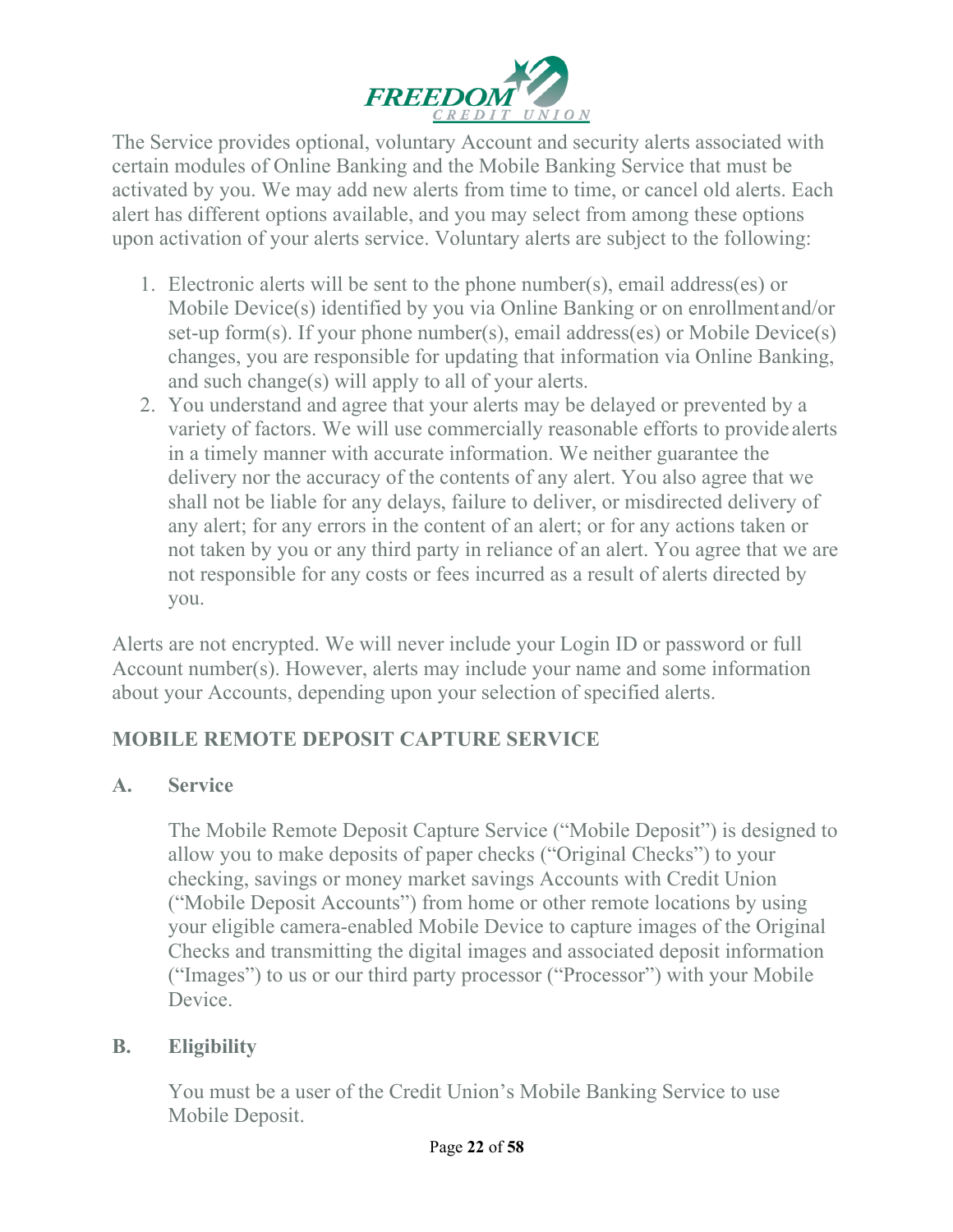The Service provides optional, voluntary Account and security alerts associated with certain modules of Online Banking and the Mobile Banking Service that must be activated by you. We may add new alerts from time to time, or cancel old alerts. Each alert has different options available, and you may select from among these options upon activation of your alerts service. Voluntary alerts are subject to the following:

1. Electronic alerts will be sent to the phone number(s), email address(es) or Mobile Device(s) identified by you via Online Banking or on enrollment and/or set-up form(s). If your phone number(s), email address(es) or Mobile Device(s) changes, you are responsible for updating that information via Online Banking, and such change(s) will apply to all of your alerts.
2. You understand and agree that your alerts may be delayed or prevented by a variety of factors. We will use commercially reasonable efforts to provide alerts in a timely manner with accurate information. We neither guarantee the delivery nor the accuracy of the contents of any alert. You also agree that we shall not be liable for any delays, failure to deliver, or misdirected delivery of any alert; for any errors in the content of an alert; or for any actions taken or not taken by you or any third party in reliance of an alert. You agree that we are not responsible for any costs or fees incurred as a result of alerts directed by you.

Alerts are not encrypted. We will never include your Login ID or password or full Account number(s). However, alerts may include your name and some information about your Accounts, depending upon your selection of specified alerts.

## MOBILE REMOTE DEPOSIT CAPTURE SERVICE

### A. Service

The Mobile Remote Deposit Capture Service ("Mobile Deposit") is designed to allow you to make deposits of paper checks ("Original Checks") to your checking, savings or money market savings Accounts with Credit Union ("Mobile Deposit Accounts") from home or other remote locations by using your eligible camera-enabled Mobile Device to capture images of the Original Checks and transmitting the digital images and associated deposit information ("Images") to us or our third party processor ("Processor") with your Mobile Device.

### B. Eligibility

You must be a user of the Credit Union's Mobile Banking Service to use Mobile Deposit.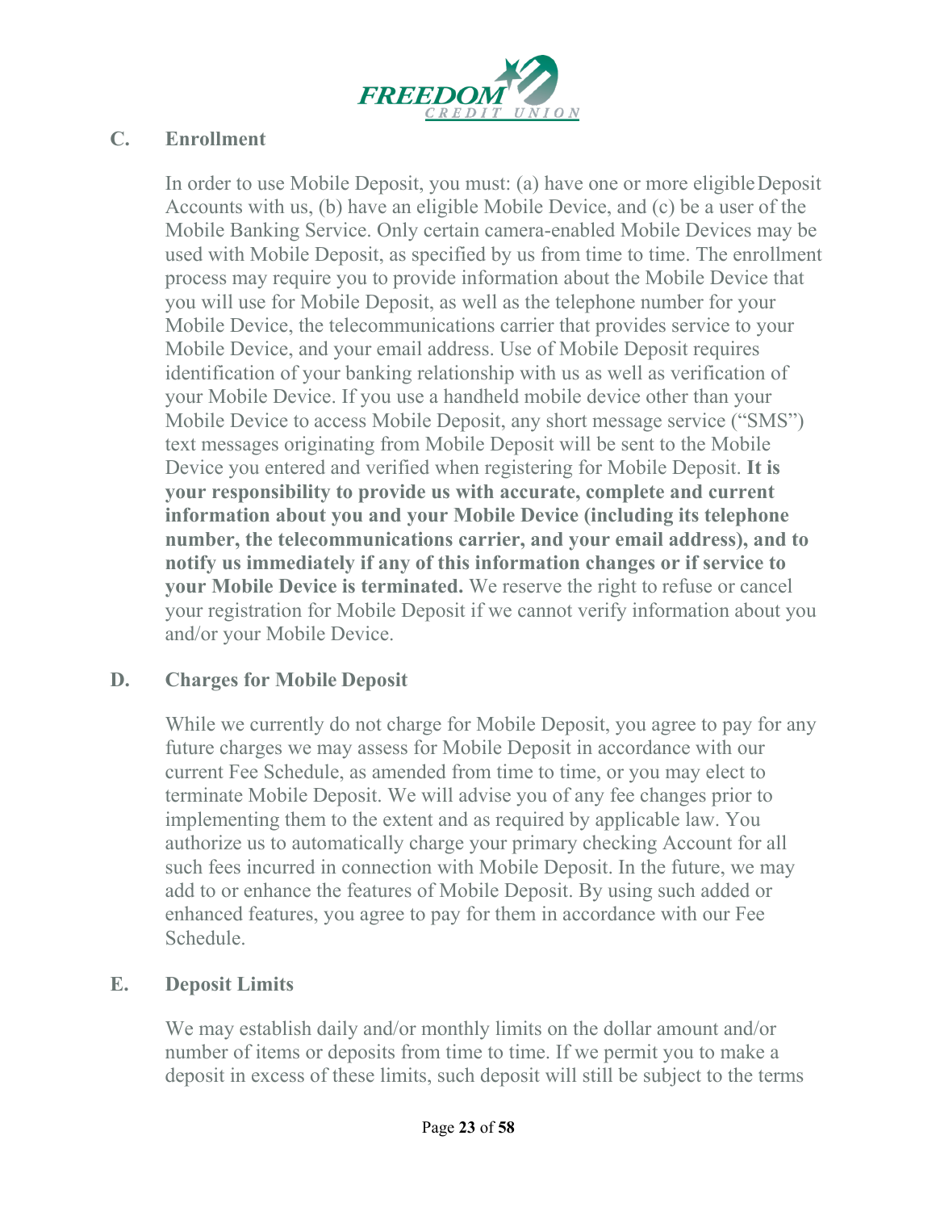### C. Enrollment

In order to use Mobile Deposit, you must: (a) have one or more eligible Deposit Accounts with us, (b) have an eligible Mobile Device, and (c) be a user of the Mobile Banking Service. Only certain camera-enabled Mobile Devices may be used with Mobile Deposit, as specified by us from time to time. The enrollment process may require you to provide information about the Mobile Device that you will use for Mobile Deposit, as well as the telephone number for your Mobile Device, the telecommunications carrier that provides service to your Mobile Device, and your email address. Use of Mobile Deposit requires identification of your banking relationship with us as well as verification of your Mobile Device. If you use a handheld mobile device other than your Mobile Device to access Mobile Deposit, any short message service ("SMS") text messages originating from Mobile Deposit will be sent to the Mobile Device you entered and verified when registering for Mobile Deposit. **It is your responsibility to provide us with accurate, complete and current information about you and your Mobile Device (including its telephone number, the telecommunications carrier, and your email address), and to notify us immediately if any of this information changes or if service to your Mobile Device is terminated.** We reserve the right to refuse or cancel your registration for Mobile Deposit if we cannot verify information about you and/or your Mobile Device.

### D. Charges for Mobile Deposit

While we currently do not charge for Mobile Deposit, you agree to pay for any future charges we may assess for Mobile Deposit in accordance with our current Fee Schedule, as amended from time to time, or you may elect to terminate Mobile Deposit. We will advise you of any fee changes prior to implementing them to the extent and as required by applicable law. You authorize us to automatically charge your primary checking Account for all such fees incurred in connection with Mobile Deposit. In the future, we may add to or enhance the features of Mobile Deposit. By using such added or enhanced features, you agree to pay for them in accordance with our Fee Schedule.

### E. Deposit Limits

We may establish daily and/or monthly limits on the dollar amount and/or number of items or deposits from time to time. If we permit you to make a deposit in excess of these limits, such deposit will still be subject to the terms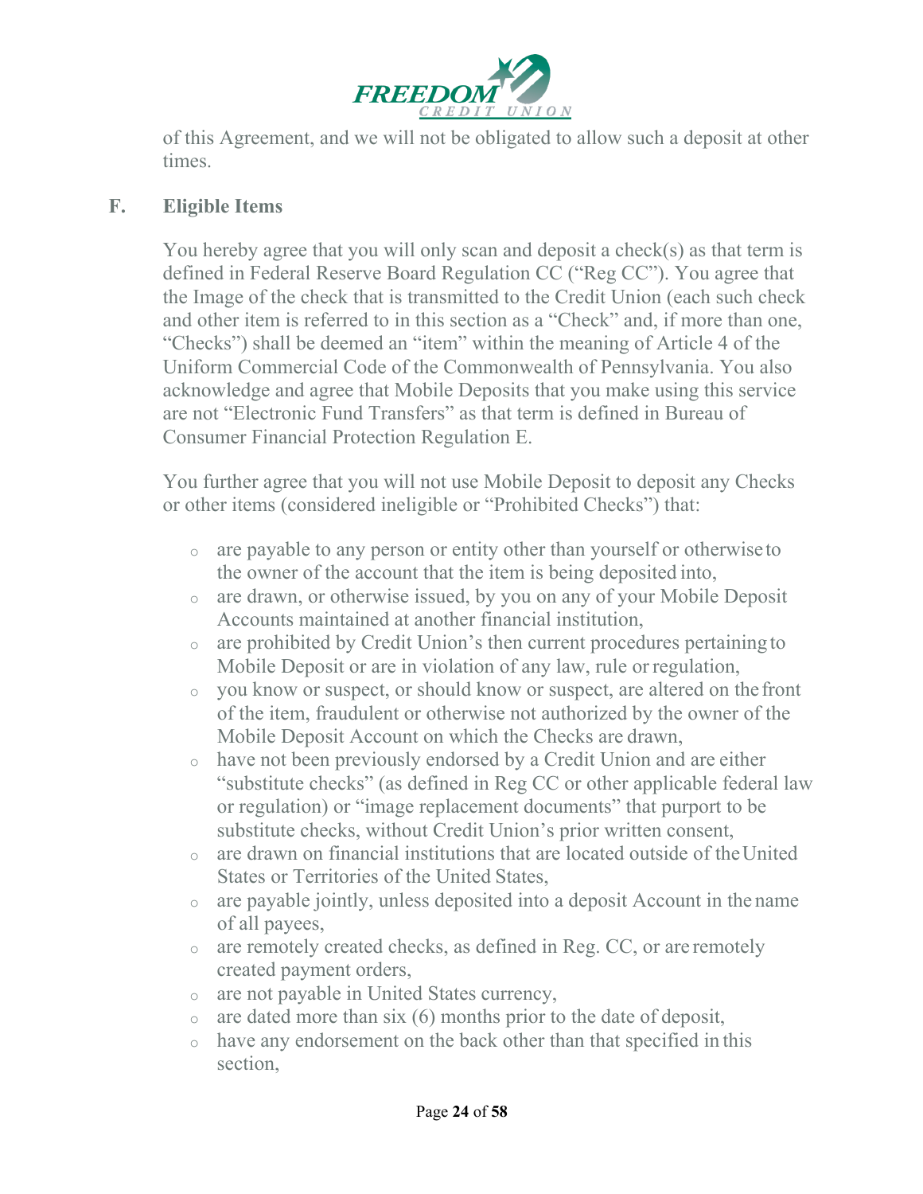of this Agreement, and we will not be obligated to allow such a deposit at other times.

## F. Eligible Items

You hereby agree that you will only scan and deposit a check(s) as that term is defined in Federal Reserve Board Regulation CC ("Reg CC"). You agree that the Image of the check that is transmitted to the Credit Union (each such check and other item is referred to in this section as a "Check" and, if more than one, "Checks") shall be deemed an "item" within the meaning of Article 4 of the Uniform Commercial Code of the Commonwealth of Pennsylvania. You also acknowledge and agree that Mobile Deposits that you make using this service are not "Electronic Fund Transfers" as that term is defined in Bureau of Consumer Financial Protection Regulation E.

You further agree that you will not use Mobile Deposit to deposit any Checks or other items (considered ineligible or "Prohibited Checks") that:

- are payable to any person or entity other than yourself or otherwise to the owner of the account that the item is being deposited into,
- are drawn, or otherwise issued, by you on any of your Mobile Deposit Accounts maintained at another financial institution,
- are prohibited by Credit Union's then current procedures pertaining to Mobile Deposit or are in violation of any law, rule or regulation,
- you know or suspect, or should know or suspect, are altered on the front of the item, fraudulent or otherwise not authorized by the owner of the Mobile Deposit Account on which the Checks are drawn,
- have not been previously endorsed by a Credit Union and are either "substitute checks" (as defined in Reg CC or other applicable federal law or regulation) or "image replacement documents" that purport to be substitute checks, without Credit Union's prior written consent,
- are drawn on financial institutions that are located outside of the United States or Territories of the United States,
- are payable jointly, unless deposited into a deposit Account in the name of all payees,
- are remotely created checks, as defined in Reg. CC, or are remotely created payment orders,
- are not payable in United States currency,
- are dated more than six (6) months prior to the date of deposit,
- have any endorsement on the back other than that specified in this section,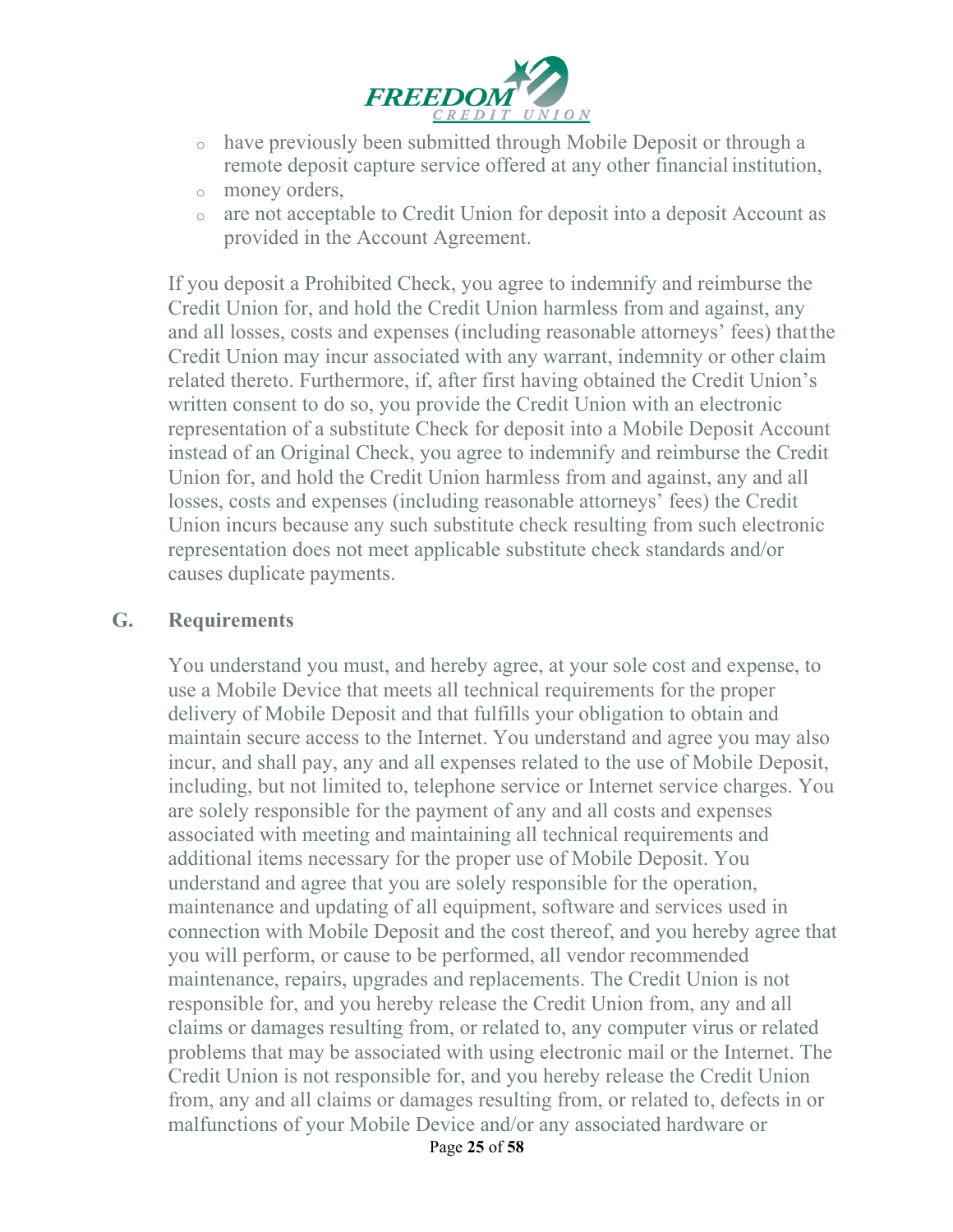- have previously been submitted through Mobile Deposit or through a remote deposit capture service offered at any other financial institution,
- money orders,
- are not acceptable to Credit Union for deposit into a deposit Account as provided in the Account Agreement.

If you deposit a Prohibited Check, you agree to indemnify and reimburse the Credit Union for, and hold the Credit Union harmless from and against, any and all losses, costs and expenses (including reasonable attorneys' fees) that the Credit Union may incur associated with any warrant, indemnity or other claim related thereto. Furthermore, if, after first having obtained the Credit Union's written consent to do so, you provide the Credit Union with an electronic representation of a substitute Check for deposit into a Mobile Deposit Account instead of an Original Check, you agree to indemnify and reimburse the Credit Union for, and hold the Credit Union harmless from and against, any and all losses, costs and expenses (including reasonable attorneys' fees) the Credit Union incurs because any such substitute check resulting from such electronic representation does not meet applicable substitute check standards and/or causes duplicate payments.

## G. Requirements

You understand you must, and hereby agree, at your sole cost and expense, to use a Mobile Device that meets all technical requirements for the proper delivery of Mobile Deposit and that fulfills your obligation to obtain and maintain secure access to the Internet. You understand and agree you may also incur, and shall pay, any and all expenses related to the use of Mobile Deposit, including, but not limited to, telephone service or Internet service charges. You are solely responsible for the payment of any and all costs and expenses associated with meeting and maintaining all technical requirements and additional items necessary for the proper use of Mobile Deposit. You understand and agree that you are solely responsible for the operation, maintenance and updating of all equipment, software and services used in connection with Mobile Deposit and the cost thereof, and you hereby agree that you will perform, or cause to be performed, all vendor recommended maintenance, repairs, upgrades and replacements. The Credit Union is not responsible for, and you hereby release the Credit Union from, any and all claims or damages resulting from, or related to, any computer virus or related problems that may be associated with using electronic mail or the Internet. The Credit Union is not responsible for, and you hereby release the Credit Union from, any and all claims or damages resulting from, or related to, defects in or malfunctions of your Mobile Device and/or any associated hardware or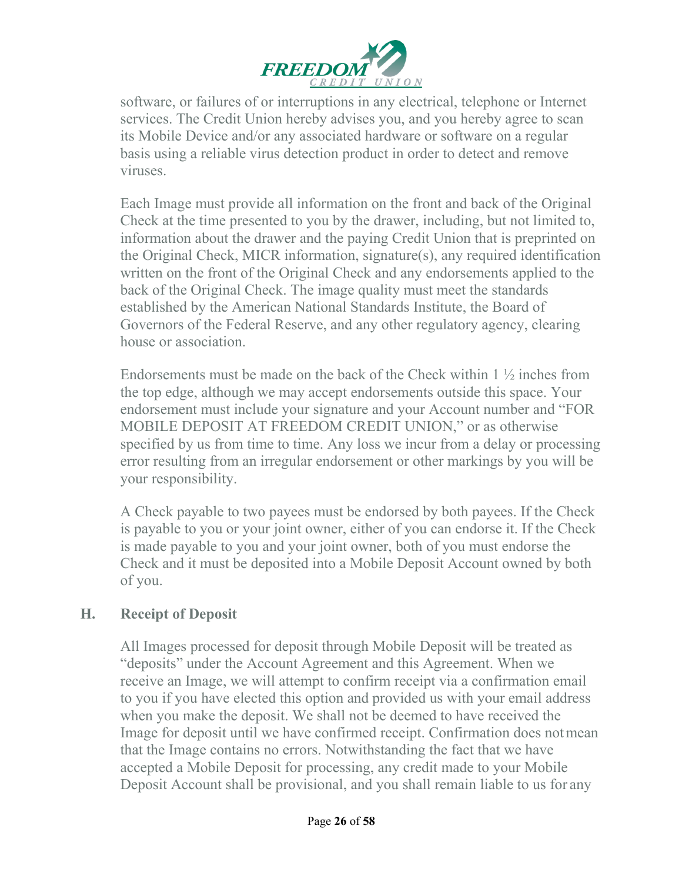software, or failures of or interruptions in any electrical, telephone or Internet services. The Credit Union hereby advises you, and you hereby agree to scan its Mobile Device and/or any associated hardware or software on a regular basis using a reliable virus detection product in order to detect and remove viruses.

Each Image must provide all information on the front and back of the Original Check at the time presented to you by the drawer, including, but not limited to, information about the drawer and the paying Credit Union that is preprinted on the Original Check, MICR information, signature(s), any required identification written on the front of the Original Check and any endorsements applied to the back of the Original Check. The image quality must meet the standards established by the American National Standards Institute, the Board of Governors of the Federal Reserve, and any other regulatory agency, clearing house or association.

Endorsements must be made on the back of the Check within 1 ½ inches from the top edge, although we may accept endorsements outside this space. Your endorsement must include your signature and your Account number and "FOR MOBILE DEPOSIT AT FREEDOM CREDIT UNION," or as otherwise specified by us from time to time. Any loss we incur from a delay or processing error resulting from an irregular endorsement or other markings by you will be your responsibility.

A Check payable to two payees must be endorsed by both payees. If the Check is payable to you or your joint owner, either of you can endorse it. If the Check is made payable to you and your joint owner, both of you must endorse the Check and it must be deposited into a Mobile Deposit Account owned by both of you.

## H. Receipt of Deposit

All Images processed for deposit through Mobile Deposit will be treated as "deposits" under the Account Agreement and this Agreement. When we receive an Image, we will attempt to confirm receipt via a confirmation email to you if you have elected this option and provided us with your email address when you make the deposit. We shall not be deemed to have received the Image for deposit until we have confirmed receipt. Confirmation does not mean that the Image contains no errors. Notwithstanding the fact that we have accepted a Mobile Deposit for processing, any credit made to your Mobile Deposit Account shall be provisional, and you shall remain liable to us for any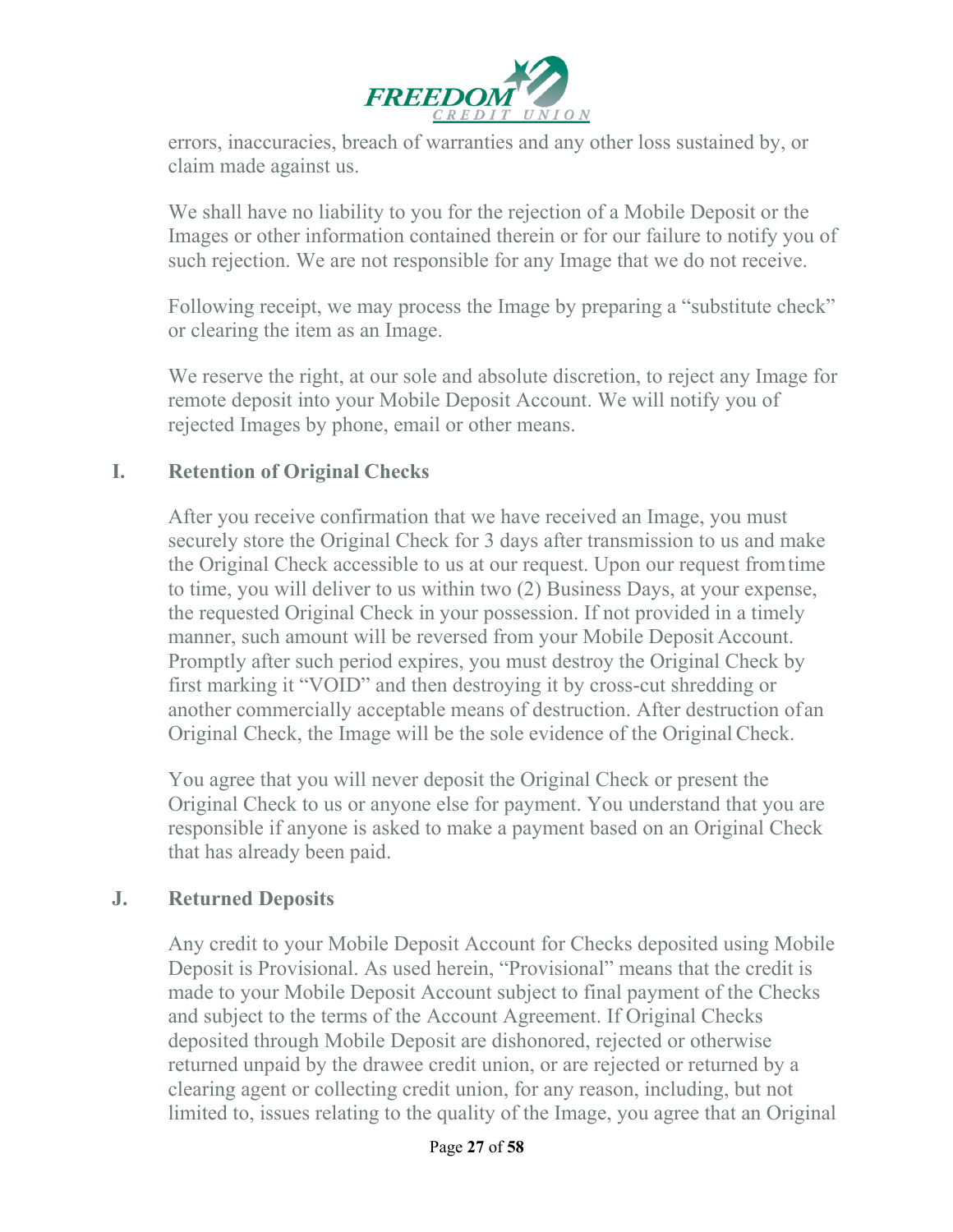errors, inaccuracies, breach of warranties and any other loss sustained by, or claim made against us.

We shall have no liability to you for the rejection of a Mobile Deposit or the Images or other information contained therein or for our failure to notify you of such rejection. We are not responsible for any Image that we do not receive.

Following receipt, we may process the Image by preparing a "substitute check" or clearing the item as an Image.

We reserve the right, at our sole and absolute discretion, to reject any Image for remote deposit into your Mobile Deposit Account. We will notify you of rejected Images by phone, email or other means.

## I. Retention of Original Checks

After you receive confirmation that we have received an Image, you must securely store the Original Check for 3 days after transmission to us and make the Original Check accessible to us at our request. Upon our request from time to time, you will deliver to us within two (2) Business Days, at your expense, the requested Original Check in your possession. If not provided in a timely manner, such amount will be reversed from your Mobile Deposit Account. Promptly after such period expires, you must destroy the Original Check by first marking it "VOID" and then destroying it by cross-cut shredding or another commercially acceptable means of destruction. After destruction of an Original Check, the Image will be the sole evidence of the Original Check.

You agree that you will never deposit the Original Check or present the Original Check to us or anyone else for payment. You understand that you are responsible if anyone is asked to make a payment based on an Original Check that has already been paid.

## J. Returned Deposits

Any credit to your Mobile Deposit Account for Checks deposited using Mobile Deposit is Provisional. As used herein, "Provisional" means that the credit is made to your Mobile Deposit Account subject to final payment of the Checks and subject to the terms of the Account Agreement. If Original Checks deposited through Mobile Deposit are dishonored, rejected or otherwise returned unpaid by the drawee credit union, or are rejected or returned by a clearing agent or collecting credit union, for any reason, including, but not limited to, issues relating to the quality of the Image, you agree that an Original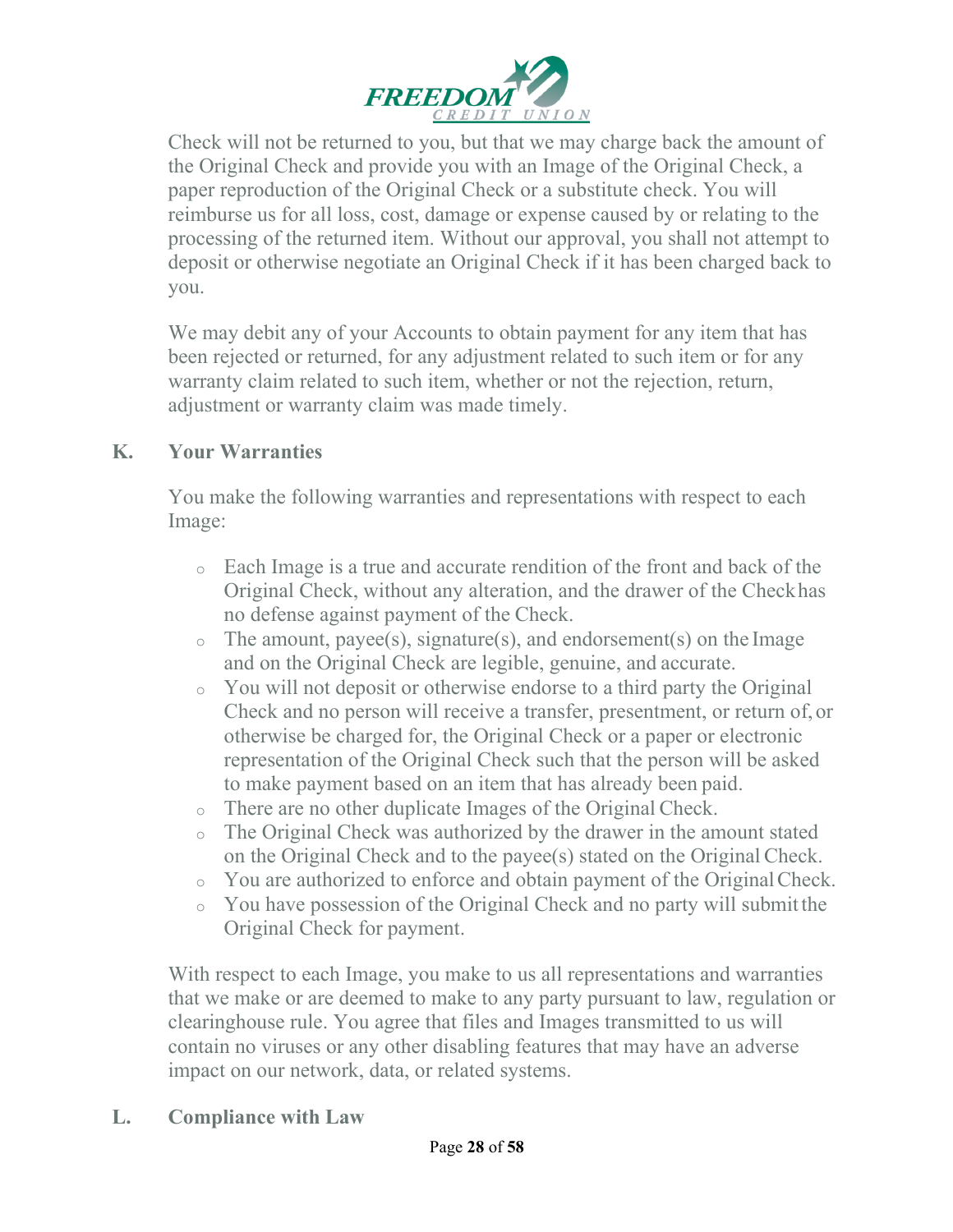Check will not be returned to you, but that we may charge back the amount of the Original Check and provide you with an Image of the Original Check, a paper reproduction of the Original Check or a substitute check. You will reimburse us for all loss, cost, damage or expense caused by or relating to the processing of the returned item. Without our approval, you shall not attempt to deposit or otherwise negotiate an Original Check if it has been charged back to you.

We may debit any of your Accounts to obtain payment for any item that has been rejected or returned, for any adjustment related to such item or for any warranty claim related to such item, whether or not the rejection, return, adjustment or warranty claim was made timely.

## K. Your Warranties

You make the following warranties and representations with respect to each Image:

- Each Image is a true and accurate rendition of the front and back of the Original Check, without any alteration, and the drawer of the Check has no defense against payment of the Check.
- The amount, payee(s), signature(s), and endorsement(s) on the Image and on the Original Check are legible, genuine, and accurate.
- You will not deposit or otherwise endorse to a third party the Original Check and no person will receive a transfer, presentment, or return of, or otherwise be charged for, the Original Check or a paper or electronic representation of the Original Check such that the person will be asked to make payment based on an item that has already been paid.
- There are no other duplicate Images of the Original Check.
- The Original Check was authorized by the drawer in the amount stated on the Original Check and to the payee(s) stated on the Original Check.
- You are authorized to enforce and obtain payment of the Original Check.
- You have possession of the Original Check and no party will submit the Original Check for payment.

With respect to each Image, you make to us all representations and warranties that we make or are deemed to make to any party pursuant to law, regulation or clearinghouse rule. You agree that files and Images transmitted to us will contain no viruses or any other disabling features that may have an adverse impact on our network, data, or related systems.

## L. Compliance with Law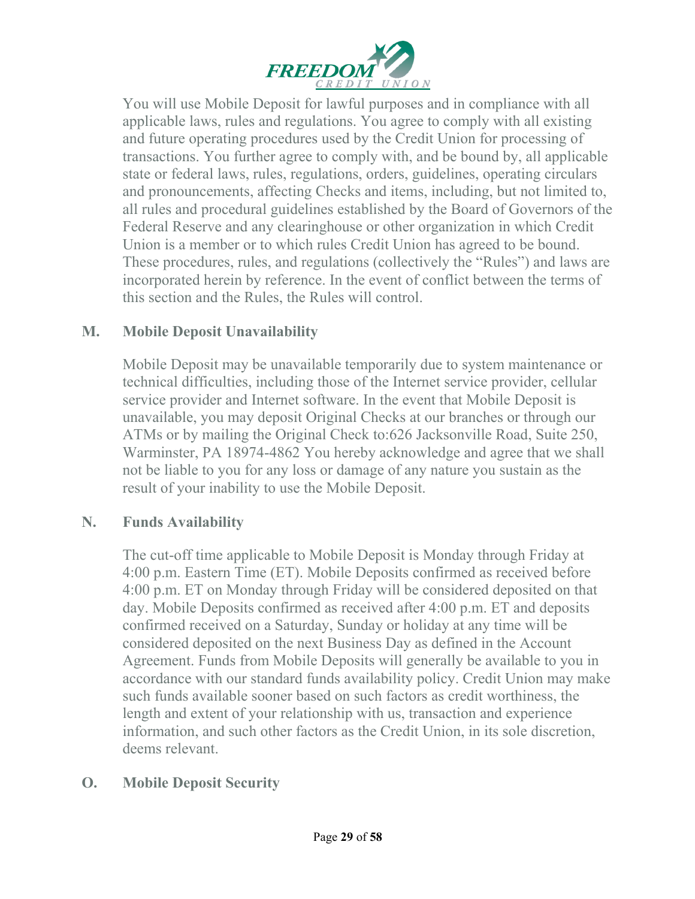You will use Mobile Deposit for lawful purposes and in compliance with all applicable laws, rules and regulations. You agree to comply with all existing and future operating procedures used by the Credit Union for processing of transactions. You further agree to comply with, and be bound by, all applicable state or federal laws, rules, regulations, orders, guidelines, operating circulars and pronouncements, affecting Checks and items, including, but not limited to, all rules and procedural guidelines established by the Board of Governors of the Federal Reserve and any clearinghouse or other organization in which Credit Union is a member or to which rules Credit Union has agreed to be bound. These procedures, rules, and regulations (collectively the "Rules") and laws are incorporated herein by reference. In the event of conflict between the terms of this section and the Rules, the Rules will control.

### M. Mobile Deposit Unavailability

Mobile Deposit may be unavailable temporarily due to system maintenance or technical difficulties, including those of the Internet service provider, cellular service provider and Internet software. In the event that Mobile Deposit is unavailable, you may deposit Original Checks at our branches or through our ATMs or by mailing the Original Check to:626 Jacksonville Road, Suite 250, Warminster, PA 18974-4862 You hereby acknowledge and agree that we shall not be liable to you for any loss or damage of any nature you sustain as the result of your inability to use the Mobile Deposit.

### N. Funds Availability

The cut-off time applicable to Mobile Deposit is Monday through Friday at 4:00 p.m. Eastern Time (ET). Mobile Deposits confirmed as received before 4:00 p.m. ET on Monday through Friday will be considered deposited on that day. Mobile Deposits confirmed as received after 4:00 p.m. ET and deposits confirmed received on a Saturday, Sunday or holiday at any time will be considered deposited on the next Business Day as defined in the Account Agreement. Funds from Mobile Deposits will generally be available to you in accordance with our standard funds availability policy. Credit Union may make such funds available sooner based on such factors as credit worthiness, the length and extent of your relationship with us, transaction and experience information, and such other factors as the Credit Union, in its sole discretion, deems relevant.

### O. Mobile Deposit Security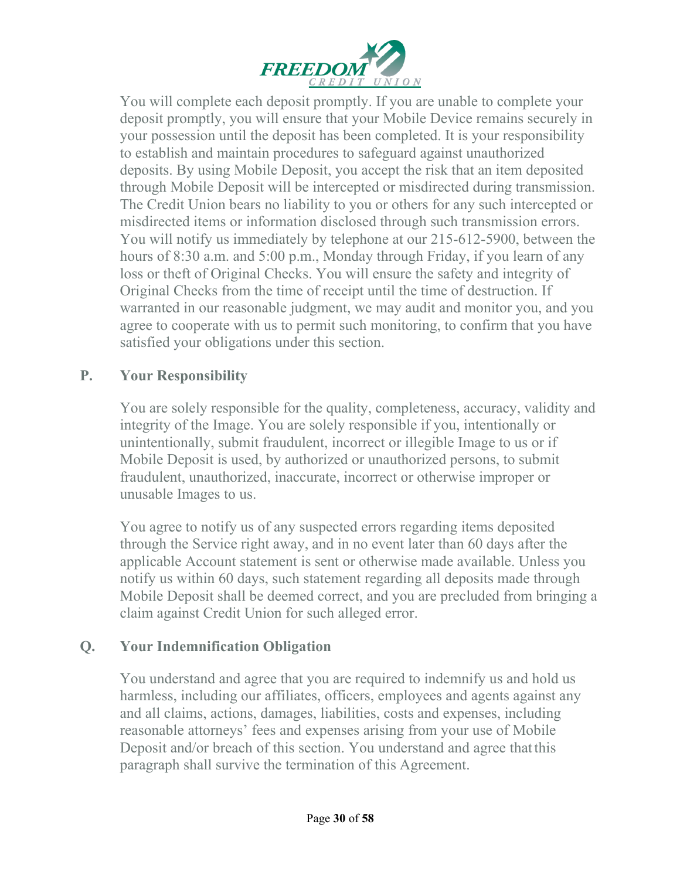You will complete each deposit promptly. If you are unable to complete your deposit promptly, you will ensure that your Mobile Device remains securely in your possession until the deposit has been completed. It is your responsibility to establish and maintain procedures to safeguard against unauthorized deposits. By using Mobile Deposit, you accept the risk that an item deposited through Mobile Deposit will be intercepted or misdirected during transmission. The Credit Union bears no liability to you or others for any such intercepted or misdirected items or information disclosed through such transmission errors. You will notify us immediately by telephone at our 215-612-5900, between the hours of 8:30 a.m. and 5:00 p.m., Monday through Friday, if you learn of any loss or theft of Original Checks. You will ensure the safety and integrity of Original Checks from the time of receipt until the time of destruction. If warranted in our reasonable judgment, we may audit and monitor you, and you agree to cooperate with us to permit such monitoring, to confirm that you have satisfied your obligations under this section.

## P. Your Responsibility

You are solely responsible for the quality, completeness, accuracy, validity and integrity of the Image. You are solely responsible if you, intentionally or unintentionally, submit fraudulent, incorrect or illegible Image to us or if Mobile Deposit is used, by authorized or unauthorized persons, to submit fraudulent, unauthorized, inaccurate, incorrect or otherwise improper or unusable Images to us.

You agree to notify us of any suspected errors regarding items deposited through the Service right away, and in no event later than 60 days after the applicable Account statement is sent or otherwise made available. Unless you notify us within 60 days, such statement regarding all deposits made through Mobile Deposit shall be deemed correct, and you are precluded from bringing a claim against Credit Union for such alleged error.

## Q. Your Indemnification Obligation

You understand and agree that you are required to indemnify us and hold us harmless, including our affiliates, officers, employees and agents against any and all claims, actions, damages, liabilities, costs and expenses, including reasonable attorneys' fees and expenses arising from your use of Mobile Deposit and/or breach of this section. You understand and agree that this paragraph shall survive the termination of this Agreement.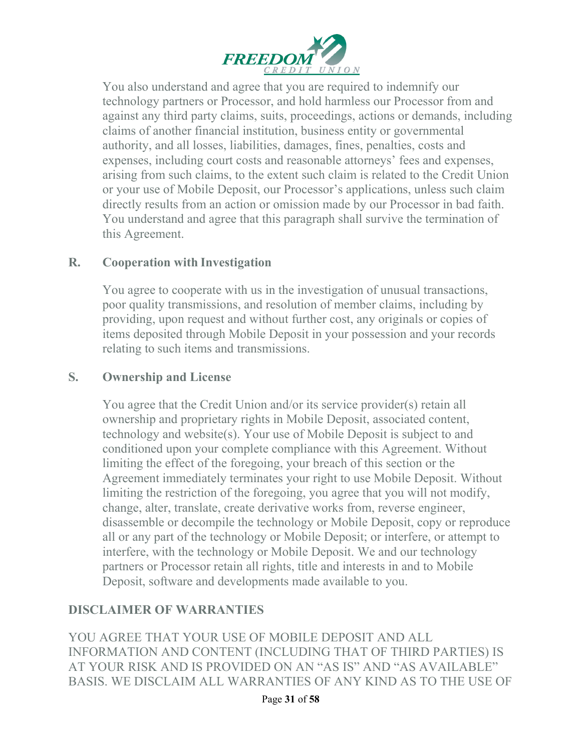You also understand and agree that you are required to indemnify our technology partners or Processor, and hold harmless our Processor from and against any third party claims, suits, proceedings, actions or demands, including claims of another financial institution, business entity or governmental authority, and all losses, liabilities, damages, fines, penalties, costs and expenses, including court costs and reasonable attorneys' fees and expenses, arising from such claims, to the extent such claim is related to the Credit Union or your use of Mobile Deposit, our Processor's applications, unless such claim directly results from an action or omission made by our Processor in bad faith. You understand and agree that this paragraph shall survive the termination of this Agreement.

**R. Cooperation with Investigation**

You agree to cooperate with us in the investigation of unusual transactions, poor quality transmissions, and resolution of member claims, including by providing, upon request and without further cost, any originals or copies of items deposited through Mobile Deposit in your possession and your records relating to such items and transmissions.

**S. Ownership and License**

You agree that the Credit Union and/or its service provider(s) retain all ownership and proprietary rights in Mobile Deposit, associated content, technology and website(s). Your use of Mobile Deposit is subject to and conditioned upon your complete compliance with this Agreement. Without limiting the effect of the foregoing, your breach of this section or the Agreement immediately terminates your right to use Mobile Deposit. Without limiting the restriction of the foregoing, you agree that you will not modify, change, alter, translate, create derivative works from, reverse engineer, disassemble or decompile the technology or Mobile Deposit, copy or reproduce all or any part of the technology or Mobile Deposit; or interfere, or attempt to interfere, with the technology or Mobile Deposit. We and our technology partners or Processor retain all rights, title and interests in and to Mobile Deposit, software and developments made available to you.

**DISCLAIMER OF WARRANTIES**

YOU AGREE THAT YOUR USE OF MOBILE DEPOSIT AND ALL INFORMATION AND CONTENT (INCLUDING THAT OF THIRD PARTIES) IS AT YOUR RISK AND IS PROVIDED ON AN "AS IS" AND "AS AVAILABLE" BASIS. WE DISCLAIM ALL WARRANTIES OF ANY KIND AS TO THE USE OF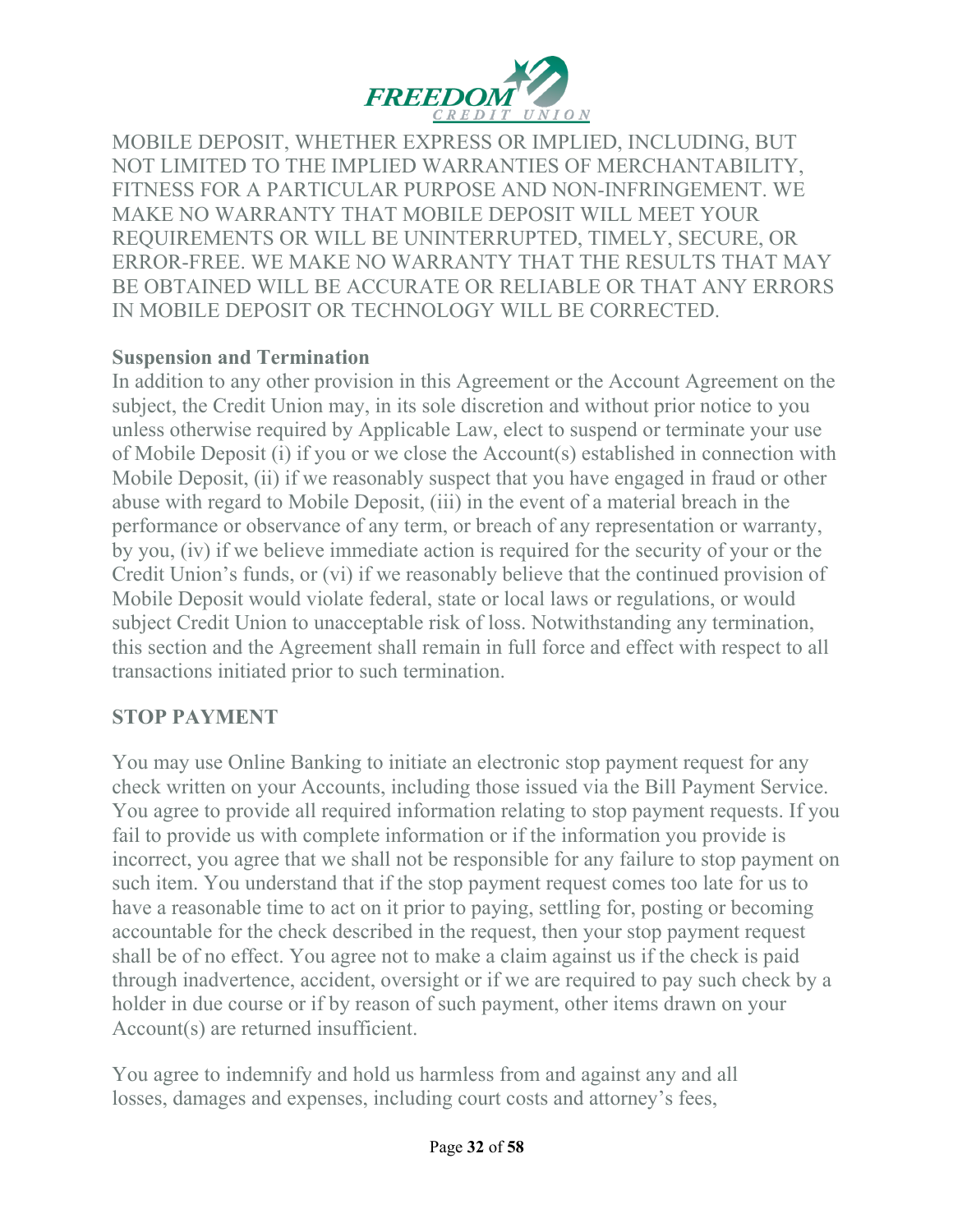MOBILE DEPOSIT, WHETHER EXPRESS OR IMPLIED, INCLUDING, BUT NOT LIMITED TO THE IMPLIED WARRANTIES OF MERCHANTABILITY, FITNESS FOR A PARTICULAR PURPOSE AND NON-INFRINGEMENT. WE MAKE NO WARRANTY THAT MOBILE DEPOSIT WILL MEET YOUR REQUIREMENTS OR WILL BE UNINTERRUPTED, TIMELY, SECURE, OR ERROR-FREE. WE MAKE NO WARRANTY THAT THE RESULTS THAT MAY BE OBTAINED WILL BE ACCURATE OR RELIABLE OR THAT ANY ERRORS IN MOBILE DEPOSIT OR TECHNOLOGY WILL BE CORRECTED.

**Suspension and Termination**

In addition to any other provision in this Agreement or the Account Agreement on the subject, the Credit Union may, in its sole discretion and without prior notice to you unless otherwise required by Applicable Law, elect to suspend or terminate your use of Mobile Deposit (i) if you or we close the Account(s) established in connection with Mobile Deposit, (ii) if we reasonably suspect that you have engaged in fraud or other abuse with regard to Mobile Deposit, (iii) in the event of a material breach in the performance or observance of any term, or breach of any representation or warranty, by you, (iv) if we believe immediate action is required for the security of your or the Credit Union's funds, or (vi) if we reasonably believe that the continued provision of Mobile Deposit would violate federal, state or local laws or regulations, or would subject Credit Union to unacceptable risk of loss. Notwithstanding any termination, this section and the Agreement shall remain in full force and effect with respect to all transactions initiated prior to such termination.

## STOP PAYMENT

You may use Online Banking to initiate an electronic stop payment request for any check written on your Accounts, including those issued via the Bill Payment Service. You agree to provide all required information relating to stop payment requests. If you fail to provide us with complete information or if the information you provide is incorrect, you agree that we shall not be responsible for any failure to stop payment on such item. You understand that if the stop payment request comes too late for us to have a reasonable time to act on it prior to paying, settling for, posting or becoming accountable for the check described in the request, then your stop payment request shall be of no effect. You agree not to make a claim against us if the check is paid through inadvertence, accident, oversight or if we are required to pay such check by a holder in due course or if by reason of such payment, other items drawn on your Account(s) are returned insufficient.

You agree to indemnify and hold us harmless from and against any and all losses, damages and expenses, including court costs and attorney's fees,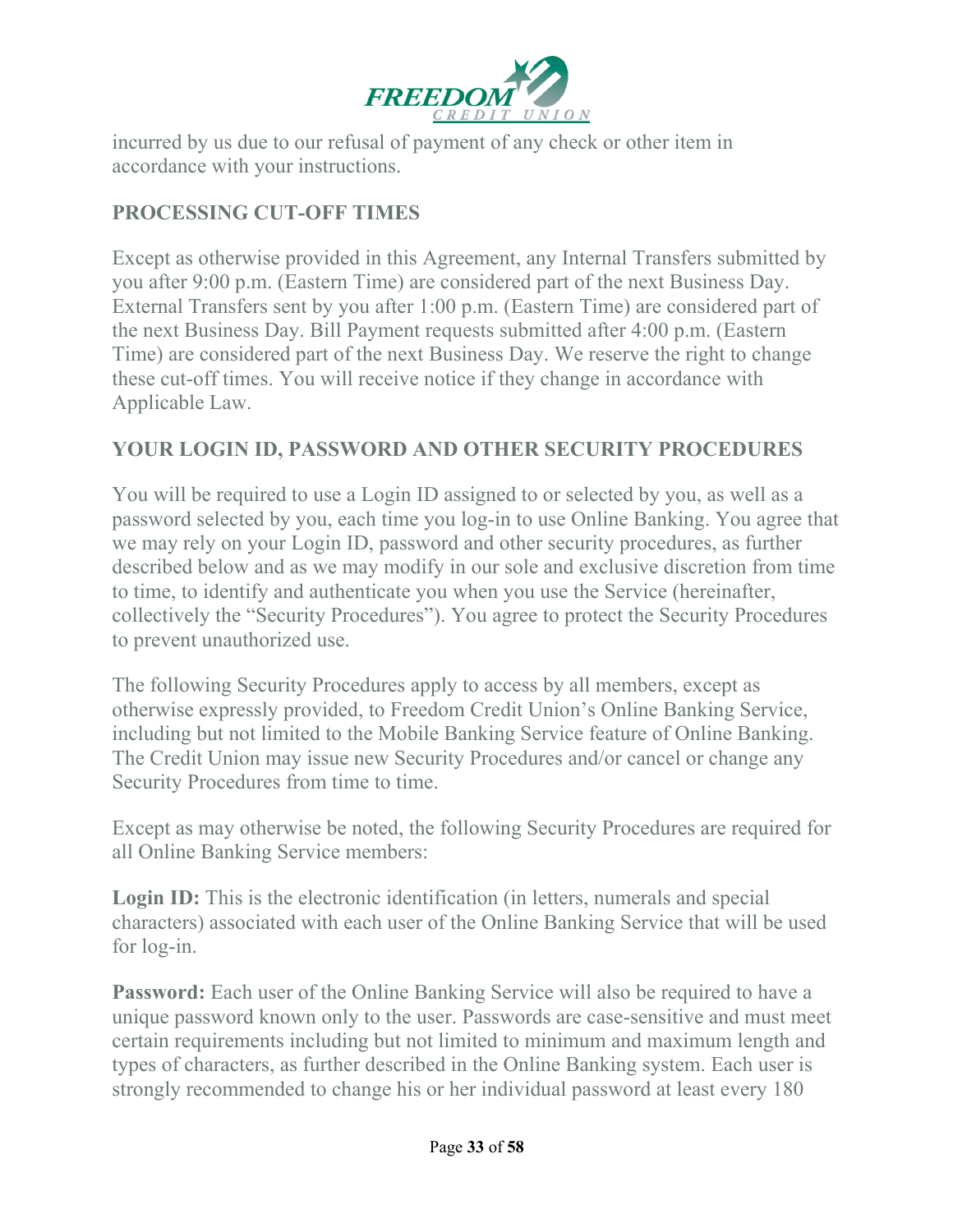incurred by us due to our refusal of payment of any check or other item in accordance with your instructions.

## PROCESSING CUT-OFF TIMES

Except as otherwise provided in this Agreement, any Internal Transfers submitted by you after 9:00 p.m. (Eastern Time) are considered part of the next Business Day. External Transfers sent by you after 1:00 p.m. (Eastern Time) are considered part of the next Business Day. Bill Payment requests submitted after 4:00 p.m. (Eastern Time) are considered part of the next Business Day. We reserve the right to change these cut-off times. You will receive notice if they change in accordance with Applicable Law.

## YOUR LOGIN ID, PASSWORD AND OTHER SECURITY PROCEDURES

You will be required to use a Login ID assigned to or selected by you, as well as a password selected by you, each time you log-in to use Online Banking. You agree that we may rely on your Login ID, password and other security procedures, as further described below and as we may modify in our sole and exclusive discretion from time to time, to identify and authenticate you when you use the Service (hereinafter, collectively the "Security Procedures"). You agree to protect the Security Procedures to prevent unauthorized use.

The following Security Procedures apply to access by all members, except as otherwise expressly provided, to Freedom Credit Union's Online Banking Service, including but not limited to the Mobile Banking Service feature of Online Banking. The Credit Union may issue new Security Procedures and/or cancel or change any Security Procedures from time to time.

Except as may otherwise be noted, the following Security Procedures are required for all Online Banking Service members:

**Login ID:** This is the electronic identification (in letters, numerals and special characters) associated with each user of the Online Banking Service that will be used for log-in.

**Password:** Each user of the Online Banking Service will also be required to have a unique password known only to the user. Passwords are case-sensitive and must meet certain requirements including but not limited to minimum and maximum length and types of characters, as further described in the Online Banking system. Each user is strongly recommended to change his or her individual password at least every 180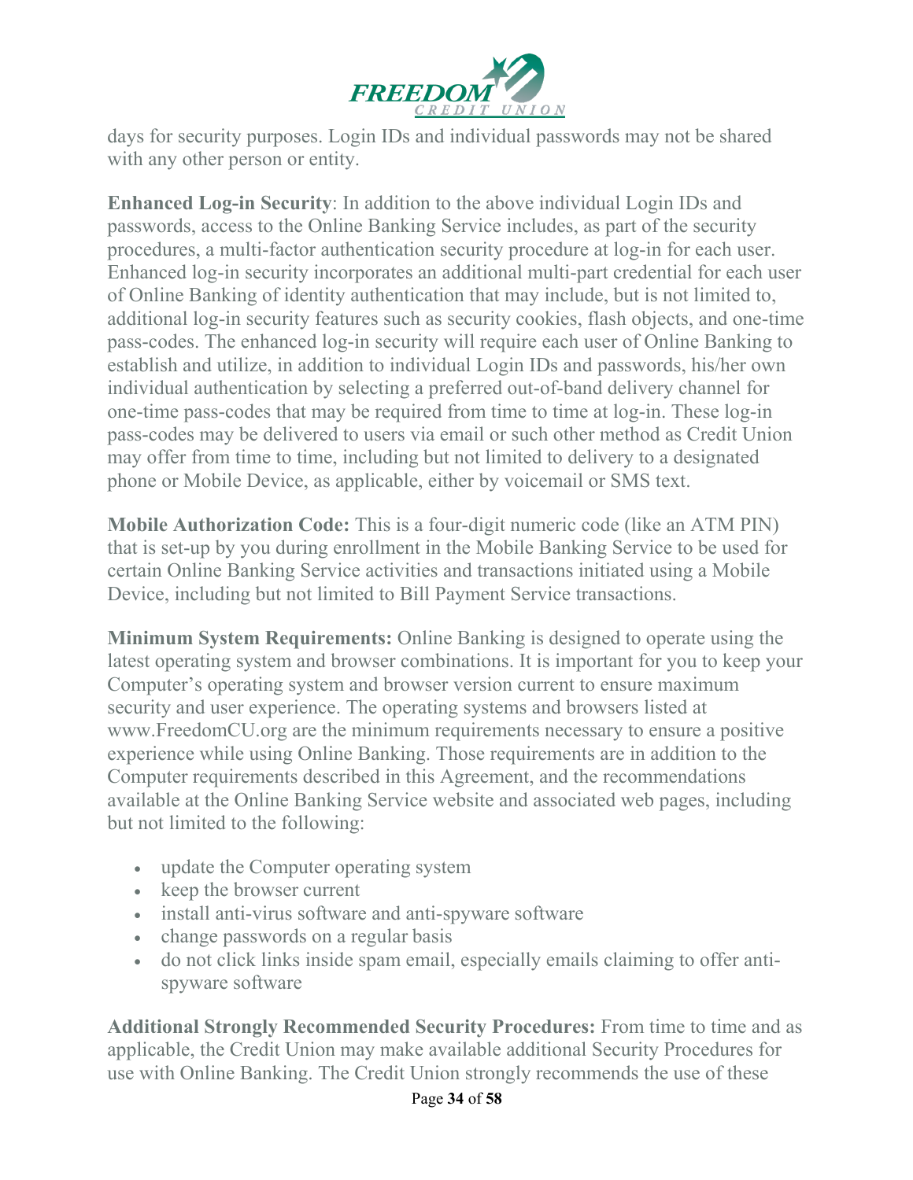days for security purposes. Login IDs and individual passwords may not be shared with any other person or entity.

**Enhanced Log-in Security**: In addition to the above individual Login IDs and passwords, access to the Online Banking Service includes, as part of the security procedures, a multi-factor authentication security procedure at log-in for each user. Enhanced log-in security incorporates an additional multi-part credential for each user of Online Banking of identity authentication that may include, but is not limited to, additional log-in security features such as security cookies, flash objects, and one-time pass-codes. The enhanced log-in security will require each user of Online Banking to establish and utilize, in addition to individual Login IDs and passwords, his/her own individual authentication by selecting a preferred out-of-band delivery channel for one-time pass-codes that may be required from time to time at log-in. These log-in pass-codes may be delivered to users via email or such other method as Credit Union may offer from time to time, including but not limited to delivery to a designated phone or Mobile Device, as applicable, either by voicemail or SMS text.

**Mobile Authorization Code:** This is a four-digit numeric code (like an ATM PIN) that is set-up by you during enrollment in the Mobile Banking Service to be used for certain Online Banking Service activities and transactions initiated using a Mobile Device, including but not limited to Bill Payment Service transactions.

**Minimum System Requirements:** Online Banking is designed to operate using the latest operating system and browser combinations. It is important for you to keep your Computer's operating system and browser version current to ensure maximum security and user experience. The operating systems and browsers listed at www.FreedomCU.org are the minimum requirements necessary to ensure a positive experience while using Online Banking. Those requirements are in addition to the Computer requirements described in this Agreement, and the recommendations available at the Online Banking Service website and associated web pages, including but not limited to the following:

- update the Computer operating system
- keep the browser current
- install anti-virus software and anti-spyware software
- change passwords on a regular basis
- do not click links inside spam email, especially emails claiming to offer anti-spyware software

**Additional Strongly Recommended Security Procedures:** From time to time and as applicable, the Credit Union may make available additional Security Procedures for use with Online Banking. The Credit Union strongly recommends the use of these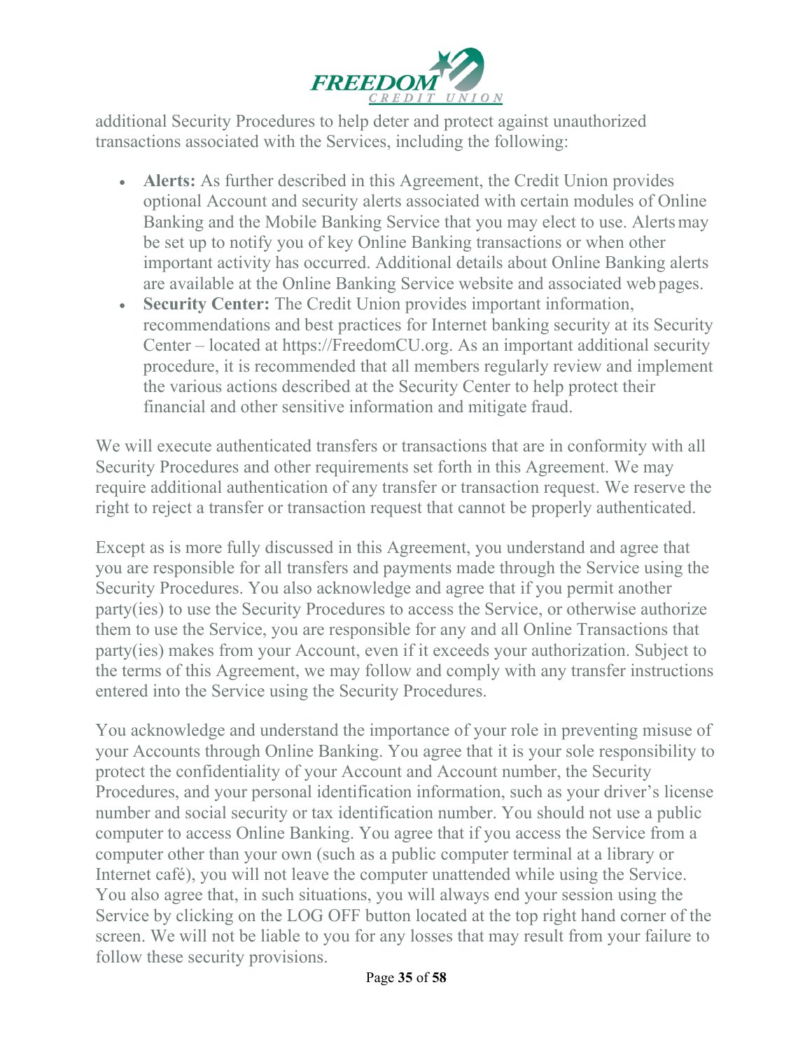additional Security Procedures to help deter and protect against unauthorized transactions associated with the Services, including the following:

- **Alerts:** As further described in this Agreement, the Credit Union provides optional Account and security alerts associated with certain modules of Online Banking and the Mobile Banking Service that you may elect to use. Alerts may be set up to notify you of key Online Banking transactions or when other important activity has occurred. Additional details about Online Banking alerts are available at the Online Banking Service website and associated web pages.
- **Security Center:** The Credit Union provides important information, recommendations and best practices for Internet banking security at its Security Center – located at https://FreedomCU.org. As an important additional security procedure, it is recommended that all members regularly review and implement the various actions described at the Security Center to help protect their financial and other sensitive information and mitigate fraud.

We will execute authenticated transfers or transactions that are in conformity with all Security Procedures and other requirements set forth in this Agreement. We may require additional authentication of any transfer or transaction request. We reserve the right to reject a transfer or transaction request that cannot be properly authenticated.

Except as is more fully discussed in this Agreement, you understand and agree that you are responsible for all transfers and payments made through the Service using the Security Procedures. You also acknowledge and agree that if you permit another party(ies) to use the Security Procedures to access the Service, or otherwise authorize them to use the Service, you are responsible for any and all Online Transactions that party(ies) makes from your Account, even if it exceeds your authorization. Subject to the terms of this Agreement, we may follow and comply with any transfer instructions entered into the Service using the Security Procedures.

You acknowledge and understand the importance of your role in preventing misuse of your Accounts through Online Banking. You agree that it is your sole responsibility to protect the confidentiality of your Account and Account number, the Security Procedures, and your personal identification information, such as your driver's license number and social security or tax identification number. You should not use a public computer to access Online Banking. You agree that if you access the Service from a computer other than your own (such as a public computer terminal at a library or Internet café), you will not leave the computer unattended while using the Service. You also agree that, in such situations, you will always end your session using the Service by clicking on the LOG OFF button located at the top right hand corner of the screen. We will not be liable to you for any losses that may result from your failure to follow these security provisions.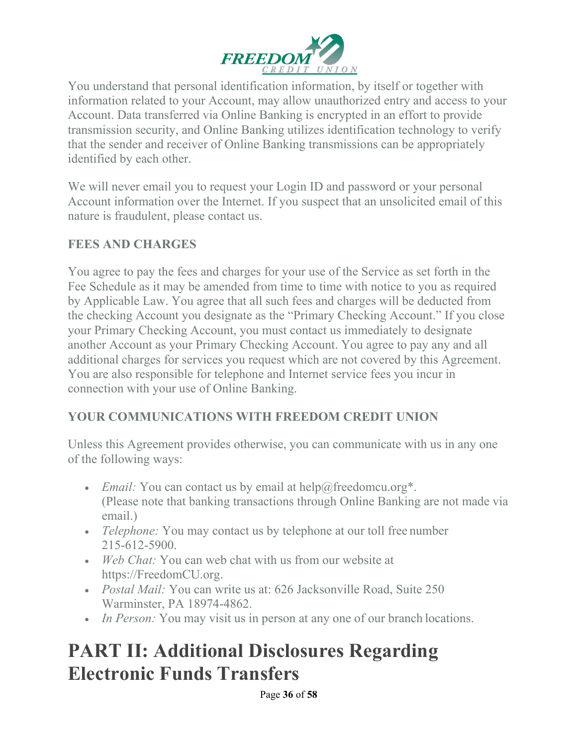You understand that personal identification information, by itself or together with information related to your Account, may allow unauthorized entry and access to your Account. Data transferred via Online Banking is encrypted in an effort to provide transmission security, and Online Banking utilizes identification technology to verify that the sender and receiver of Online Banking transmissions can be appropriately identified by each other.

We will never email you to request your Login ID and password or your personal Account information over the Internet. If you suspect that an unsolicited email of this nature is fraudulent, please contact us.

### FEES AND CHARGES

You agree to pay the fees and charges for your use of the Service as set forth in the Fee Schedule as it may be amended from time to time with notice to you as required by Applicable Law. You agree that all such fees and charges will be deducted from the checking Account you designate as the "Primary Checking Account." If you close your Primary Checking Account, you must contact us immediately to designate another Account as your Primary Checking Account. You agree to pay any and all additional charges for services you request which are not covered by this Agreement. You are also responsible for telephone and Internet service fees you incur in connection with your use of Online Banking.

### YOUR COMMUNICATIONS WITH FREEDOM CREDIT UNION

Unless this Agreement provides otherwise, you can communicate with us in any one of the following ways:

- *Email:* You can contact us by email at help@freedomcu.org*. (Please note that banking transactions through Online Banking are not made via email.)
- *Telephone:* You may contact us by telephone at our toll free number 215-612-5900.
- *Web Chat:* You can web chat with us from our website at https://FreedomCU.org.
- *Postal Mail:* You can write us at: 626 Jacksonville Road, Suite 250 Warminster, PA 18974-4862.
- *In Person:* You may visit us in person at any one of our branch locations.

# PART II: Additional Disclosures Regarding Electronic Funds Transfers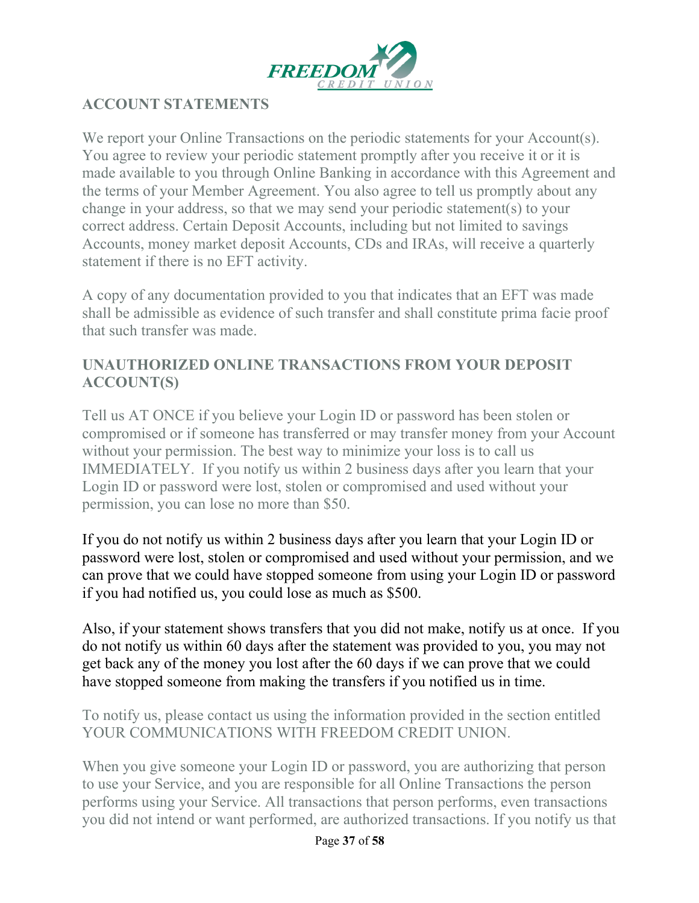## ACCOUNT STATEMENTS

We report your Online Transactions on the periodic statements for your Account(s). You agree to review your periodic statement promptly after you receive it or it is made available to you through Online Banking in accordance with this Agreement and the terms of your Member Agreement. You also agree to tell us promptly about any change in your address, so that we may send your periodic statement(s) to your correct address. Certain Deposit Accounts, including but not limited to savings Accounts, money market deposit Accounts, CDs and IRAs, will receive a quarterly statement if there is no EFT activity.

A copy of any documentation provided to you that indicates that an EFT was made shall be admissible as evidence of such transfer and shall constitute prima facie proof that such transfer was made.

## UNAUTHORIZED ONLINE TRANSACTIONS FROM YOUR DEPOSIT ACCOUNT(S)

Tell us AT ONCE if you believe your Login ID or password has been stolen or compromised or if someone has transferred or may transfer money from your Account without your permission. The best way to minimize your loss is to call us IMMEDIATELY. If you notify us within 2 business days after you learn that your Login ID or password were lost, stolen or compromised and used without your permission, you can lose no more than $50.

If you do not notify us within 2 business days after you learn that your Login ID or password were lost, stolen or compromised and used without your permission, and we can prove that we could have stopped someone from using your Login ID or password if you had notified us, you could lose as much as $500.

Also, if your statement shows transfers that you did not make, notify us at once. If you do not notify us within 60 days after the statement was provided to you, you may not get back any of the money you lost after the 60 days if we can prove that we could have stopped someone from making the transfers if you notified us in time.

To notify us, please contact us using the information provided in the section entitled YOUR COMMUNICATIONS WITH FREEDOM CREDIT UNION.

When you give someone your Login ID or password, you are authorizing that person to use your Service, and you are responsible for all Online Transactions the person performs using your Service. All transactions that person performs, even transactions you did not intend or want performed, are authorized transactions. If you notify us that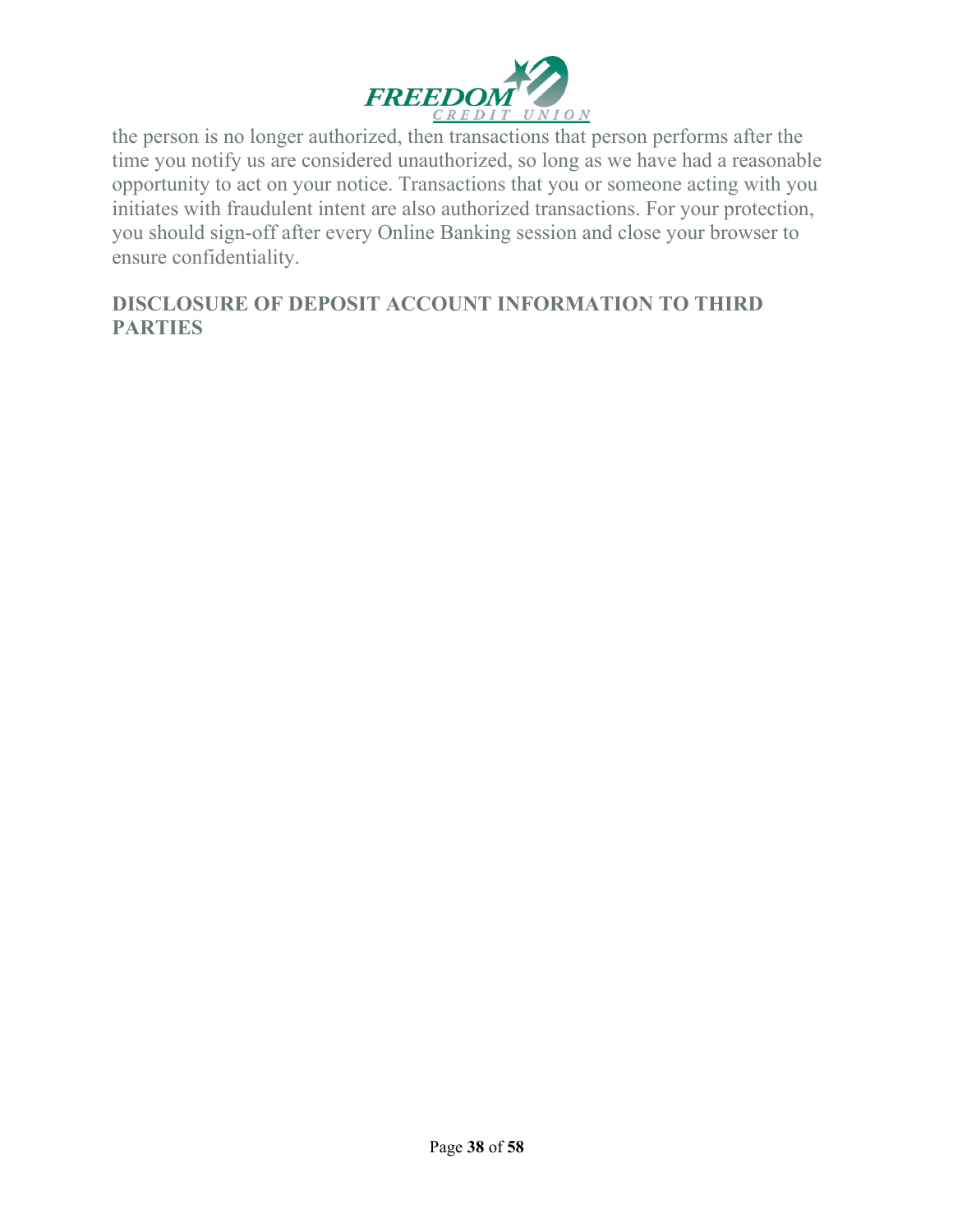the person is no longer authorized, then transactions that person performs after the time you notify us are considered unauthorized, so long as we have had a reasonable opportunity to act on your notice. Transactions that you or someone acting with you initiates with fraudulent intent are also authorized transactions. For your protection, you should sign-off after every Online Banking session and close your browser to ensure confidentiality.

## DISCLOSURE OF DEPOSIT ACCOUNT INFORMATION TO THIRD PARTIES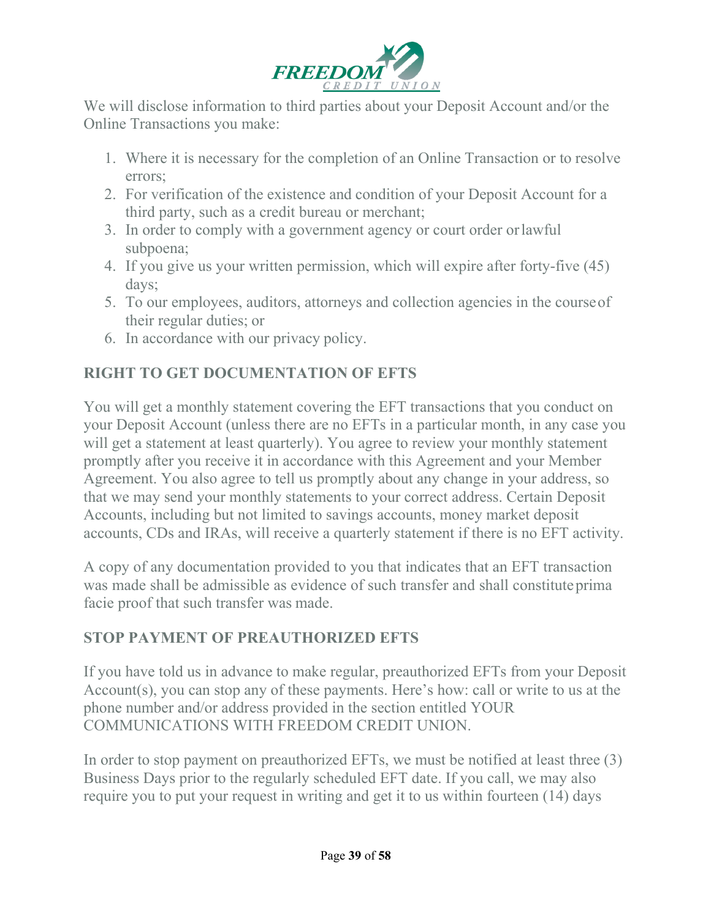We will disclose information to third parties about your Deposit Account and/or the Online Transactions you make:

1. Where it is necessary for the completion of an Online Transaction or to resolve errors;
2. For verification of the existence and condition of your Deposit Account for a third party, such as a credit bureau or merchant;
3. In order to comply with a government agency or court order or lawful subpoena;
4. If you give us your written permission, which will expire after forty-five (45) days;
5. To our employees, auditors, attorneys and collection agencies in the course of their regular duties; or
6. In accordance with our privacy policy.

## RIGHT TO GET DOCUMENTATION OF EFTS

You will get a monthly statement covering the EFT transactions that you conduct on your Deposit Account (unless there are no EFTs in a particular month, in any case you will get a statement at least quarterly). You agree to review your monthly statement promptly after you receive it in accordance with this Agreement and your Member Agreement. You also agree to tell us promptly about any change in your address, so that we may send your monthly statements to your correct address. Certain Deposit Accounts, including but not limited to savings accounts, money market deposit accounts, CDs and IRAs, will receive a quarterly statement if there is no EFT activity.

A copy of any documentation provided to you that indicates that an EFT transaction was made shall be admissible as evidence of such transfer and shall constitute prima facie proof that such transfer was made.

## STOP PAYMENT OF PREAUTHORIZED EFTS

If you have told us in advance to make regular, preauthorized EFTs from your Deposit Account(s), you can stop any of these payments. Here's how: call or write to us at the phone number and/or address provided in the section entitled YOUR COMMUNICATIONS WITH FREEDOM CREDIT UNION.

In order to stop payment on preauthorized EFTs, we must be notified at least three (3) Business Days prior to the regularly scheduled EFT date. If you call, we may also require you to put your request in writing and get it to us within fourteen (14) days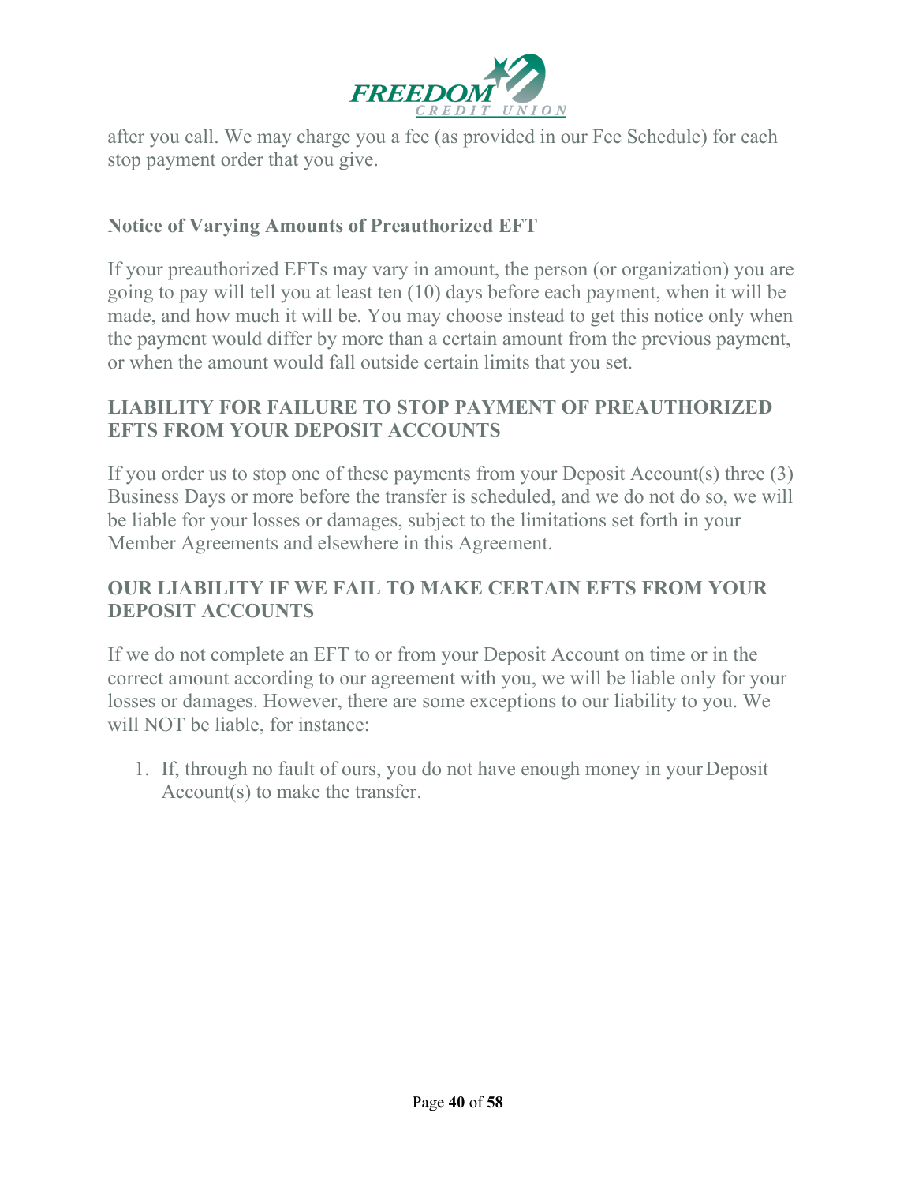after you call. We may charge you a fee (as provided in our Fee Schedule) for each stop payment order that you give.

### Notice of Varying Amounts of Preauthorized EFT

If your preauthorized EFTs may vary in amount, the person (or organization) you are going to pay will tell you at least ten (10) days before each payment, when it will be made, and how much it will be. You may choose instead to get this notice only when the payment would differ by more than a certain amount from the previous payment, or when the amount would fall outside certain limits that you set.

## LIABILITY FOR FAILURE TO STOP PAYMENT OF PREAUTHORIZED EFTS FROM YOUR DEPOSIT ACCOUNTS

If you order us to stop one of these payments from your Deposit Account(s) three (3) Business Days or more before the transfer is scheduled, and we do not do so, we will be liable for your losses or damages, subject to the limitations set forth in your Member Agreements and elsewhere in this Agreement.

## OUR LIABILITY IF WE FAIL TO MAKE CERTAIN EFTS FROM YOUR DEPOSIT ACCOUNTS

If we do not complete an EFT to or from your Deposit Account on time or in the correct amount according to our agreement with you, we will be liable only for your losses or damages. However, there are some exceptions to our liability to you. We will NOT be liable, for instance:

1. If, through no fault of ours, you do not have enough money in your Deposit Account(s) to make the transfer.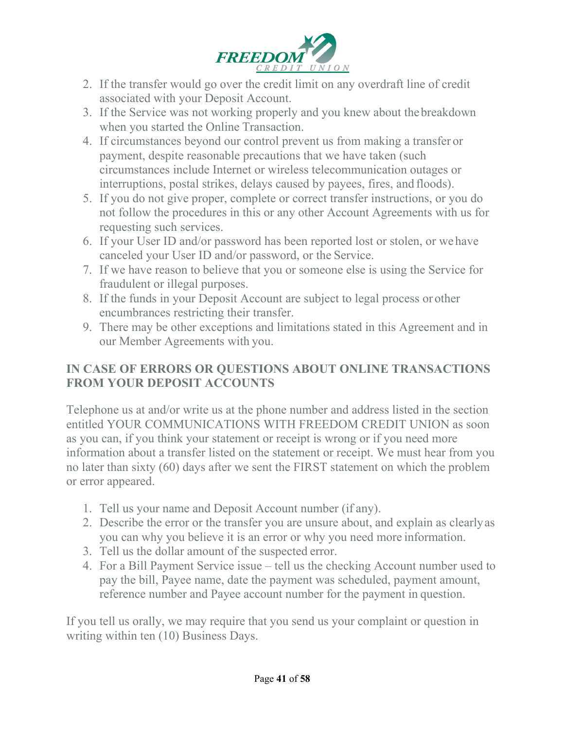2. If the transfer would go over the credit limit on any overdraft line of credit associated with your Deposit Account.
3. If the Service was not working properly and you knew about the breakdown when you started the Online Transaction.
4. If circumstances beyond our control prevent us from making a transfer or payment, despite reasonable precautions that we have taken (such circumstances include Internet or wireless telecommunication outages or interruptions, postal strikes, delays caused by payees, fires, and floods).
5. If you do not give proper, complete or correct transfer instructions, or you do not follow the procedures in this or any other Account Agreements with us for requesting such services.
6. If your User ID and/or password has been reported lost or stolen, or we have canceled your User ID and/or password, or the Service.
7. If we have reason to believe that you or someone else is using the Service for fraudulent or illegal purposes.
8. If the funds in your Deposit Account are subject to legal process or other encumbrances restricting their transfer.
9. There may be other exceptions and limitations stated in this Agreement and in our Member Agreements with you.

## IN CASE OF ERRORS OR QUESTIONS ABOUT ONLINE TRANSACTIONS FROM YOUR DEPOSIT ACCOUNTS

Telephone us at and/or write us at the phone number and address listed in the section entitled YOUR COMMUNICATIONS WITH FREEDOM CREDIT UNION as soon as you can, if you think your statement or receipt is wrong or if you need more information about a transfer listed on the statement or receipt. We must hear from you no later than sixty (60) days after we sent the FIRST statement on which the problem or error appeared.

1. Tell us your name and Deposit Account number (if any).
2. Describe the error or the transfer you are unsure about, and explain as clearly as you can why you believe it is an error or why you need more information.
3. Tell us the dollar amount of the suspected error.
4. For a Bill Payment Service issue – tell us the checking Account number used to pay the bill, Payee name, date the payment was scheduled, payment amount, reference number and Payee account number for the payment in question.

If you tell us orally, we may require that you send us your complaint or question in writing within ten (10) Business Days.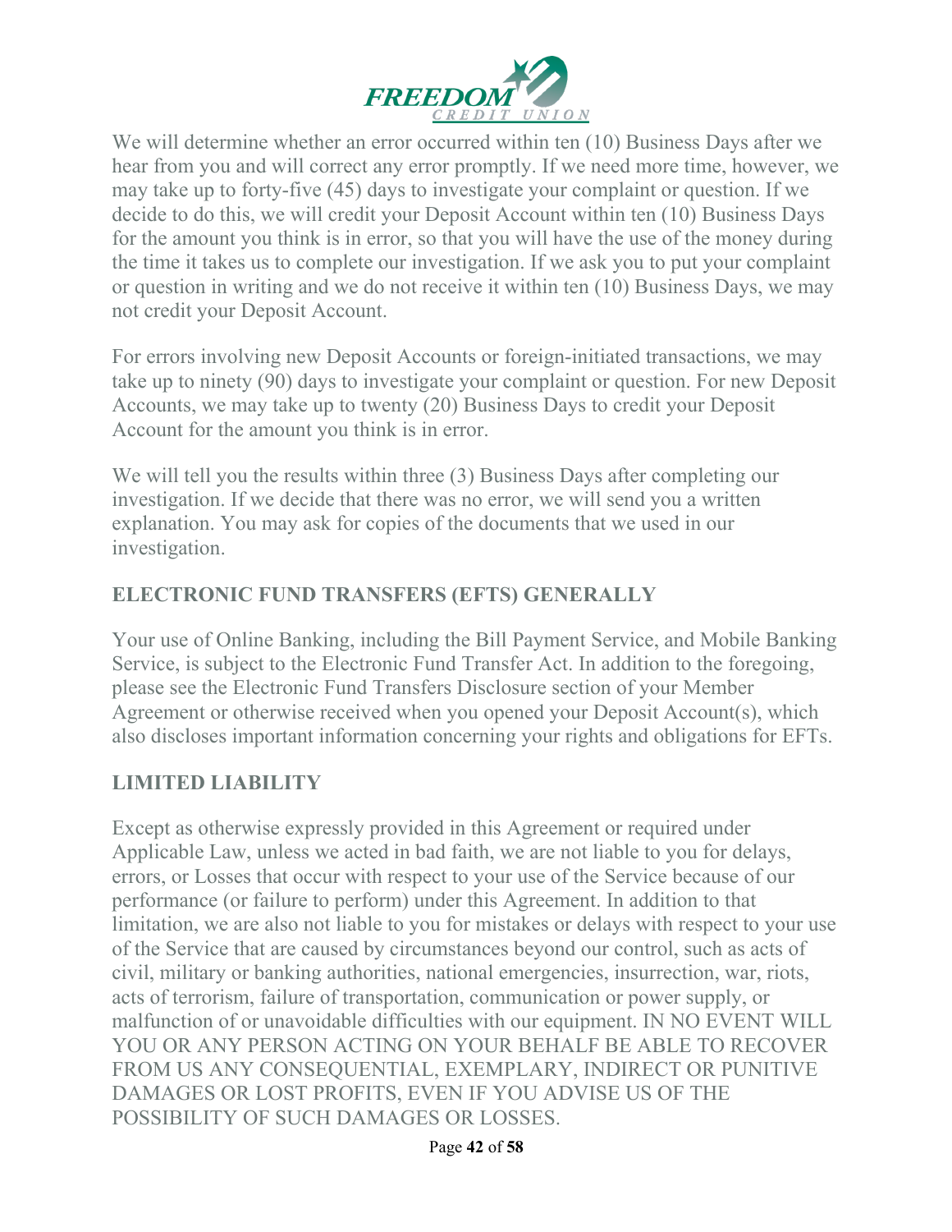We will determine whether an error occurred within ten (10) Business Days after we hear from you and will correct any error promptly. If we need more time, however, we may take up to forty-five (45) days to investigate your complaint or question. If we decide to do this, we will credit your Deposit Account within ten (10) Business Days for the amount you think is in error, so that you will have the use of the money during the time it takes us to complete our investigation. If we ask you to put your complaint or question in writing and we do not receive it within ten (10) Business Days, we may not credit your Deposit Account.

For errors involving new Deposit Accounts or foreign-initiated transactions, we may take up to ninety (90) days to investigate your complaint or question. For new Deposit Accounts, we may take up to twenty (20) Business Days to credit your Deposit Account for the amount you think is in error.

We will tell you the results within three (3) Business Days after completing our investigation. If we decide that there was no error, we will send you a written explanation. You may ask for copies of the documents that we used in our investigation.

## ELECTRONIC FUND TRANSFERS (EFTS) GENERALLY

Your use of Online Banking, including the Bill Payment Service, and Mobile Banking Service, is subject to the Electronic Fund Transfer Act. In addition to the foregoing, please see the Electronic Fund Transfers Disclosure section of your Member Agreement or otherwise received when you opened your Deposit Account(s), which also discloses important information concerning your rights and obligations for EFTs.

## LIMITED LIABILITY

Except as otherwise expressly provided in this Agreement or required under Applicable Law, unless we acted in bad faith, we are not liable to you for delays, errors, or Losses that occur with respect to your use of the Service because of our performance (or failure to perform) under this Agreement. In addition to that limitation, we are also not liable to you for mistakes or delays with respect to your use of the Service that are caused by circumstances beyond our control, such as acts of civil, military or banking authorities, national emergencies, insurrection, war, riots, acts of terrorism, failure of transportation, communication or power supply, or malfunction of or unavoidable difficulties with our equipment. IN NO EVENT WILL YOU OR ANY PERSON ACTING ON YOUR BEHALF BE ABLE TO RECOVER FROM US ANY CONSEQUENTIAL, EXEMPLARY, INDIRECT OR PUNITIVE DAMAGES OR LOST PROFITS, EVEN IF YOU ADVISE US OF THE POSSIBILITY OF SUCH DAMAGES OR LOSSES.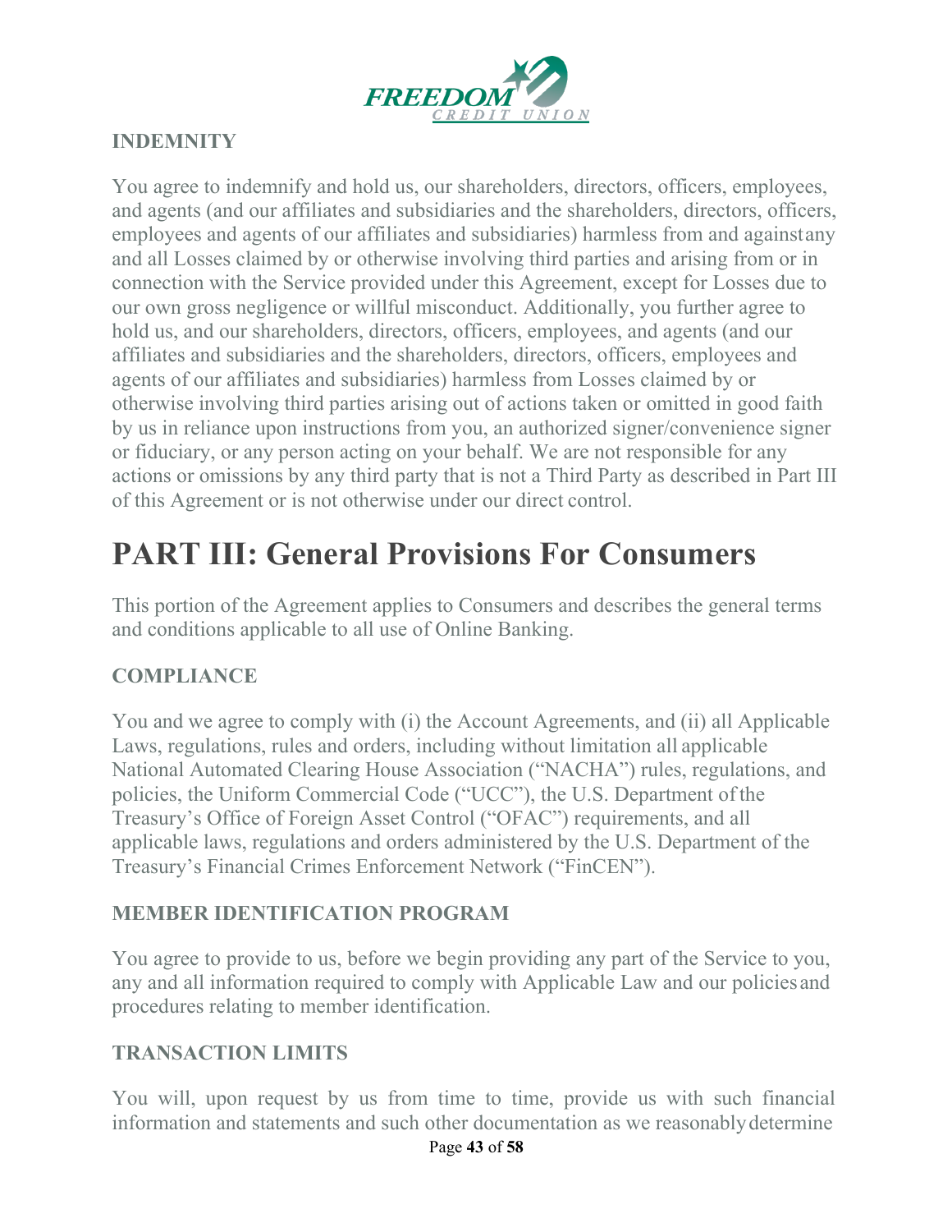### INDEMNITY

You agree to indemnify and hold us, our shareholders, directors, officers, employees, and agents (and our affiliates and subsidiaries and the shareholders, directors, officers, employees and agents of our affiliates and subsidiaries) harmless from and against any and all Losses claimed by or otherwise involving third parties and arising from or in connection with the Service provided under this Agreement, except for Losses due to our own gross negligence or willful misconduct. Additionally, you further agree to hold us, and our shareholders, directors, officers, employees, and agents (and our affiliates and subsidiaries and the shareholders, directors, officers, employees and agents of our affiliates and subsidiaries) harmless from Losses claimed by or otherwise involving third parties arising out of actions taken or omitted in good faith by us in reliance upon instructions from you, an authorized signer/convenience signer or fiduciary, or any person acting on your behalf. We are not responsible for any actions or omissions by any third party that is not a Third Party as described in Part III of this Agreement or is not otherwise under our direct control.

# PART III: General Provisions For Consumers

This portion of the Agreement applies to Consumers and describes the general terms and conditions applicable to all use of Online Banking.

### COMPLIANCE

You and we agree to comply with (i) the Account Agreements, and (ii) all Applicable Laws, regulations, rules and orders, including without limitation all applicable National Automated Clearing House Association ("NACHA") rules, regulations, and policies, the Uniform Commercial Code ("UCC"), the U.S. Department of the Treasury's Office of Foreign Asset Control ("OFAC") requirements, and all applicable laws, regulations and orders administered by the U.S. Department of the Treasury's Financial Crimes Enforcement Network ("FinCEN").

### MEMBER IDENTIFICATION PROGRAM

You agree to provide to us, before we begin providing any part of the Service to you, any and all information required to comply with Applicable Law and our policies and procedures relating to member identification.

### TRANSACTION LIMITS

You will, upon request by us from time to time, provide us with such financial information and statements and such other documentation as we reasonably determine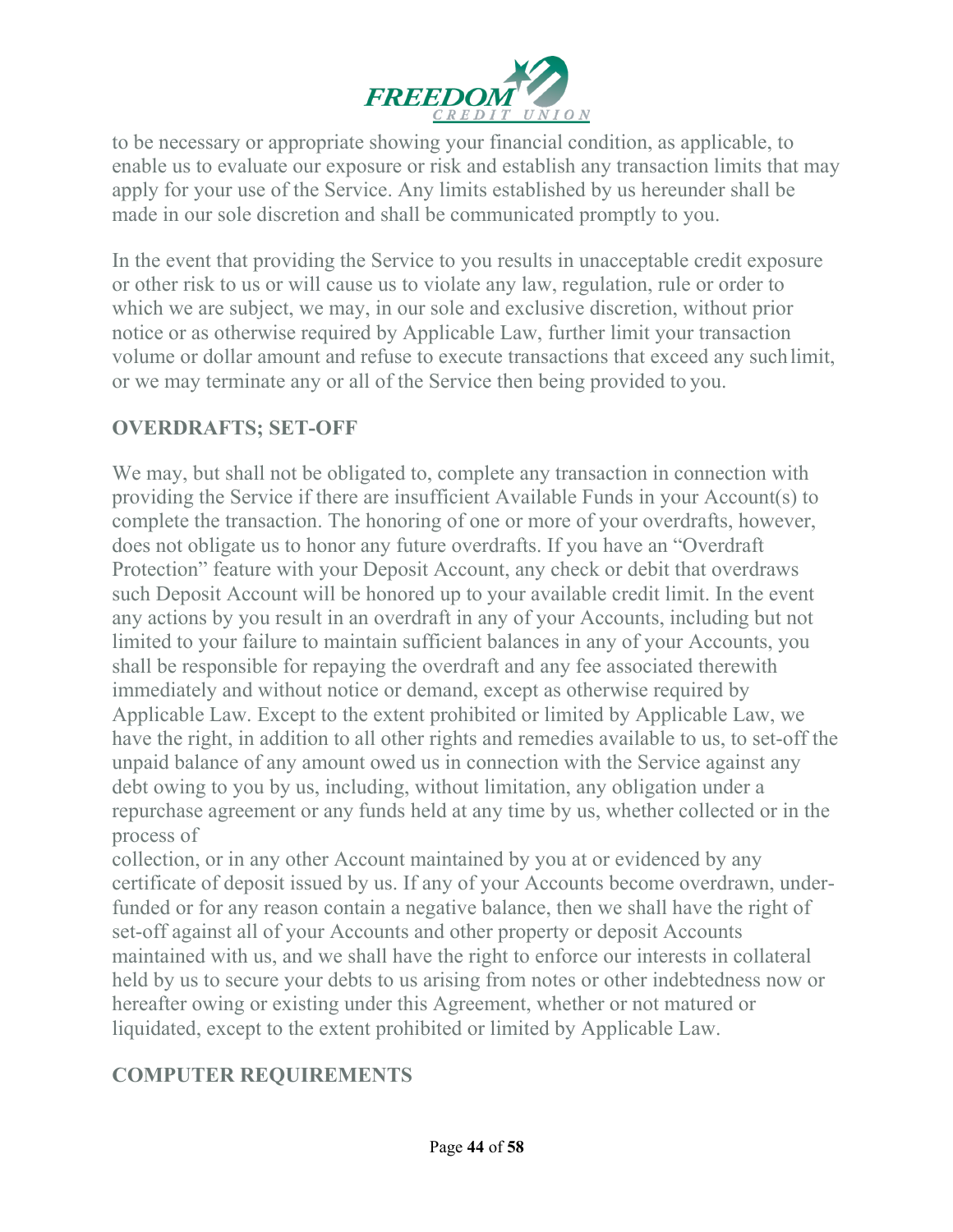to be necessary or appropriate showing your financial condition, as applicable, to enable us to evaluate our exposure or risk and establish any transaction limits that may apply for your use of the Service. Any limits established by us hereunder shall be made in our sole discretion and shall be communicated promptly to you.

In the event that providing the Service to you results in unacceptable credit exposure or other risk to us or will cause us to violate any law, regulation, rule or order to which we are subject, we may, in our sole and exclusive discretion, without prior notice or as otherwise required by Applicable Law, further limit your transaction volume or dollar amount and refuse to execute transactions that exceed any such limit, or we may terminate any or all of the Service then being provided to you.

## OVERDRAFTS; SET-OFF

We may, but shall not be obligated to, complete any transaction in connection with providing the Service if there are insufficient Available Funds in your Account(s) to complete the transaction. The honoring of one or more of your overdrafts, however, does not obligate us to honor any future overdrafts. If you have an "Overdraft Protection" feature with your Deposit Account, any check or debit that overdraws such Deposit Account will be honored up to your available credit limit. In the event any actions by you result in an overdraft in any of your Accounts, including but not limited to your failure to maintain sufficient balances in any of your Accounts, you shall be responsible for repaying the overdraft and any fee associated therewith immediately and without notice or demand, except as otherwise required by Applicable Law. Except to the extent prohibited or limited by Applicable Law, we have the right, in addition to all other rights and remedies available to us, to set-off the unpaid balance of any amount owed us in connection with the Service against any debt owing to you by us, including, without limitation, any obligation under a repurchase agreement or any funds held at any time by us, whether collected or in the process of collection, or in any other Account maintained by you at or evidenced by any certificate of deposit issued by us. If any of your Accounts become overdrawn, under-funded or for any reason contain a negative balance, then we shall have the right of set-off against all of your Accounts and other property or deposit Accounts maintained with us, and we shall have the right to enforce our interests in collateral held by us to secure your debts to us arising from notes or other indebtedness now or hereafter owing or existing under this Agreement, whether or not matured or liquidated, except to the extent prohibited or limited by Applicable Law.

## COMPUTER REQUIREMENTS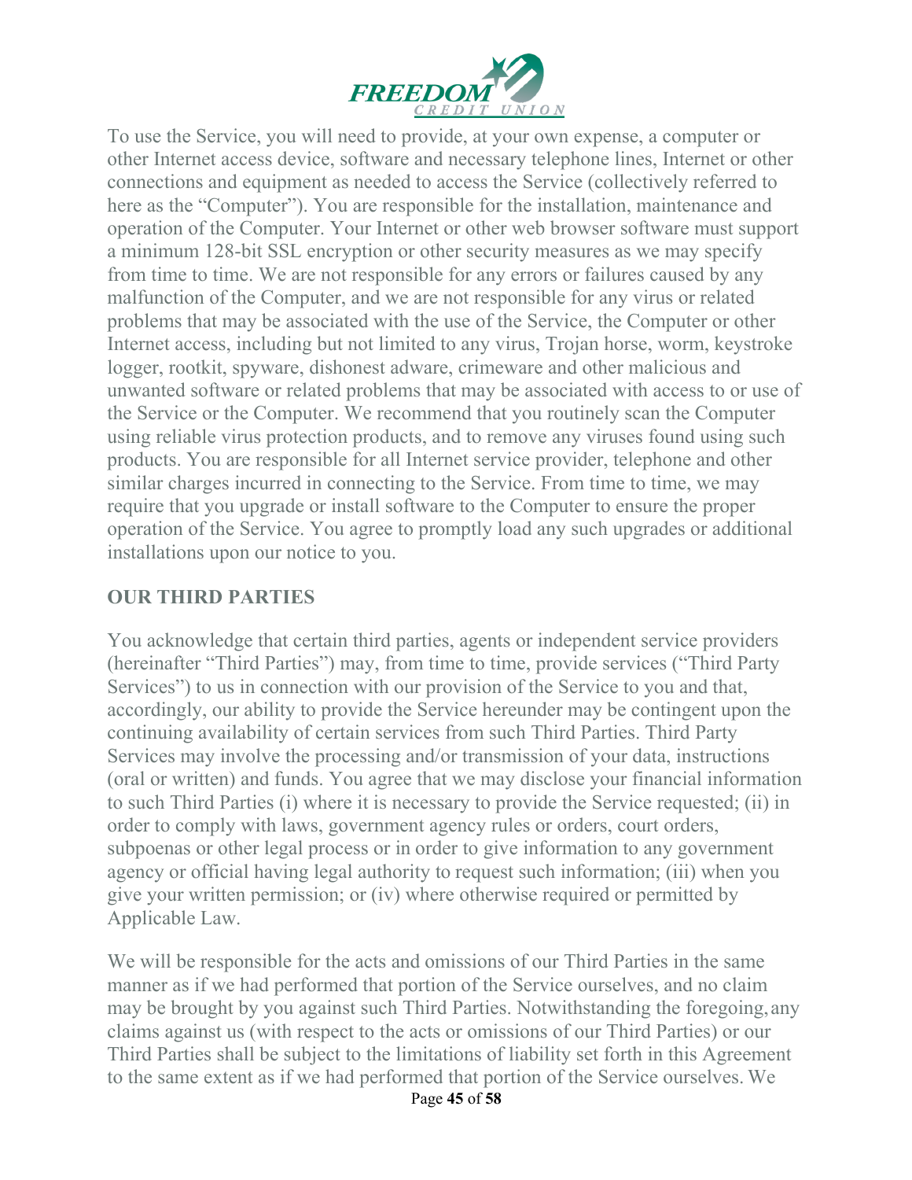To use the Service, you will need to provide, at your own expense, a computer or other Internet access device, software and necessary telephone lines, Internet or other connections and equipment as needed to access the Service (collectively referred to here as the "Computer"). You are responsible for the installation, maintenance and operation of the Computer. Your Internet or other web browser software must support a minimum 128-bit SSL encryption or other security measures as we may specify from time to time. We are not responsible for any errors or failures caused by any malfunction of the Computer, and we are not responsible for any virus or related problems that may be associated with the use of the Service, the Computer or other Internet access, including but not limited to any virus, Trojan horse, worm, keystroke logger, rootkit, spyware, dishonest adware, crimeware and other malicious and unwanted software or related problems that may be associated with access to or use of the Service or the Computer. We recommend that you routinely scan the Computer using reliable virus protection products, and to remove any viruses found using such products. You are responsible for all Internet service provider, telephone and other similar charges incurred in connecting to the Service. From time to time, we may require that you upgrade or install software to the Computer to ensure the proper operation of the Service. You agree to promptly load any such upgrades or additional installations upon our notice to you.

## OUR THIRD PARTIES

You acknowledge that certain third parties, agents or independent service providers (hereinafter "Third Parties") may, from time to time, provide services ("Third Party Services") to us in connection with our provision of the Service to you and that, accordingly, our ability to provide the Service hereunder may be contingent upon the continuing availability of certain services from such Third Parties. Third Party Services may involve the processing and/or transmission of your data, instructions (oral or written) and funds. You agree that we may disclose your financial information to such Third Parties (i) where it is necessary to provide the Service requested; (ii) in order to comply with laws, government agency rules or orders, court orders, subpoenas or other legal process or in order to give information to any government agency or official having legal authority to request such information; (iii) when you give your written permission; or (iv) where otherwise required or permitted by Applicable Law.

We will be responsible for the acts and omissions of our Third Parties in the same manner as if we had performed that portion of the Service ourselves, and no claim may be brought by you against such Third Parties. Notwithstanding the foregoing, any claims against us (with respect to the acts or omissions of our Third Parties) or our Third Parties shall be subject to the limitations of liability set forth in this Agreement to the same extent as if we had performed that portion of the Service ourselves. We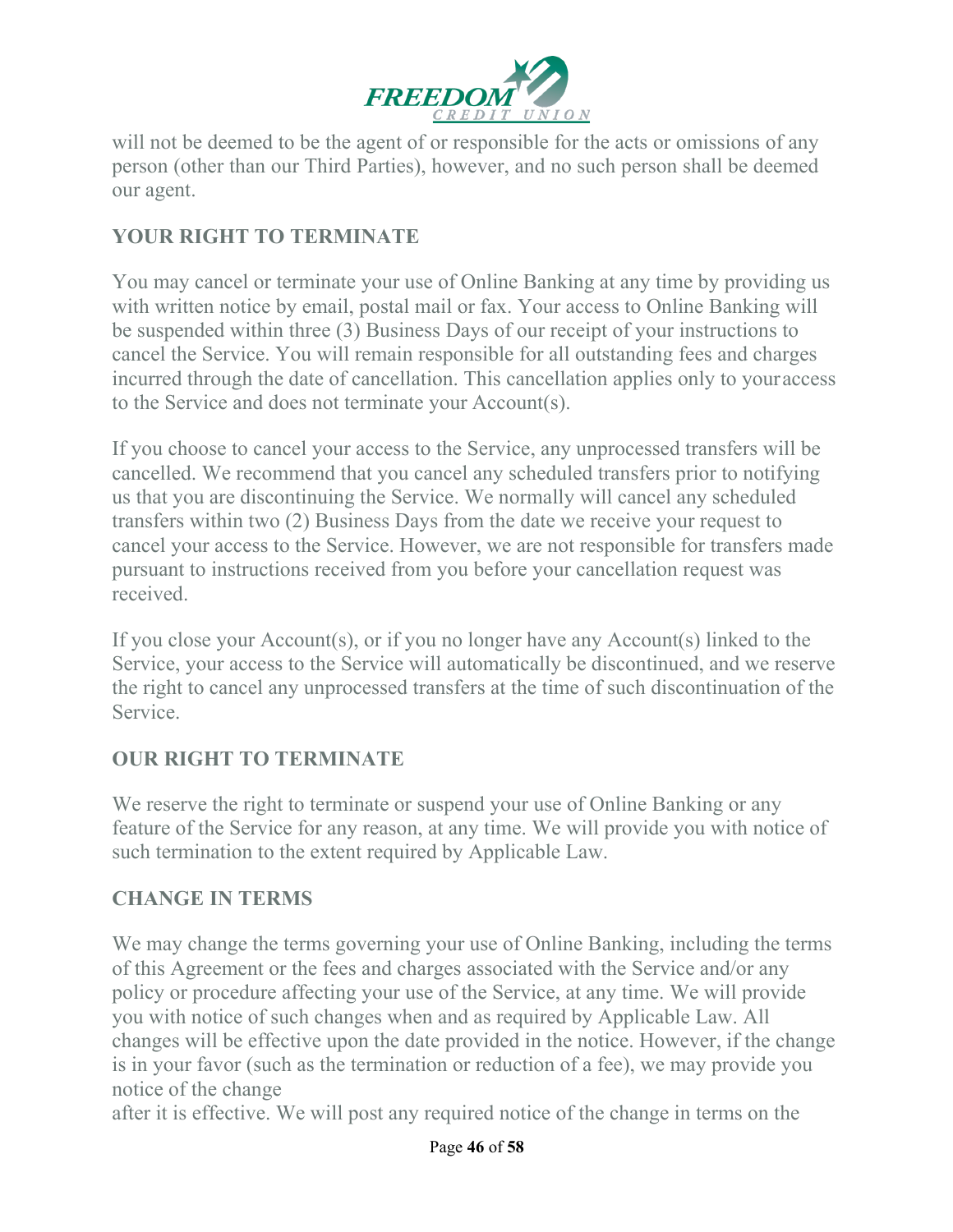will not be deemed to be the agent of or responsible for the acts or omissions of any person (other than our Third Parties), however, and no such person shall be deemed our agent.

## YOUR RIGHT TO TERMINATE

You may cancel or terminate your use of Online Banking at any time by providing us with written notice by email, postal mail or fax. Your access to Online Banking will be suspended within three (3) Business Days of our receipt of your instructions to cancel the Service. You will remain responsible for all outstanding fees and charges incurred through the date of cancellation. This cancellation applies only to your access to the Service and does not terminate your Account(s).

If you choose to cancel your access to the Service, any unprocessed transfers will be cancelled. We recommend that you cancel any scheduled transfers prior to notifying us that you are discontinuing the Service. We normally will cancel any scheduled transfers within two (2) Business Days from the date we receive your request to cancel your access to the Service. However, we are not responsible for transfers made pursuant to instructions received from you before your cancellation request was received.

If you close your Account(s), or if you no longer have any Account(s) linked to the Service, your access to the Service will automatically be discontinued, and we reserve the right to cancel any unprocessed transfers at the time of such discontinuation of the Service.

## OUR RIGHT TO TERMINATE

We reserve the right to terminate or suspend your use of Online Banking or any feature of the Service for any reason, at any time. We will provide you with notice of such termination to the extent required by Applicable Law.

## CHANGE IN TERMS

We may change the terms governing your use of Online Banking, including the terms of this Agreement or the fees and charges associated with the Service and/or any policy or procedure affecting your use of the Service, at any time. We will provide you with notice of such changes when and as required by Applicable Law. All changes will be effective upon the date provided in the notice. However, if the change is in your favor (such as the termination or reduction of a fee), we may provide you notice of the change
after it is effective. We will post any required notice of the change in terms on the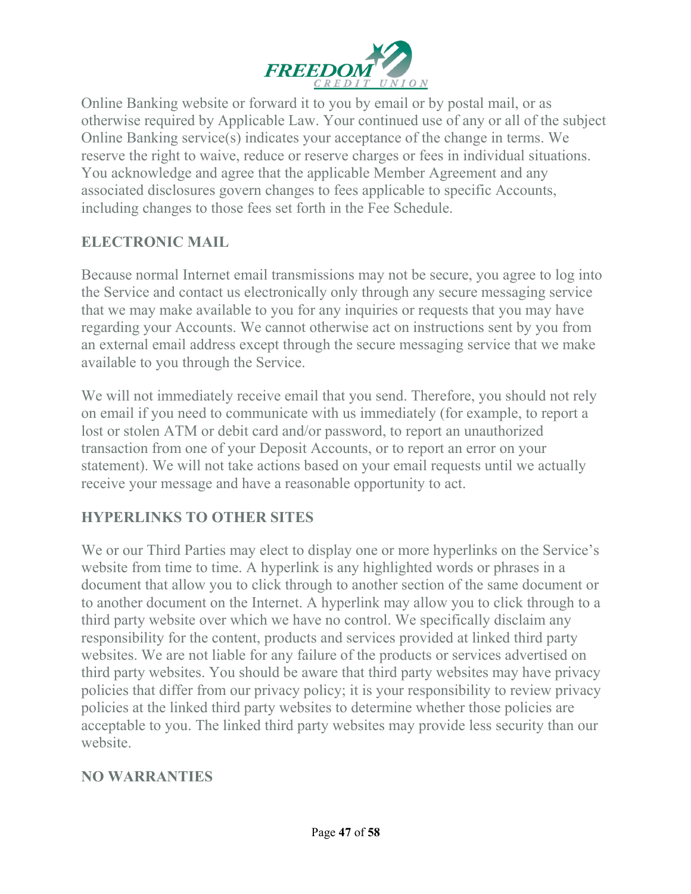Online Banking website or forward it to you by email or by postal mail, or as otherwise required by Applicable Law. Your continued use of any or all of the subject Online Banking service(s) indicates your acceptance of the change in terms. We reserve the right to waive, reduce or reserve charges or fees in individual situations. You acknowledge and agree that the applicable Member Agreement and any associated disclosures govern changes to fees applicable to specific Accounts, including changes to those fees set forth in the Fee Schedule.

## ELECTRONIC MAIL

Because normal Internet email transmissions may not be secure, you agree to log into the Service and contact us electronically only through any secure messaging service that we may make available to you for any inquiries or requests that you may have regarding your Accounts. We cannot otherwise act on instructions sent by you from an external email address except through the secure messaging service that we make available to you through the Service.

We will not immediately receive email that you send. Therefore, you should not rely on email if you need to communicate with us immediately (for example, to report a lost or stolen ATM or debit card and/or password, to report an unauthorized transaction from one of your Deposit Accounts, or to report an error on your statement). We will not take actions based on your email requests until we actually receive your message and have a reasonable opportunity to act.

## HYPERLINKS TO OTHER SITES

We or our Third Parties may elect to display one or more hyperlinks on the Service's website from time to time. A hyperlink is any highlighted words or phrases in a document that allow you to click through to another section of the same document or to another document on the Internet. A hyperlink may allow you to click through to a third party website over which we have no control. We specifically disclaim any responsibility for the content, products and services provided at linked third party websites. We are not liable for any failure of the products or services advertised on third party websites. You should be aware that third party websites may have privacy policies that differ from our privacy policy; it is your responsibility to review privacy policies at the linked third party websites to determine whether those policies are acceptable to you. The linked third party websites may provide less security than our website.

## NO WARRANTIES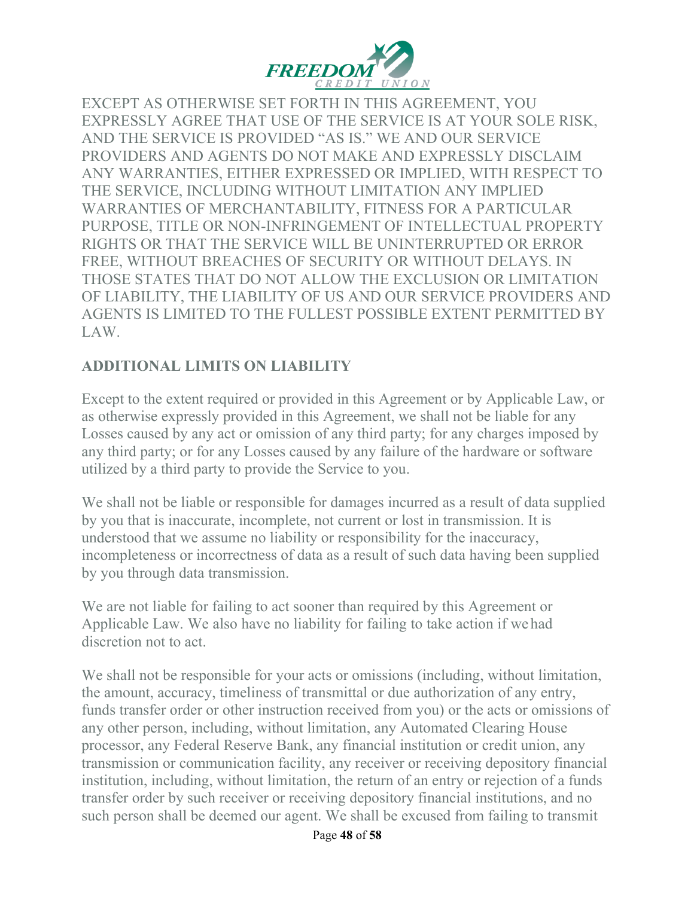EXCEPT AS OTHERWISE SET FORTH IN THIS AGREEMENT, YOU EXPRESSLY AGREE THAT USE OF THE SERVICE IS AT YOUR SOLE RISK, AND THE SERVICE IS PROVIDED "AS IS." WE AND OUR SERVICE PROVIDERS AND AGENTS DO NOT MAKE AND EXPRESSLY DISCLAIM ANY WARRANTIES, EITHER EXPRESSED OR IMPLIED, WITH RESPECT TO THE SERVICE, INCLUDING WITHOUT LIMITATION ANY IMPLIED WARRANTIES OF MERCHANTABILITY, FITNESS FOR A PARTICULAR PURPOSE, TITLE OR NON-INFRINGEMENT OF INTELLECTUAL PROPERTY RIGHTS OR THAT THE SERVICE WILL BE UNINTERRUPTED OR ERROR FREE, WITHOUT BREACHES OF SECURITY OR WITHOUT DELAYS. IN THOSE STATES THAT DO NOT ALLOW THE EXCLUSION OR LIMITATION OF LIABILITY, THE LIABILITY OF US AND OUR SERVICE PROVIDERS AND AGENTS IS LIMITED TO THE FULLEST POSSIBLE EXTENT PERMITTED BY LAW.

## ADDITIONAL LIMITS ON LIABILITY

Except to the extent required or provided in this Agreement or by Applicable Law, or as otherwise expressly provided in this Agreement, we shall not be liable for any Losses caused by any act or omission of any third party; for any charges imposed by any third party; or for any Losses caused by any failure of the hardware or software utilized by a third party to provide the Service to you.

We shall not be liable or responsible for damages incurred as a result of data supplied by you that is inaccurate, incomplete, not current or lost in transmission. It is understood that we assume no liability or responsibility for the inaccuracy, incompleteness or incorrectness of data as a result of such data having been supplied by you through data transmission.

We are not liable for failing to act sooner than required by this Agreement or Applicable Law. We also have no liability for failing to take action if we had discretion not to act.

We shall not be responsible for your acts or omissions (including, without limitation, the amount, accuracy, timeliness of transmittal or due authorization of any entry, funds transfer order or other instruction received from you) or the acts or omissions of any other person, including, without limitation, any Automated Clearing House processor, any Federal Reserve Bank, any financial institution or credit union, any transmission or communication facility, any receiver or receiving depository financial institution, including, without limitation, the return of an entry or rejection of a funds transfer order by such receiver or receiving depository financial institutions, and no such person shall be deemed our agent. We shall be excused from failing to transmit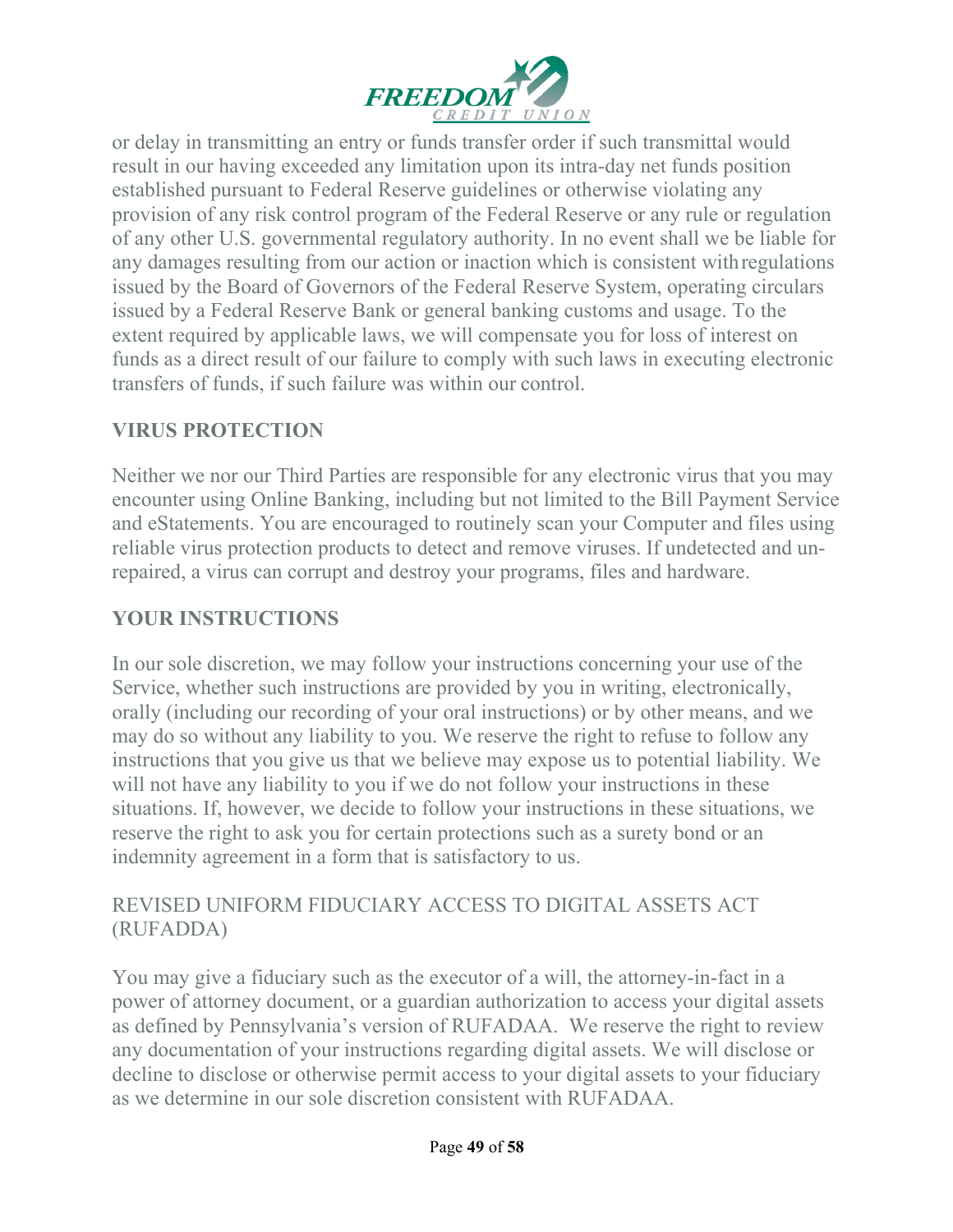or delay in transmitting an entry or funds transfer order if such transmittal would result in our having exceeded any limitation upon its intra-day net funds position established pursuant to Federal Reserve guidelines or otherwise violating any provision of any risk control program of the Federal Reserve or any rule or regulation of any other U.S. governmental regulatory authority. In no event shall we be liable for any damages resulting from our action or inaction which is consistent with regulations issued by the Board of Governors of the Federal Reserve System, operating circulars issued by a Federal Reserve Bank or general banking customs and usage. To the extent required by applicable laws, we will compensate you for loss of interest on funds as a direct result of our failure to comply with such laws in executing electronic transfers of funds, if such failure was within our control.

## VIRUS PROTECTION

Neither we nor our Third Parties are responsible for any electronic virus that you may encounter using Online Banking, including but not limited to the Bill Payment Service and eStatements. You are encouraged to routinely scan your Computer and files using reliable virus protection products to detect and remove viruses. If undetected and un-repaired, a virus can corrupt and destroy your programs, files and hardware.

## YOUR INSTRUCTIONS

In our sole discretion, we may follow your instructions concerning your use of the Service, whether such instructions are provided by you in writing, electronically, orally (including our recording of your oral instructions) or by other means, and we may do so without any liability to you. We reserve the right to refuse to follow any instructions that you give us that we believe may expose us to potential liability. We will not have any liability to you if we do not follow your instructions in these situations. If, however, we decide to follow your instructions in these situations, we reserve the right to ask you for certain protections such as a surety bond or an indemnity agreement in a form that is satisfactory to us.

## REVISED UNIFORM FIDUCIARY ACCESS TO DIGITAL ASSETS ACT (RUFADDA)

You may give a fiduciary such as the executor of a will, the attorney-in-fact in a power of attorney document, or a guardian authorization to access your digital assets as defined by Pennsylvania's version of RUFADAA. We reserve the right to review any documentation of your instructions regarding digital assets. We will disclose or decline to disclose or otherwise permit access to your digital assets to your fiduciary as we determine in our sole discretion consistent with RUFADAA.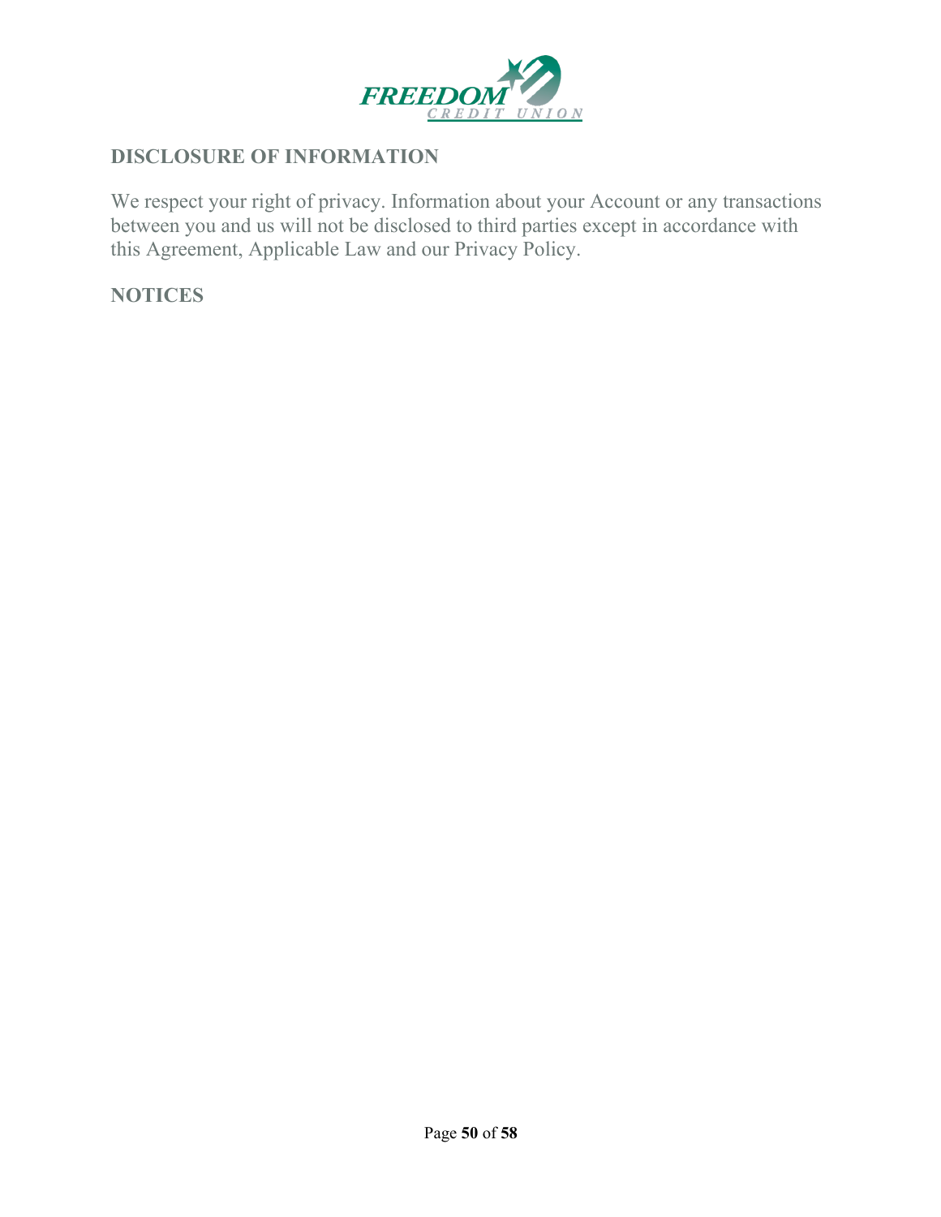## DISCLOSURE OF INFORMATION

We respect your right of privacy. Information about your Account or any transactions between you and us will not be disclosed to third parties except in accordance with this Agreement, Applicable Law and our Privacy Policy.

## NOTICES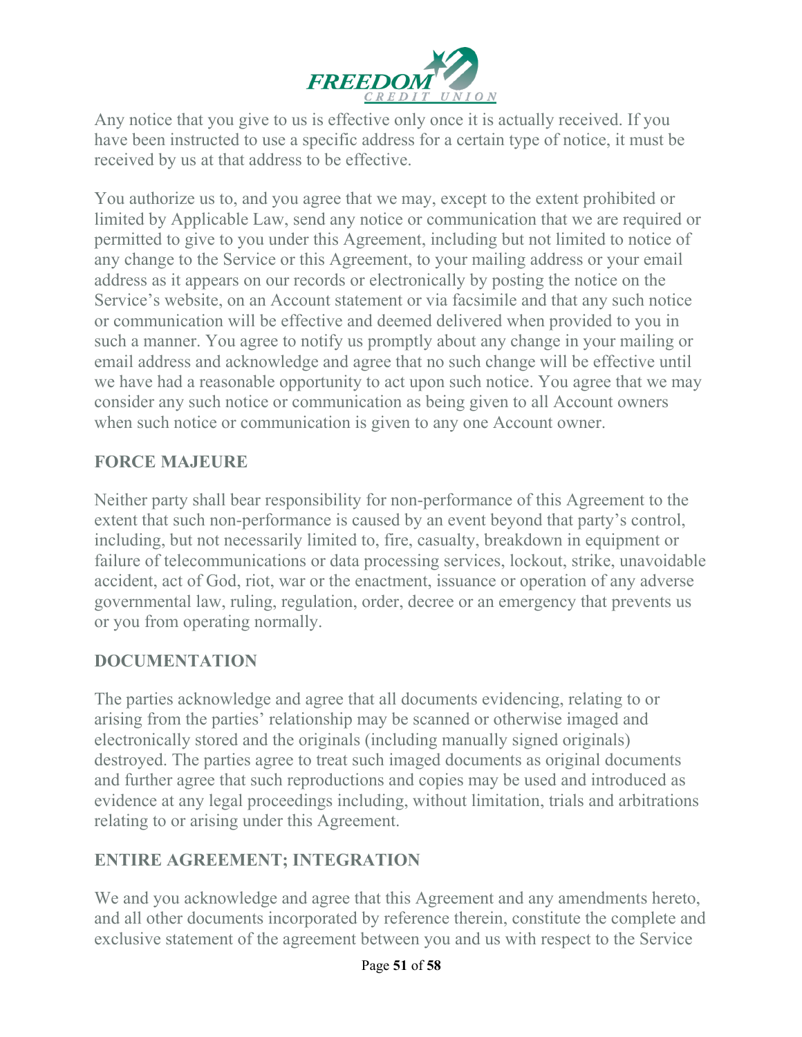Any notice that you give to us is effective only once it is actually received. If you have been instructed to use a specific address for a certain type of notice, it must be received by us at that address to be effective.

You authorize us to, and you agree that we may, except to the extent prohibited or limited by Applicable Law, send any notice or communication that we are required or permitted to give to you under this Agreement, including but not limited to notice of any change to the Service or this Agreement, to your mailing address or your email address as it appears on our records or electronically by posting the notice on the Service's website, on an Account statement or via facsimile and that any such notice or communication will be effective and deemed delivered when provided to you in such a manner. You agree to notify us promptly about any change in your mailing or email address and acknowledge and agree that no such change will be effective until we have had a reasonable opportunity to act upon such notice. You agree that we may consider any such notice or communication as being given to all Account owners when such notice or communication is given to any one Account owner.

## FORCE MAJEURE

Neither party shall bear responsibility for non-performance of this Agreement to the extent that such non-performance is caused by an event beyond that party's control, including, but not necessarily limited to, fire, casualty, breakdown in equipment or failure of telecommunications or data processing services, lockout, strike, unavoidable accident, act of God, riot, war or the enactment, issuance or operation of any adverse governmental law, ruling, regulation, order, decree or an emergency that prevents us or you from operating normally.

## DOCUMENTATION

The parties acknowledge and agree that all documents evidencing, relating to or arising from the parties' relationship may be scanned or otherwise imaged and electronically stored and the originals (including manually signed originals) destroyed. The parties agree to treat such imaged documents as original documents and further agree that such reproductions and copies may be used and introduced as evidence at any legal proceedings including, without limitation, trials and arbitrations relating to or arising under this Agreement.

## ENTIRE AGREEMENT; INTEGRATION

We and you acknowledge and agree that this Agreement and any amendments hereto, and all other documents incorporated by reference therein, constitute the complete and exclusive statement of the agreement between you and us with respect to the Service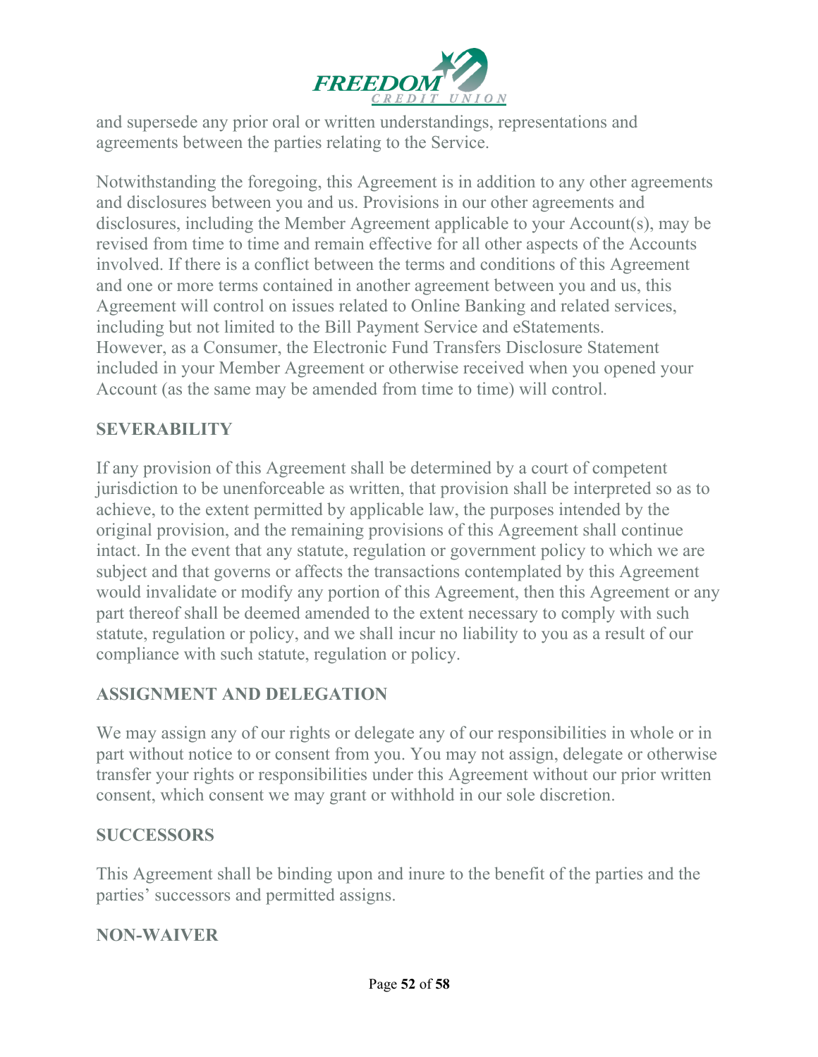and supersede any prior oral or written understandings, representations and agreements between the parties relating to the Service.

Notwithstanding the foregoing, this Agreement is in addition to any other agreements and disclosures between you and us. Provisions in our other agreements and disclosures, including the Member Agreement applicable to your Account(s), may be revised from time to time and remain effective for all other aspects of the Accounts involved. If there is a conflict between the terms and conditions of this Agreement and one or more terms contained in another agreement between you and us, this Agreement will control on issues related to Online Banking and related services, including but not limited to the Bill Payment Service and eStatements. However, as a Consumer, the Electronic Fund Transfers Disclosure Statement included in your Member Agreement or otherwise received when you opened your Account (as the same may be amended from time to time) will control.

## SEVERABILITY

If any provision of this Agreement shall be determined by a court of competent jurisdiction to be unenforceable as written, that provision shall be interpreted so as to achieve, to the extent permitted by applicable law, the purposes intended by the original provision, and the remaining provisions of this Agreement shall continue intact. In the event that any statute, regulation or government policy to which we are subject and that governs or affects the transactions contemplated by this Agreement would invalidate or modify any portion of this Agreement, then this Agreement or any part thereof shall be deemed amended to the extent necessary to comply with such statute, regulation or policy, and we shall incur no liability to you as a result of our compliance with such statute, regulation or policy.

## ASSIGNMENT AND DELEGATION

We may assign any of our rights or delegate any of our responsibilities in whole or in part without notice to or consent from you. You may not assign, delegate or otherwise transfer your rights or responsibilities under this Agreement without our prior written consent, which consent we may grant or withhold in our sole discretion.

## SUCCESSORS

This Agreement shall be binding upon and inure to the benefit of the parties and the parties' successors and permitted assigns.

## NON-WAIVER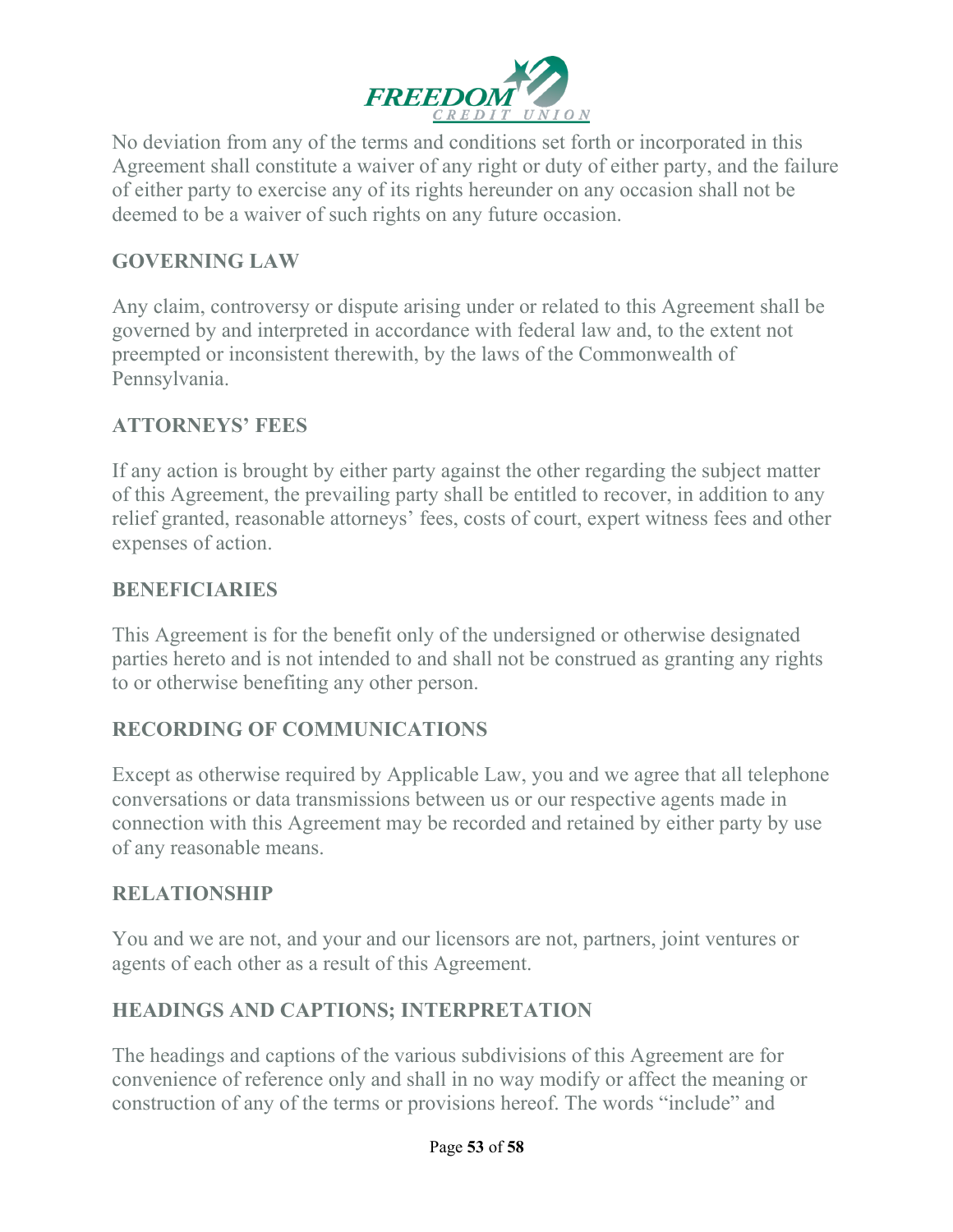No deviation from any of the terms and conditions set forth or incorporated in this Agreement shall constitute a waiver of any right or duty of either party, and the failure of either party to exercise any of its rights hereunder on any occasion shall not be deemed to be a waiver of such rights on any future occasion.

## GOVERNING LAW

Any claim, controversy or dispute arising under or related to this Agreement shall be governed by and interpreted in accordance with federal law and, to the extent not preempted or inconsistent therewith, by the laws of the Commonwealth of Pennsylvania.

## ATTORNEYS' FEES

If any action is brought by either party against the other regarding the subject matter of this Agreement, the prevailing party shall be entitled to recover, in addition to any relief granted, reasonable attorneys' fees, costs of court, expert witness fees and other expenses of action.

## BENEFICIARIES

This Agreement is for the benefit only of the undersigned or otherwise designated parties hereto and is not intended to and shall not be construed as granting any rights to or otherwise benefiting any other person.

## RECORDING OF COMMUNICATIONS

Except as otherwise required by Applicable Law, you and we agree that all telephone conversations or data transmissions between us or our respective agents made in connection with this Agreement may be recorded and retained by either party by use of any reasonable means.

## RELATIONSHIP

You and we are not, and your and our licensors are not, partners, joint ventures or agents of each other as a result of this Agreement.

## HEADINGS AND CAPTIONS; INTERPRETATION

The headings and captions of the various subdivisions of this Agreement are for convenience of reference only and shall in no way modify or affect the meaning or construction of any of the terms or provisions hereof. The words "include" and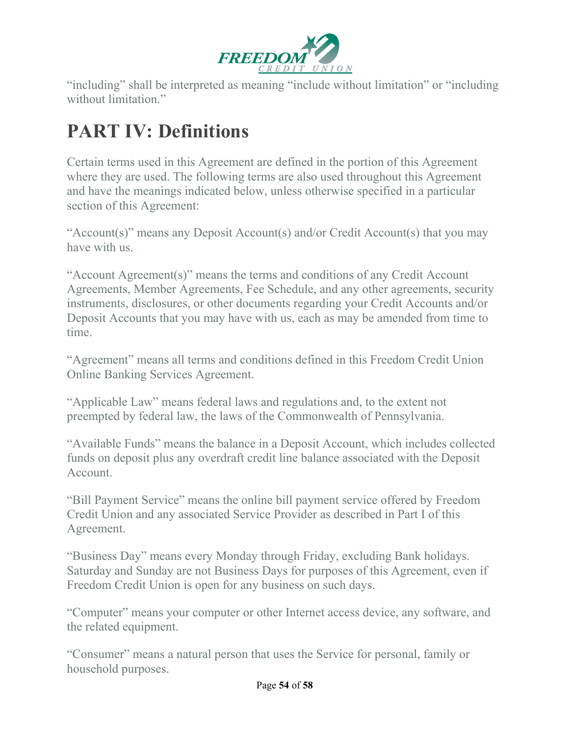“including” shall be interpreted as meaning “include without limitation” or “including without limitation.”

# PART IV: Definitions

Certain terms used in this Agreement are defined in the portion of this Agreement where they are used. The following terms are also used throughout this Agreement and have the meanings indicated below, unless otherwise specified in a particular section of this Agreement:

“Account(s)” means any Deposit Account(s) and/or Credit Account(s) that you may have with us.

“Account Agreement(s)” means the terms and conditions of any Credit Account Agreements, Member Agreements, Fee Schedule, and any other agreements, security instruments, disclosures, or other documents regarding your Credit Accounts and/or Deposit Accounts that you may have with us, each as may be amended from time to time.

“Agreement” means all terms and conditions defined in this Freedom Credit Union Online Banking Services Agreement.

“Applicable Law” means federal laws and regulations and, to the extent not preempted by federal law, the laws of the Commonwealth of Pennsylvania.

“Available Funds” means the balance in a Deposit Account, which includes collected funds on deposit plus any overdraft credit line balance associated with the Deposit Account.

“Bill Payment Service” means the online bill payment service offered by Freedom Credit Union and any associated Service Provider as described in Part I of this Agreement.

“Business Day” means every Monday through Friday, excluding Bank holidays. Saturday and Sunday are not Business Days for purposes of this Agreement, even if Freedom Credit Union is open for any business on such days.

“Computer” means your computer or other Internet access device, any software, and the related equipment.

“Consumer” means a natural person that uses the Service for personal, family or household purposes.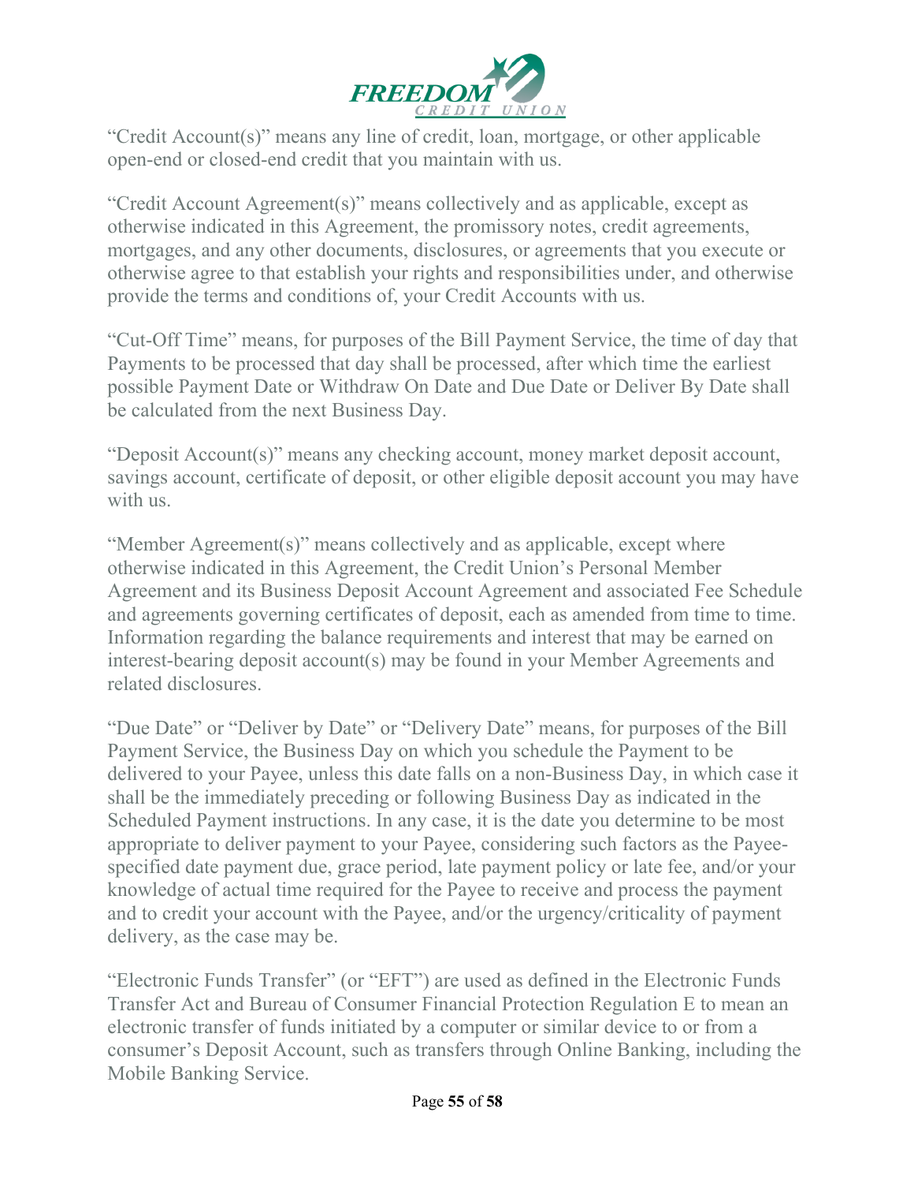"Credit Account(s)" means any line of credit, loan, mortgage, or other applicable open-end or closed-end credit that you maintain with us.

"Credit Account Agreement(s)" means collectively and as applicable, except as otherwise indicated in this Agreement, the promissory notes, credit agreements, mortgages, and any other documents, disclosures, or agreements that you execute or otherwise agree to that establish your rights and responsibilities under, and otherwise provide the terms and conditions of, your Credit Accounts with us.

"Cut-Off Time" means, for purposes of the Bill Payment Service, the time of day that Payments to be processed that day shall be processed, after which time the earliest possible Payment Date or Withdraw On Date and Due Date or Deliver By Date shall be calculated from the next Business Day.

"Deposit Account(s)" means any checking account, money market deposit account, savings account, certificate of deposit, or other eligible deposit account you may have with us.

"Member Agreement(s)" means collectively and as applicable, except where otherwise indicated in this Agreement, the Credit Union's Personal Member Agreement and its Business Deposit Account Agreement and associated Fee Schedule and agreements governing certificates of deposit, each as amended from time to time. Information regarding the balance requirements and interest that may be earned on interest-bearing deposit account(s) may be found in your Member Agreements and related disclosures.

"Due Date" or "Deliver by Date" or "Delivery Date" means, for purposes of the Bill Payment Service, the Business Day on which you schedule the Payment to be delivered to your Payee, unless this date falls on a non-Business Day, in which case it shall be the immediately preceding or following Business Day as indicated in the Scheduled Payment instructions. In any case, it is the date you determine to be most appropriate to deliver payment to your Payee, considering such factors as the Payee-specified date payment due, grace period, late payment policy or late fee, and/or your knowledge of actual time required for the Payee to receive and process the payment and to credit your account with the Payee, and/or the urgency/criticality of payment delivery, as the case may be.

"Electronic Funds Transfer" (or "EFT") are used as defined in the Electronic Funds Transfer Act and Bureau of Consumer Financial Protection Regulation E to mean an electronic transfer of funds initiated by a computer or similar device to or from a consumer's Deposit Account, such as transfers through Online Banking, including the Mobile Banking Service.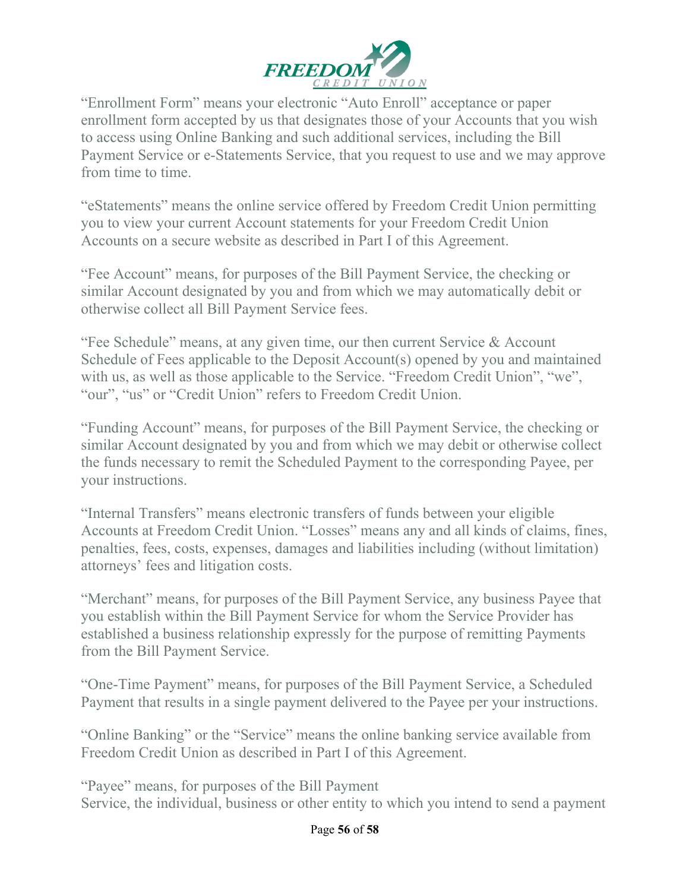"Enrollment Form" means your electronic "Auto Enroll" acceptance or paper enrollment form accepted by us that designates those of your Accounts that you wish to access using Online Banking and such additional services, including the Bill Payment Service or e-Statements Service, that you request to use and we may approve from time to time.

"eStatements" means the online service offered by Freedom Credit Union permitting you to view your current Account statements for your Freedom Credit Union Accounts on a secure website as described in Part I of this Agreement.

"Fee Account" means, for purposes of the Bill Payment Service, the checking or similar Account designated by you and from which we may automatically debit or otherwise collect all Bill Payment Service fees.

"Fee Schedule" means, at any given time, our then current Service & Account Schedule of Fees applicable to the Deposit Account(s) opened by you and maintained with us, as well as those applicable to the Service. "Freedom Credit Union", "we", "our", "us" or "Credit Union" refers to Freedom Credit Union.

"Funding Account" means, for purposes of the Bill Payment Service, the checking or similar Account designated by you and from which we may debit or otherwise collect the funds necessary to remit the Scheduled Payment to the corresponding Payee, per your instructions.

"Internal Transfers" means electronic transfers of funds between your eligible Accounts at Freedom Credit Union. "Losses" means any and all kinds of claims, fines, penalties, fees, costs, expenses, damages and liabilities including (without limitation) attorneys' fees and litigation costs.

"Merchant" means, for purposes of the Bill Payment Service, any business Payee that you establish within the Bill Payment Service for whom the Service Provider has established a business relationship expressly for the purpose of remitting Payments from the Bill Payment Service.

"One-Time Payment" means, for purposes of the Bill Payment Service, a Scheduled Payment that results in a single payment delivered to the Payee per your instructions.

"Online Banking" or the "Service" means the online banking service available from Freedom Credit Union as described in Part I of this Agreement.

"Payee" means, for purposes of the Bill Payment Service, the individual, business or other entity to which you intend to send a payment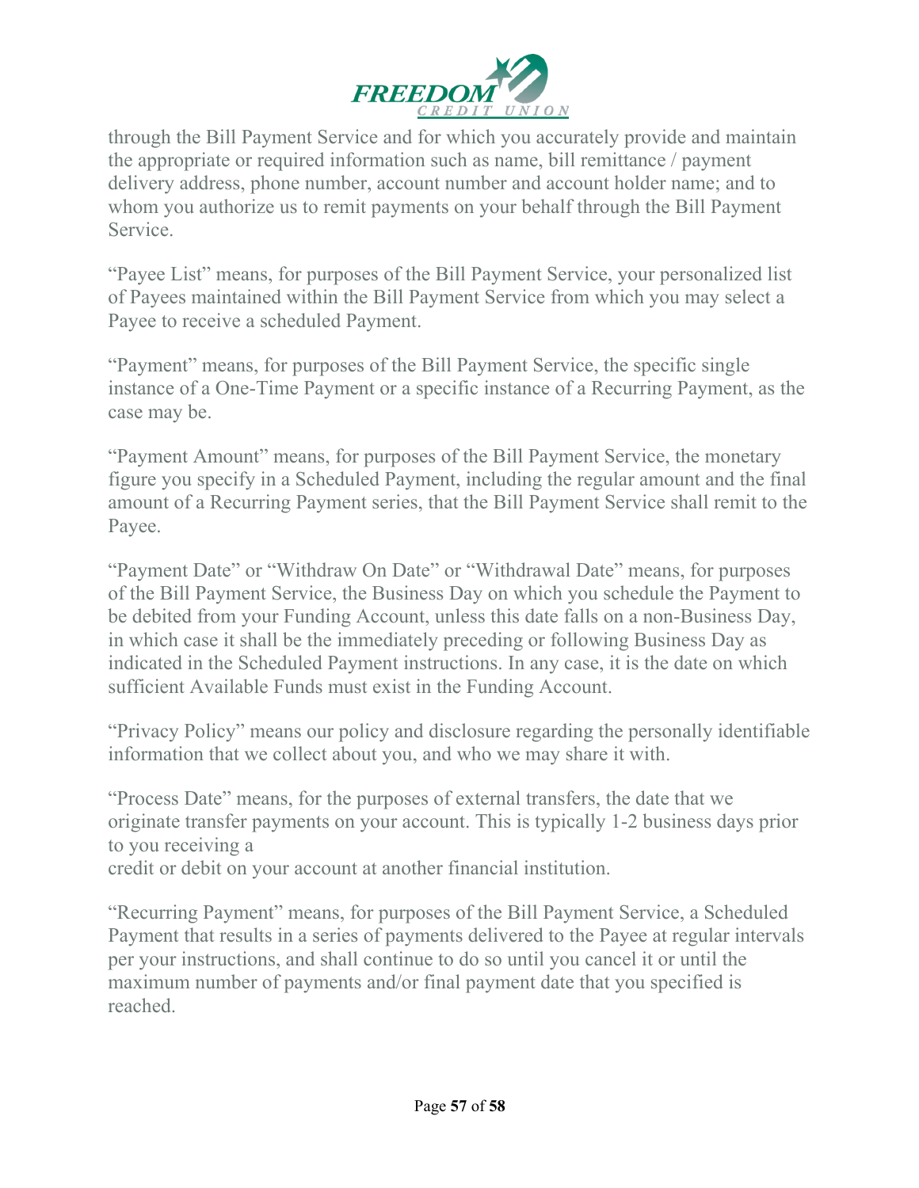through the Bill Payment Service and for which you accurately provide and maintain the appropriate or required information such as name, bill remittance / payment delivery address, phone number, account number and account holder name; and to whom you authorize us to remit payments on your behalf through the Bill Payment Service.

"Payee List" means, for purposes of the Bill Payment Service, your personalized list of Payees maintained within the Bill Payment Service from which you may select a Payee to receive a scheduled Payment.

"Payment" means, for purposes of the Bill Payment Service, the specific single instance of a One-Time Payment or a specific instance of a Recurring Payment, as the case may be.

"Payment Amount" means, for purposes of the Bill Payment Service, the monetary figure you specify in a Scheduled Payment, including the regular amount and the final amount of a Recurring Payment series, that the Bill Payment Service shall remit to the Payee.

"Payment Date" or "Withdraw On Date" or "Withdrawal Date" means, for purposes of the Bill Payment Service, the Business Day on which you schedule the Payment to be debited from your Funding Account, unless this date falls on a non-Business Day, in which case it shall be the immediately preceding or following Business Day as indicated in the Scheduled Payment instructions. In any case, it is the date on which sufficient Available Funds must exist in the Funding Account.

"Privacy Policy" means our policy and disclosure regarding the personally identifiable information that we collect about you, and who we may share it with.

"Process Date" means, for the purposes of external transfers, the date that we originate transfer payments on your account. This is typically 1-2 business days prior to you receiving a
credit or debit on your account at another financial institution.

"Recurring Payment" means, for purposes of the Bill Payment Service, a Scheduled Payment that results in a series of payments delivered to the Payee at regular intervals per your instructions, and shall continue to do so until you cancel it or until the maximum number of payments and/or final payment date that you specified is reached.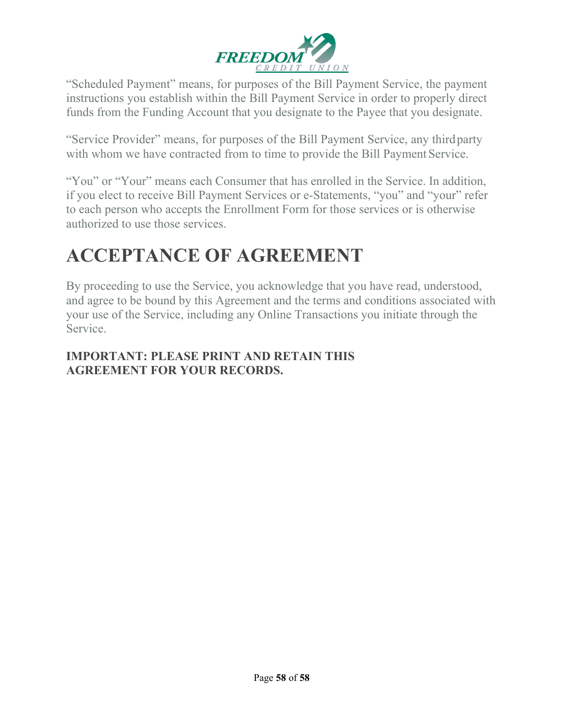"Scheduled Payment" means, for purposes of the Bill Payment Service, the payment instructions you establish within the Bill Payment Service in order to properly direct funds from the Funding Account that you designate to the Payee that you designate.

"Service Provider" means, for purposes of the Bill Payment Service, any third party with whom we have contracted from to time to provide the Bill Payment Service.

"You" or "Your" means each Consumer that has enrolled in the Service. In addition, if you elect to receive Bill Payment Services or e-Statements, "you" and "your" refer to each person who accepts the Enrollment Form for those services or is otherwise authorized to use those services.

# ACCEPTANCE OF AGREEMENT

By proceeding to use the Service, you acknowledge that you have read, understood, and agree to be bound by this Agreement and the terms and conditions associated with your use of the Service, including any Online Transactions you initiate through the Service.

**IMPORTANT: PLEASE PRINT AND RETAIN THIS AGREEMENT FOR YOUR RECORDS.**